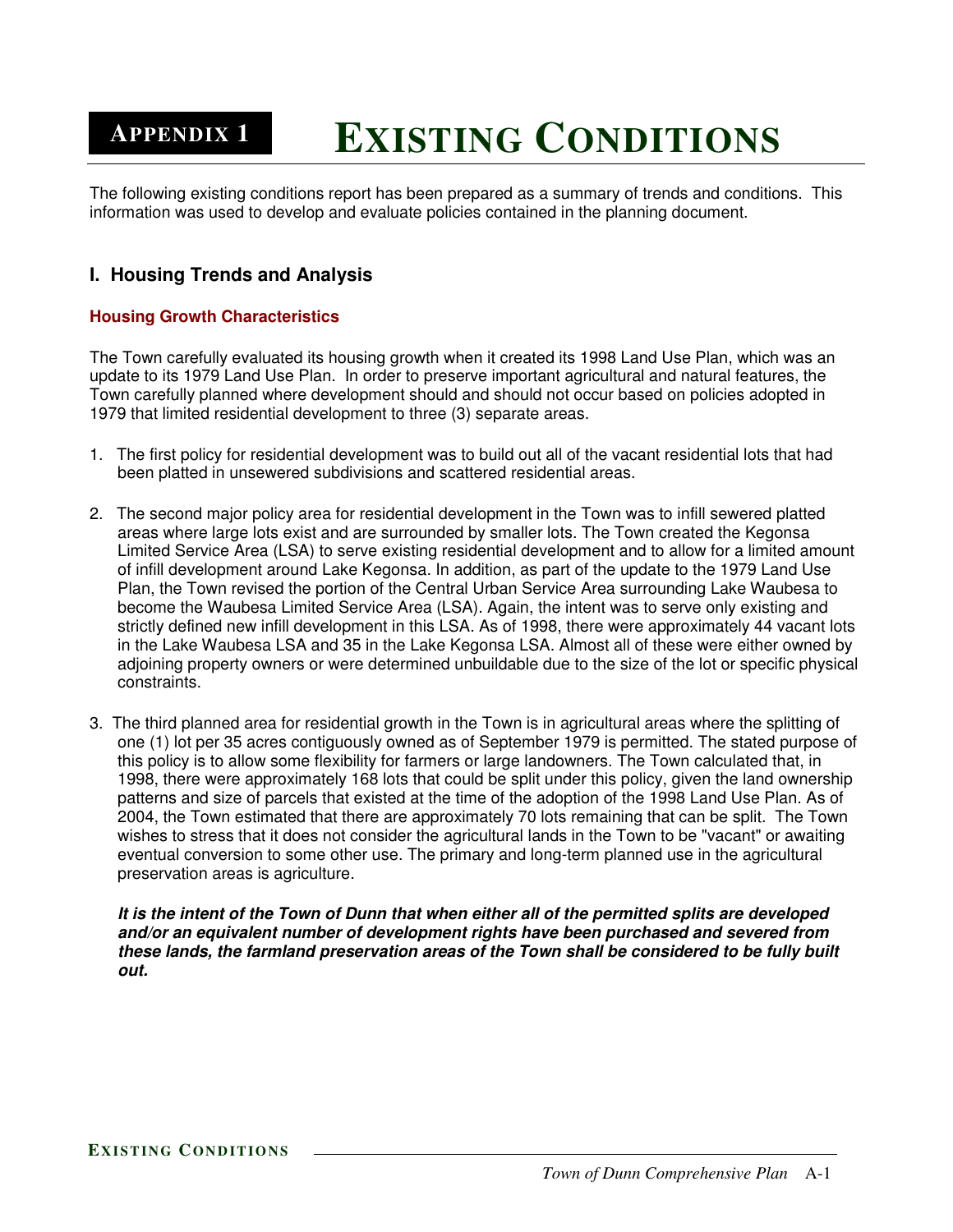# APPENDIX 1 EXISTING CONDITIONS

The following existing conditions report has been prepared as a summary of trends and conditions. This information was used to develop and evaluate policies contained in the planning document.

## I. Housing Trends and Analysis

### Housing Growth Characteristics

The Town carefully evaluated its housing growth when it created its 1998 Land Use Plan, which was an update to its 1979 Land Use Plan. In order to preserve important agricultural and natural features, the Town carefully planned where development should and should not occur based on policies adopted in 1979 that limited residential development to three (3) separate areas.

1. The first policy for residential development was to build out all of the vacant residential lots that had been platted in unsewered subdivisions and scattered residential areas.

2. The second major policy area for residential development in the Town was to infill sewered platted areas where large lots exist and are surrounded by smaller lots. The Town created the Kegonsa Limited Service Area (LSA) to serve existing residential development and to allow for a limited amount of infill development around Lake Kegonsa. In addition, as part of the update to the 1979 Land Use Plan, the Town revised the portion of the Central Urban Service Area surrounding Lake Waubesa to become the Waubesa Limited Service Area (LSA). Again, the intent was to serve only existing and strictly defined new infill development in this LSA. As of 1998, there were approximately 44 vacant lots in the Lake Waubesa LSA and 35 in the Lake Kegonsa LSA. Almost all of these were either owned by adjoining property owners or were determined unbuildable due to the size of the lot or specific physical constraints.

3. The third planned area for residential growth in the Town is in agricultural areas where the splitting of one (1) lot per 35 acres contiguously owned as of September 1979 is permitted. The stated purpose of this policy is to allow some flexibility for farmers or large landowners. The Town calculated that, in 1998, there were approximately 168 lots that could be split under this policy, given the land ownership patterns and size of parcels that existed at the time of the adoption of the 1998 Land Use Plan. As of 2004, the Town estimated that there are approximately 70 lots remaining that can be split. The Town wishes to stress that it does not consider the agricultural lands in the Town to be "vacant" or awaiting eventual conversion to some other use. The primary and long-term planned use in the agricultural preservation areas is agriculture.

   ***It is the intent of the Town of Dunn that when either all of the permitted splits are developed and/or an equivalent number of development rights have been purchased and severed from these lands, the farmland preservation areas of the Town shall be considered to be fully built out.***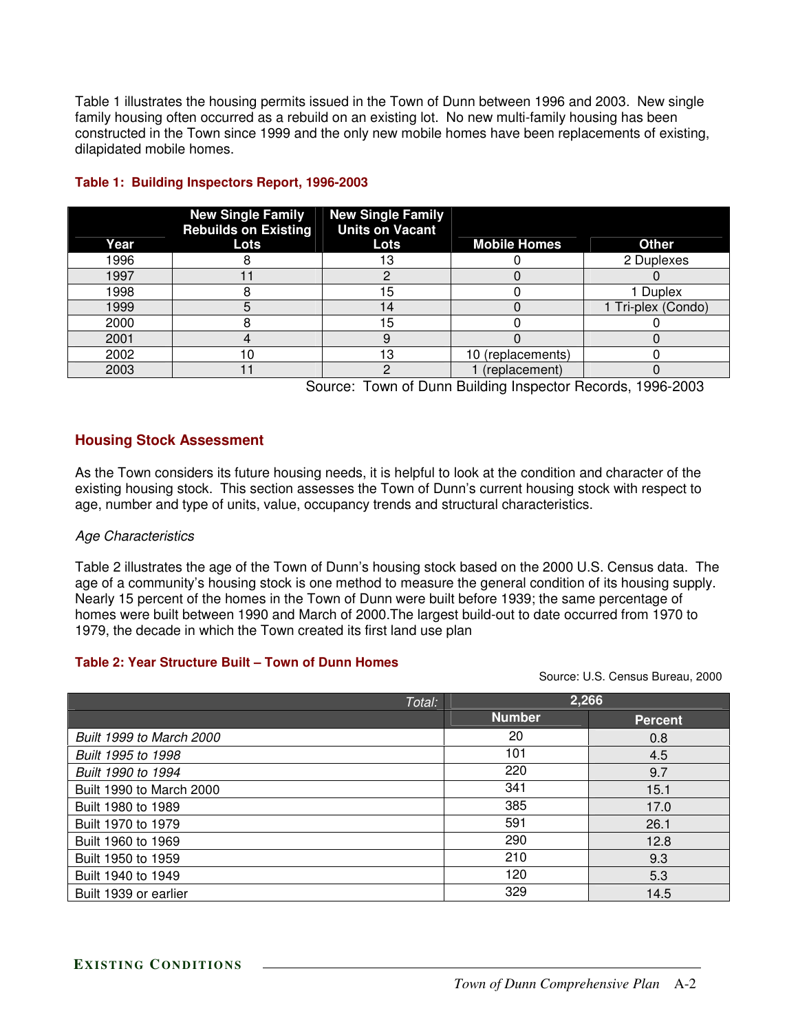Table 1 illustrates the housing permits issued in the Town of Dunn between 1996 and 2003. New single family housing often occurred as a rebuild on an existing lot. No new multi-family housing has been constructed in the Town since 1999 and the only new mobile homes have been replacements of existing, dilapidated mobile homes.

**Table 1: Building Inspectors Report, 1996-2003**

| Year | New Single Family Rebuilds on Existing Lots | New Single Family Units on Vacant Lots | Mobile Homes | Other |
|---|---|---|---|---|
| 1996 | 8 | 13 | 0 | 2 Duplexes |
| 1997 | 11 | 2 | 0 | 0 |
| 1998 | 8 | 15 | 0 | 1 Duplex |
| 1999 | 5 | 14 | 0 | 1 Tri-plex (Condo) |
| 2000 | 8 | 15 | 0 | 0 |
| 2001 | 4 | 9 | 0 | 0 |
| 2002 | 10 | 13 | 10 (replacements) | 0 |
| 2003 | 11 | 2 | 1 (replacement) | 0 |

Source: Town of Dunn Building Inspector Records, 1996-2003

## Housing Stock Assessment

As the Town considers its future housing needs, it is helpful to look at the condition and character of the existing housing stock. This section assesses the Town of Dunn's current housing stock with respect to age, number and type of units, value, occupancy trends and structural characteristics.

*Age Characteristics*

Table 2 illustrates the age of the Town of Dunn's housing stock based on the 2000 U.S. Census data. The age of a community's housing stock is one method to measure the general condition of its housing supply. Nearly 15 percent of the homes in the Town of Dunn were built before 1939; the same percentage of homes were built between 1990 and March of 2000.The largest build-out to date occurred from 1970 to 1979, the decade in which the Town created its first land use plan

**Table 2: Year Structure Built – Town of Dunn Homes**

Source: U.S. Census Bureau, 2000

| *Total:* | 2,266 | |
|---|---|---|
| | Number | Percent |
| *Built 1999 to March 2000* | 20 | 0.8 |
| *Built 1995 to 1998* | 101 | 4.5 |
| *Built 1990 to 1994* | 220 | 9.7 |
| Built 1990 to March 2000 | 341 | 15.1 |
| Built 1980 to 1989 | 385 | 17.0 |
| Built 1970 to 1979 | 591 | 26.1 |
| Built 1960 to 1969 | 290 | 12.8 |
| Built 1950 to 1959 | 210 | 9.3 |
| Built 1940 to 1949 | 120 | 5.3 |
| Built 1939 or earlier | 329 | 14.5 |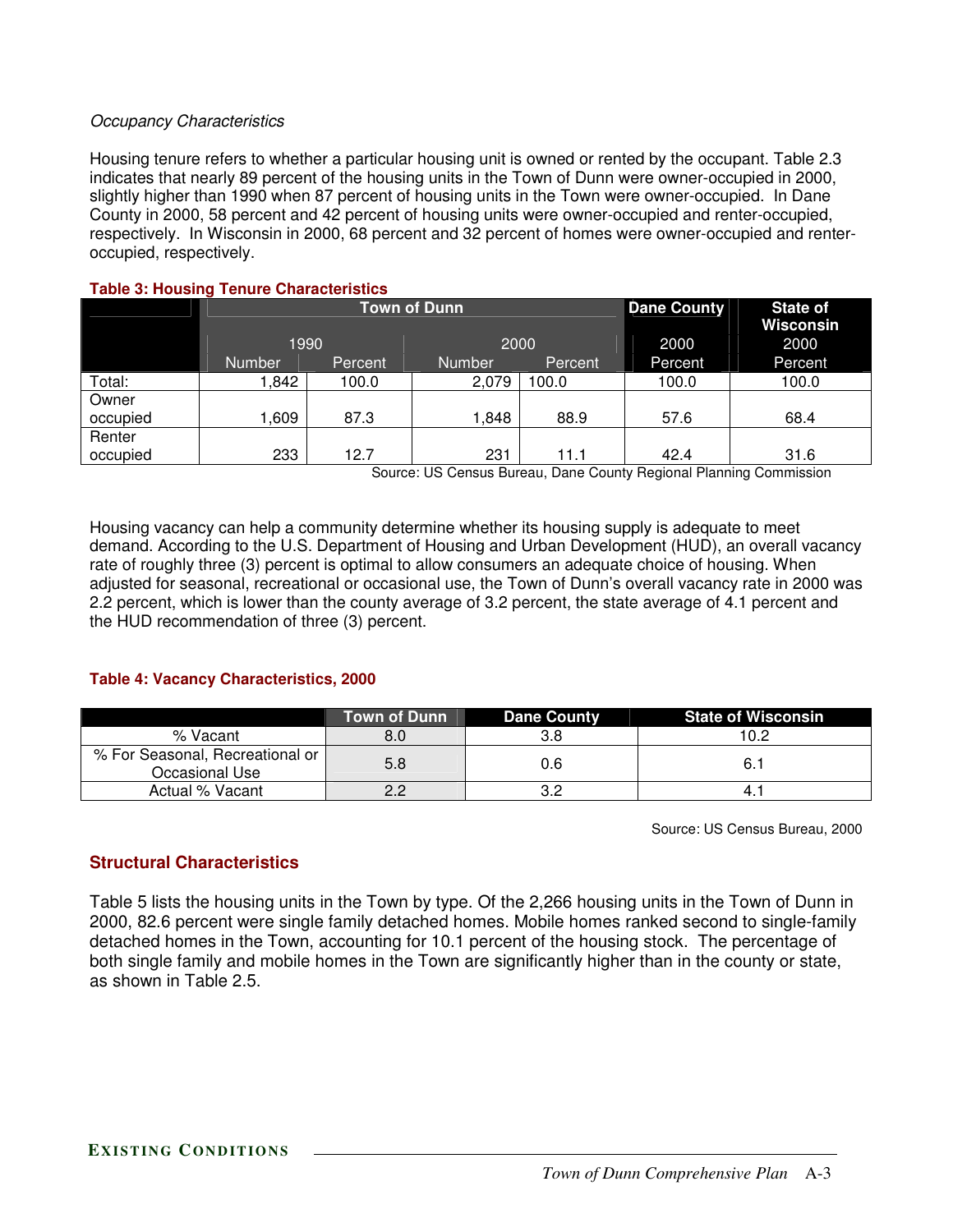*Occupancy Characteristics*

Housing tenure refers to whether a particular housing unit is owned or rented by the occupant. Table 2.3 indicates that nearly 89 percent of the housing units in the Town of Dunn were owner-occupied in 2000, slightly higher than 1990 when 87 percent of housing units in the Town were owner-occupied. In Dane County in 2000, 58 percent and 42 percent of housing units were owner-occupied and renter-occupied, respectively. In Wisconsin in 2000, 68 percent and 32 percent of homes were owner-occupied and renter-occupied, respectively.

**Table 3: Housing Tenure Characteristics**

| | Town of Dunn | | | | Dane County | State of Wisconsin |
|---|---|---|---|---|---|---|
| | 1990 | | 2000 | | 2000 | 2000 |
| | Number | Percent | Number | Percent | Percent | Percent |
| Total: | 1,842 | 100.0 | 2,079 | 100.0 | 100.0 | 100.0 |
| Owner occupied | 1,609 | 87.3 | 1,848 | 88.9 | 57.6 | 68.4 |
| Renter occupied | 233 | 12.7 | 231 | 11.1 | 42.4 | 31.6 |

Source: US Census Bureau, Dane County Regional Planning Commission

Housing vacancy can help a community determine whether its housing supply is adequate to meet demand. According to the U.S. Department of Housing and Urban Development (HUD), an overall vacancy rate of roughly three (3) percent is optimal to allow consumers an adequate choice of housing. When adjusted for seasonal, recreational or occasional use, the Town of Dunn's overall vacancy rate in 2000 was 2.2 percent, which is lower than the county average of 3.2 percent, the state average of 4.1 percent and the HUD recommendation of three (3) percent.

**Table 4: Vacancy Characteristics, 2000**

| | Town of Dunn | Dane County | State of Wisconsin |
|---|---|---|---|
| % Vacant | 8.0 | 3.8 | 10.2 |
| % For Seasonal, Recreational or Occasional Use | 5.8 | 0.6 | 6.1 |
| Actual % Vacant | 2.2 | 3.2 | 4.1 |

Source: US Census Bureau, 2000

## Structural Characteristics

Table 5 lists the housing units in the Town by type. Of the 2,266 housing units in the Town of Dunn in 2000, 82.6 percent were single family detached homes. Mobile homes ranked second to single-family detached homes in the Town, accounting for 10.1 percent of the housing stock. The percentage of both single family and mobile homes in the Town are significantly higher than in the county or state, as shown in Table 2.5.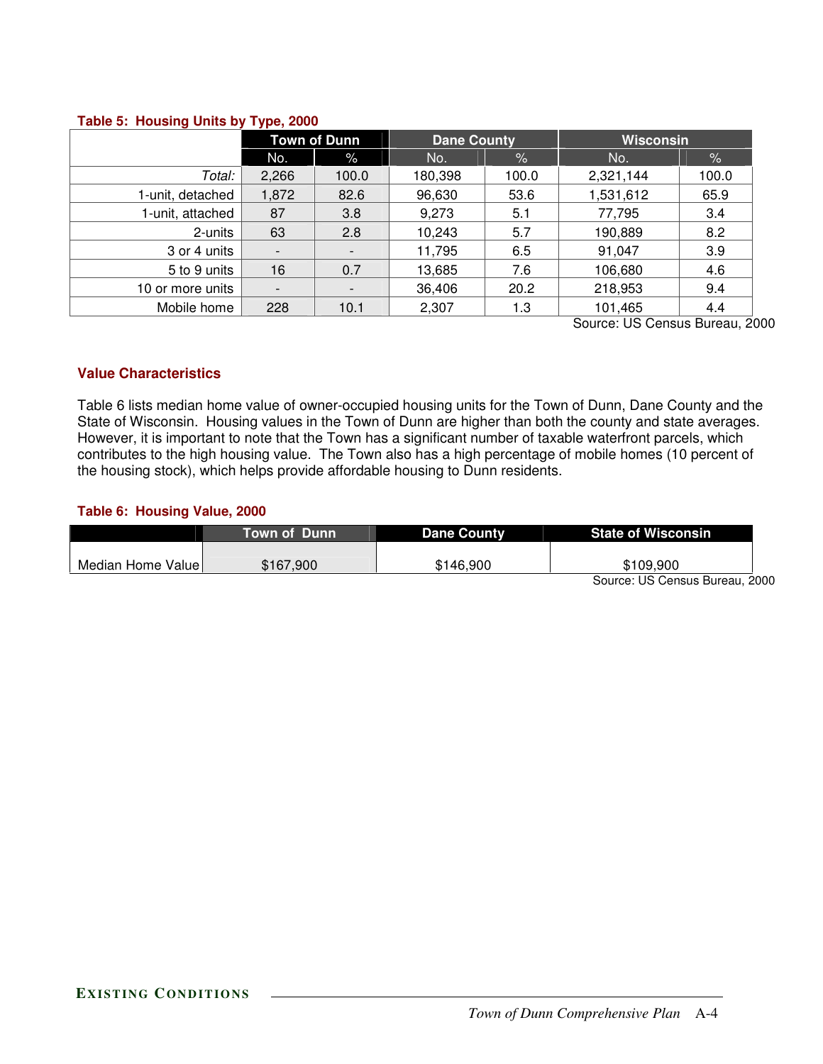**Table 5: Housing Units by Type, 2000**

| | Town of Dunn | | Dane County | | Wisconsin | |
|---|---|---|---|---|---|---|
| | No. | % | No. | % | No. | % |
| *Total:* | 2,266 | 100.0 | 180,398 | 100.0 | 2,321,144 | 100.0 |
| 1-unit, detached | 1,872 | 82.6 | 96,630 | 53.6 | 1,531,612 | 65.9 |
| 1-unit, attached | 87 | 3.8 | 9,273 | 5.1 | 77,795 | 3.4 |
| 2-units | 63 | 2.8 | 10,243 | 5.7 | 190,889 | 8.2 |
| 3 or 4 units | - | - | 11,795 | 6.5 | 91,047 | 3.9 |
| 5 to 9 units | 16 | 0.7 | 13,685 | 7.6 | 106,680 | 4.6 |
| 10 or more units | - | - | 36,406 | 20.2 | 218,953 | 9.4 |
| Mobile home | 228 | 10.1 | 2,307 | 1.3 | 101,465 | 4.4 |

Source: US Census Bureau, 2000

### Value Characteristics

Table 6 lists median home value of owner-occupied housing units for the Town of Dunn, Dane County and the State of Wisconsin. Housing values in the Town of Dunn are higher than both the county and state averages. However, it is important to note that the Town has a significant number of taxable waterfront parcels, which contributes to the high housing value. The Town also has a high percentage of mobile homes (10 percent of the housing stock), which helps provide affordable housing to Dunn residents.

**Table 6: Housing Value, 2000**

| | Town of Dunn | Dane County | State of Wisconsin |
|---|---|---|---|
| Median Home Value | $167,900 | $146,900 | $109,900 |

Source: US Census Bureau, 2000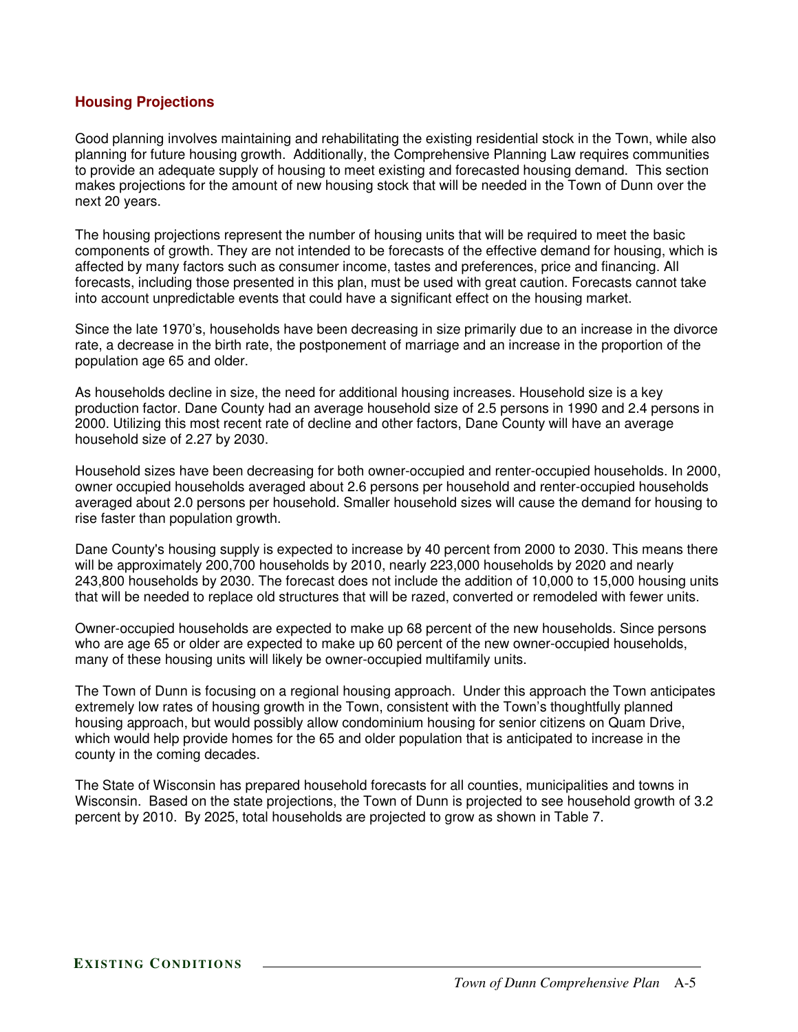## Housing Projections

Good planning involves maintaining and rehabilitating the existing residential stock in the Town, while also planning for future housing growth. Additionally, the Comprehensive Planning Law requires communities to provide an adequate supply of housing to meet existing and forecasted housing demand. This section makes projections for the amount of new housing stock that will be needed in the Town of Dunn over the next 20 years.

The housing projections represent the number of housing units that will be required to meet the basic components of growth. They are not intended to be forecasts of the effective demand for housing, which is affected by many factors such as consumer income, tastes and preferences, price and financing. All forecasts, including those presented in this plan, must be used with great caution. Forecasts cannot take into account unpredictable events that could have a significant effect on the housing market.

Since the late 1970's, households have been decreasing in size primarily due to an increase in the divorce rate, a decrease in the birth rate, the postponement of marriage and an increase in the proportion of the population age 65 and older.

As households decline in size, the need for additional housing increases. Household size is a key production factor. Dane County had an average household size of 2.5 persons in 1990 and 2.4 persons in 2000. Utilizing this most recent rate of decline and other factors, Dane County will have an average household size of 2.27 by 2030.

Household sizes have been decreasing for both owner-occupied and renter-occupied households. In 2000, owner occupied households averaged about 2.6 persons per household and renter-occupied households averaged about 2.0 persons per household. Smaller household sizes will cause the demand for housing to rise faster than population growth.

Dane County's housing supply is expected to increase by 40 percent from 2000 to 2030. This means there will be approximately 200,700 households by 2010, nearly 223,000 households by 2020 and nearly 243,800 households by 2030. The forecast does not include the addition of 10,000 to 15,000 housing units that will be needed to replace old structures that will be razed, converted or remodeled with fewer units.

Owner-occupied households are expected to make up 68 percent of the new households. Since persons who are age 65 or older are expected to make up 60 percent of the new owner-occupied households, many of these housing units will likely be owner-occupied multifamily units.

The Town of Dunn is focusing on a regional housing approach. Under this approach the Town anticipates extremely low rates of housing growth in the Town, consistent with the Town's thoughtfully planned housing approach, but would possibly allow condominium housing for senior citizens on Quam Drive, which would help provide homes for the 65 and older population that is anticipated to increase in the county in the coming decades.

The State of Wisconsin has prepared household forecasts for all counties, municipalities and towns in Wisconsin. Based on the state projections, the Town of Dunn is projected to see household growth of 3.2 percent by 2010. By 2025, total households are projected to grow as shown in Table 7.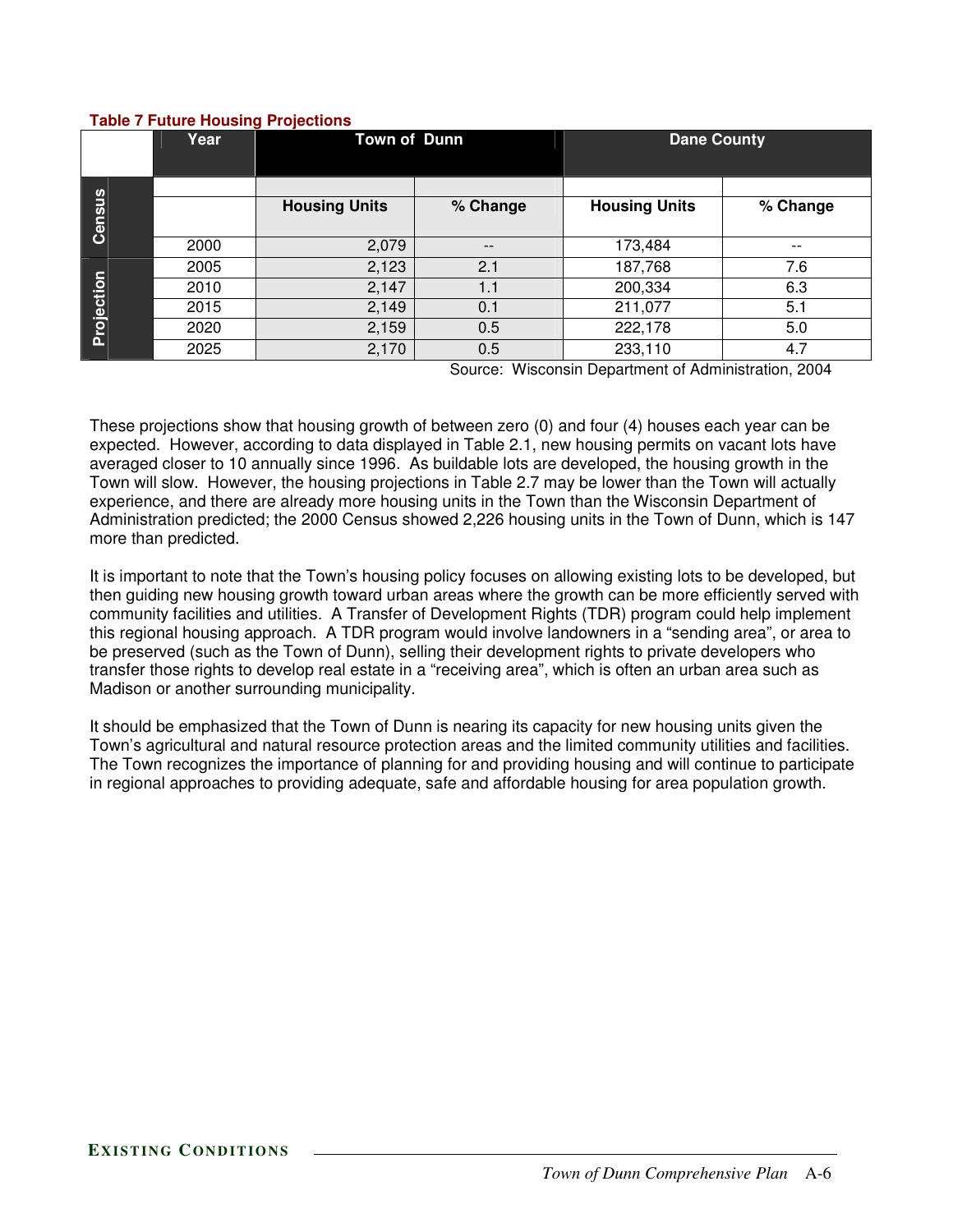**Table 7 Future Housing Projections**

| | Year | Town of Dunn | | Dane County | |
|---|---|---|---|---|---|
| | | Housing Units | % Change | Housing Units | % Change |
| Census | 2000 | 2,079 | -- | 173,484 | -- |
| Projection | 2005 | 2,123 | 2.1 | 187,768 | 7.6 |
| | 2010 | 2,147 | 1.1 | 200,334 | 6.3 |
| | 2015 | 2,149 | 0.1 | 211,077 | 5.1 |
| | 2020 | 2,159 | 0.5 | 222,178 | 5.0 |
| | 2025 | 2,170 | 0.5 | 233,110 | 4.7 |

Source: Wisconsin Department of Administration, 2004

These projections show that housing growth of between zero (0) and four (4) houses each year can be expected. However, according to data displayed in Table 2.1, new housing permits on vacant lots have averaged closer to 10 annually since 1996. As buildable lots are developed, the housing growth in the Town will slow. However, the housing projections in Table 2.7 may be lower than the Town will actually experience, and there are already more housing units in the Town than the Wisconsin Department of Administration predicted; the 2000 Census showed 2,226 housing units in the Town of Dunn, which is 147 more than predicted.

It is important to note that the Town's housing policy focuses on allowing existing lots to be developed, but then guiding new housing growth toward urban areas where the growth can be more efficiently served with community facilities and utilities. A Transfer of Development Rights (TDR) program could help implement this regional housing approach. A TDR program would involve landowners in a "sending area", or area to be preserved (such as the Town of Dunn), selling their development rights to private developers who transfer those rights to develop real estate in a "receiving area", which is often an urban area such as Madison or another surrounding municipality.

It should be emphasized that the Town of Dunn is nearing its capacity for new housing units given the Town's agricultural and natural resource protection areas and the limited community utilities and facilities. The Town recognizes the importance of planning for and providing housing and will continue to participate in regional approaches to providing adequate, safe and affordable housing for area population growth.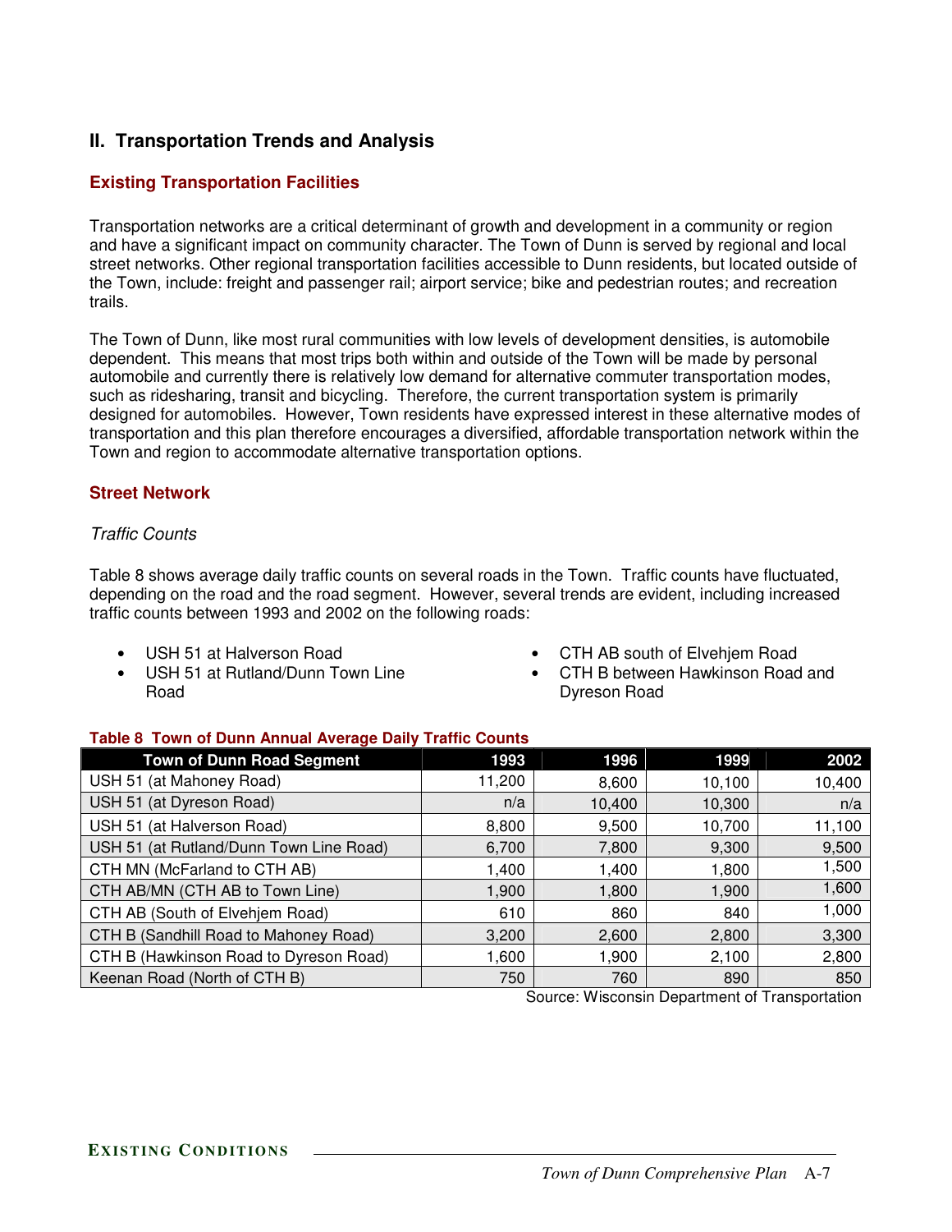## II. Transportation Trends and Analysis

### Existing Transportation Facilities

Transportation networks are a critical determinant of growth and development in a community or region and have a significant impact on community character. The Town of Dunn is served by regional and local street networks. Other regional transportation facilities accessible to Dunn residents, but located outside of the Town, include: freight and passenger rail; airport service; bike and pedestrian routes; and recreation trails.

The Town of Dunn, like most rural communities with low levels of development densities, is automobile dependent. This means that most trips both within and outside of the Town will be made by personal automobile and currently there is relatively low demand for alternative commuter transportation modes, such as ridesharing, transit and bicycling. Therefore, the current transportation system is primarily designed for automobiles. However, Town residents have expressed interest in these alternative modes of transportation and this plan therefore encourages a diversified, affordable transportation network within the Town and region to accommodate alternative transportation options.

### Street Network

*Traffic Counts*

Table 8 shows average daily traffic counts on several roads in the Town. Traffic counts have fluctuated, depending on the road and the road segment. However, several trends are evident, including increased traffic counts between 1993 and 2002 on the following roads:

- USH 51 at Halverson Road
- USH 51 at Rutland/Dunn Town Line Road
- CTH AB south of Elvehjem Road
- CTH B between Hawkinson Road and Dyreson Road

**Table 8 Town of Dunn Annual Average Daily Traffic Counts**

| Town of Dunn Road Segment | 1993 | 1996 | 1999 | 2002 |
|---|---|---|---|---|
| USH 51 (at Mahoney Road) | 11,200 | 8,600 | 10,100 | 10,400 |
| USH 51 (at Dyreson Road) | n/a | 10,400 | 10,300 | n/a |
| USH 51 (at Halverson Road) | 8,800 | 9,500 | 10,700 | 11,100 |
| USH 51 (at Rutland/Dunn Town Line Road) | 6,700 | 7,800 | 9,300 | 9,500 |
| CTH MN (McFarland to CTH AB) | 1,400 | 1,400 | 1,800 | 1,500 |
| CTH AB/MN (CTH AB to Town Line) | 1,900 | 1,800 | 1,900 | 1,600 |
| CTH AB (South of Elvehjem Road) | 610 | 860 | 840 | 1,000 |
| CTH B (Sandhill Road to Mahoney Road) | 3,200 | 2,600 | 2,800 | 3,300 |
| CTH B (Hawkinson Road to Dyreson Road) | 1,600 | 1,900 | 2,100 | 2,800 |
| Keenan Road (North of CTH B) | 750 | 760 | 890 | 850 |

Source: Wisconsin Department of Transportation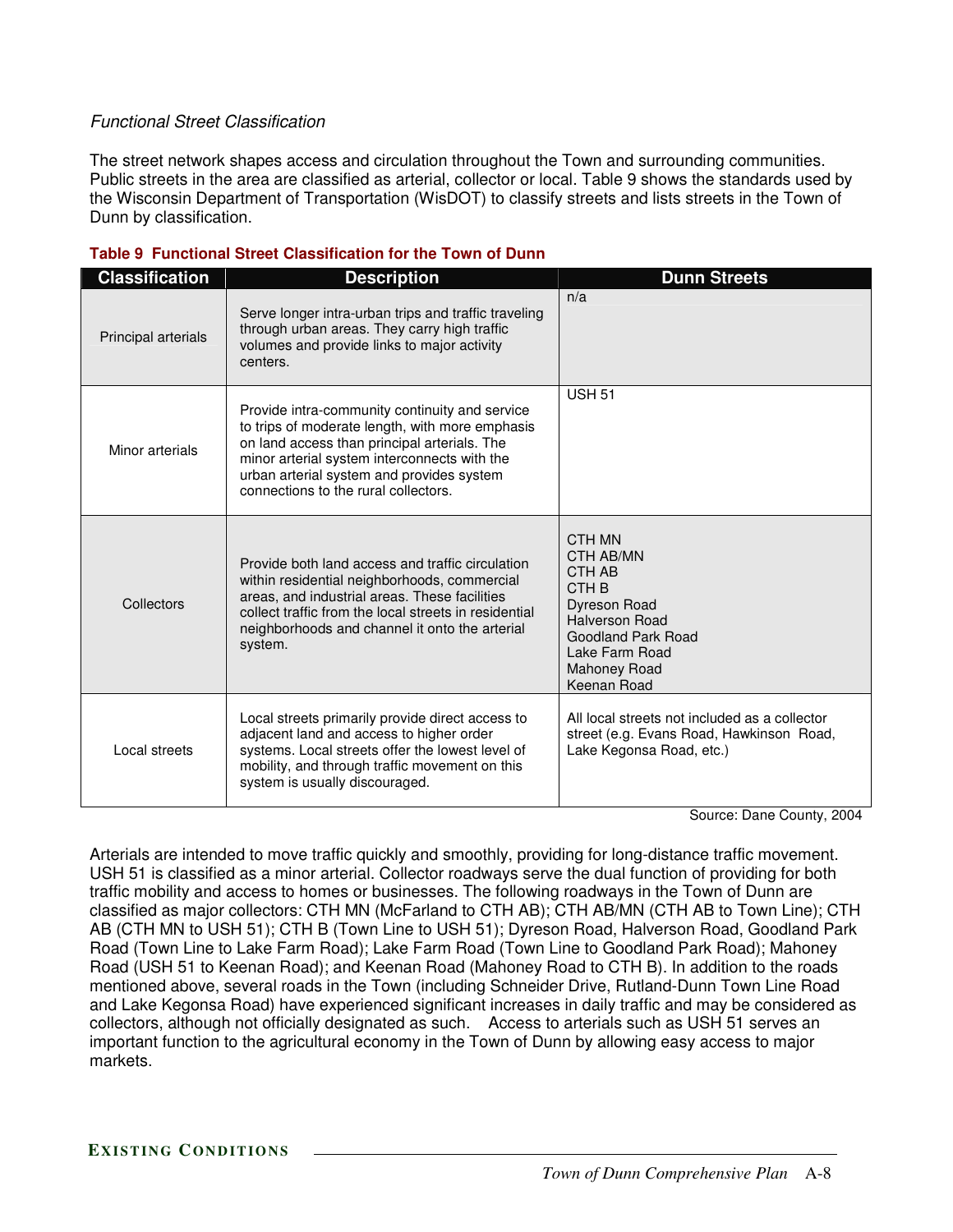*Functional Street Classification*

The street network shapes access and circulation throughout the Town and surrounding communities. Public streets in the area are classified as arterial, collector or local. Table 9 shows the standards used by the Wisconsin Department of Transportation (WisDOT) to classify streets and lists streets in the Town of Dunn by classification.

**Table 9 Functional Street Classification for the Town of Dunn**

| Classification | Description | Dunn Streets |
|---|---|---|
| Principal arterials | Serve longer intra-urban trips and traffic traveling through urban areas. They carry high traffic volumes and provide links to major activity centers. | n/a |
| Minor arterials | Provide intra-community continuity and service to trips of moderate length, with more emphasis on land access than principal arterials. The minor arterial system interconnects with the urban arterial system and provides system connections to the rural collectors. | USH 51 |
| Collectors | Provide both land access and traffic circulation within residential neighborhoods, commercial areas, and industrial areas. These facilities collect traffic from the local streets in residential neighborhoods and channel it onto the arterial system. | CTH MN<br>CTH AB/MN<br>CTH AB<br>CTH B<br>Dyreson Road<br>Halverson Road<br>Goodland Park Road<br>Lake Farm Road<br>Mahoney Road<br>Keenan Road |
| Local streets | Local streets primarily provide direct access to adjacent land and access to higher order systems. Local streets offer the lowest level of mobility, and through traffic movement on this system is usually discouraged. | All local streets not included as a collector street (e.g. Evans Road, Hawkinson Road, Lake Kegonsa Road, etc.) |

Source: Dane County, 2004

Arterials are intended to move traffic quickly and smoothly, providing for long-distance traffic movement. USH 51 is classified as a minor arterial. Collector roadways serve the dual function of providing for both traffic mobility and access to homes or businesses. The following roadways in the Town of Dunn are classified as major collectors: CTH MN (McFarland to CTH AB); CTH AB/MN (CTH AB to Town Line); CTH AB (CTH MN to USH 51); CTH B (Town Line to USH 51); Dyreson Road, Halverson Road, Goodland Park Road (Town Line to Lake Farm Road); Lake Farm Road (Town Line to Goodland Park Road); Mahoney Road (USH 51 to Keenan Road); and Keenan Road (Mahoney Road to CTH B). In addition to the roads mentioned above, several roads in the Town (including Schneider Drive, Rutland-Dunn Town Line Road and Lake Kegonsa Road) have experienced significant increases in daily traffic and may be considered as collectors, although not officially designated as such. Access to arterials such as USH 51 serves an important function to the agricultural economy in the Town of Dunn by allowing easy access to major markets.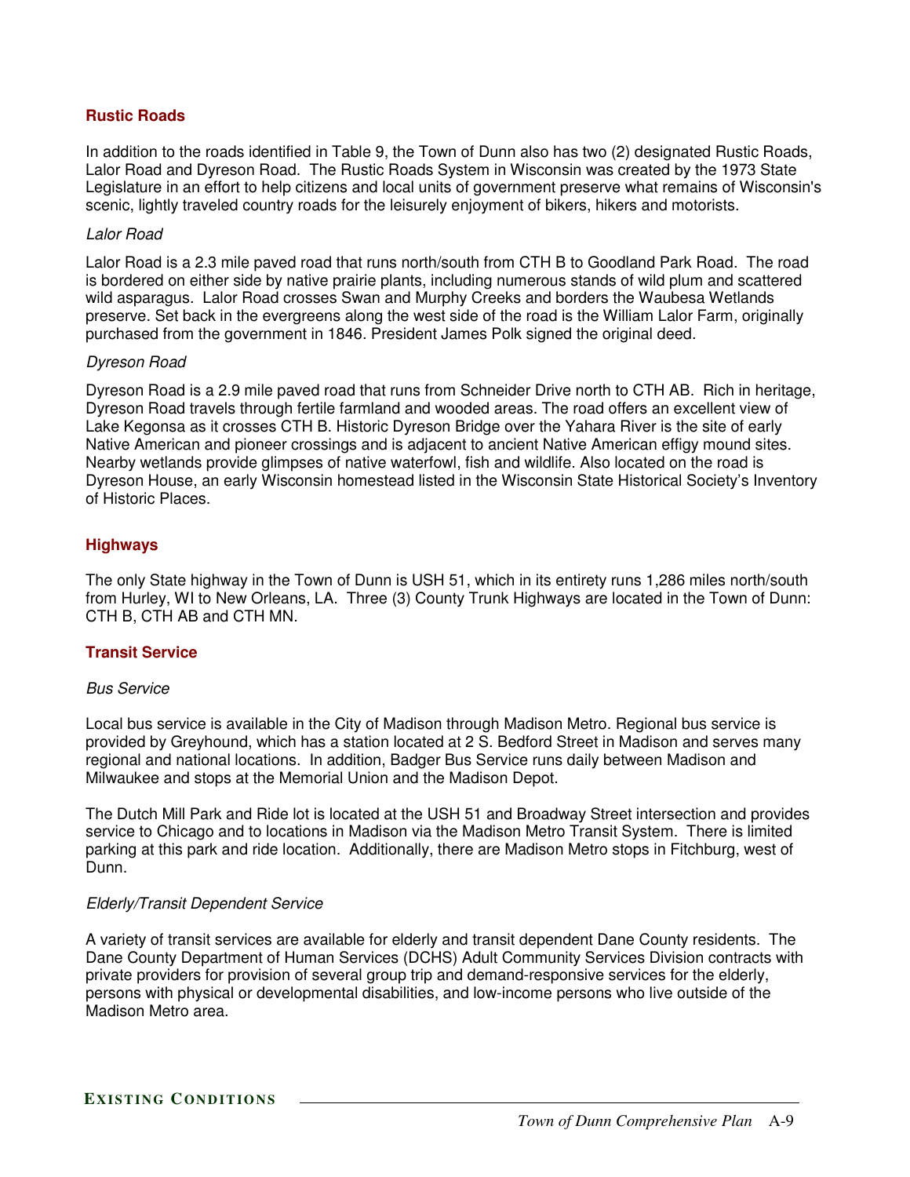## Rustic Roads

In addition to the roads identified in Table 9, the Town of Dunn also has two (2) designated Rustic Roads, Lalor Road and Dyreson Road. The Rustic Roads System in Wisconsin was created by the 1973 State Legislature in an effort to help citizens and local units of government preserve what remains of Wisconsin's scenic, lightly traveled country roads for the leisurely enjoyment of bikers, hikers and motorists.

### *Lalor Road*

Lalor Road is a 2.3 mile paved road that runs north/south from CTH B to Goodland Park Road. The road is bordered on either side by native prairie plants, including numerous stands of wild plum and scattered wild asparagus. Lalor Road crosses Swan and Murphy Creeks and borders the Waubesa Wetlands preserve. Set back in the evergreens along the west side of the road is the William Lalor Farm, originally purchased from the government in 1846. President James Polk signed the original deed.

### *Dyreson Road*

Dyreson Road is a 2.9 mile paved road that runs from Schneider Drive north to CTH AB. Rich in heritage, Dyreson Road travels through fertile farmland and wooded areas. The road offers an excellent view of Lake Kegonsa as it crosses CTH B. Historic Dyreson Bridge over the Yahara River is the site of early Native American and pioneer crossings and is adjacent to ancient Native American effigy mound sites. Nearby wetlands provide glimpses of native waterfowl, fish and wildlife. Also located on the road is Dyreson House, an early Wisconsin homestead listed in the Wisconsin State Historical Society's Inventory of Historic Places.

## Highways

The only State highway in the Town of Dunn is USH 51, which in its entirety runs 1,286 miles north/south from Hurley, WI to New Orleans, LA. Three (3) County Trunk Highways are located in the Town of Dunn: CTH B, CTH AB and CTH MN.

## Transit Service

### *Bus Service*

Local bus service is available in the City of Madison through Madison Metro. Regional bus service is provided by Greyhound, which has a station located at 2 S. Bedford Street in Madison and serves many regional and national locations. In addition, Badger Bus Service runs daily between Madison and Milwaukee and stops at the Memorial Union and the Madison Depot.

The Dutch Mill Park and Ride lot is located at the USH 51 and Broadway Street intersection and provides service to Chicago and to locations in Madison via the Madison Metro Transit System. There is limited parking at this park and ride location. Additionally, there are Madison Metro stops in Fitchburg, west of Dunn.

### *Elderly/Transit Dependent Service*

A variety of transit services are available for elderly and transit dependent Dane County residents. The Dane County Department of Human Services (DCHS) Adult Community Services Division contracts with private providers for provision of several group trip and demand-responsive services for the elderly, persons with physical or developmental disabilities, and low-income persons who live outside of the Madison Metro area.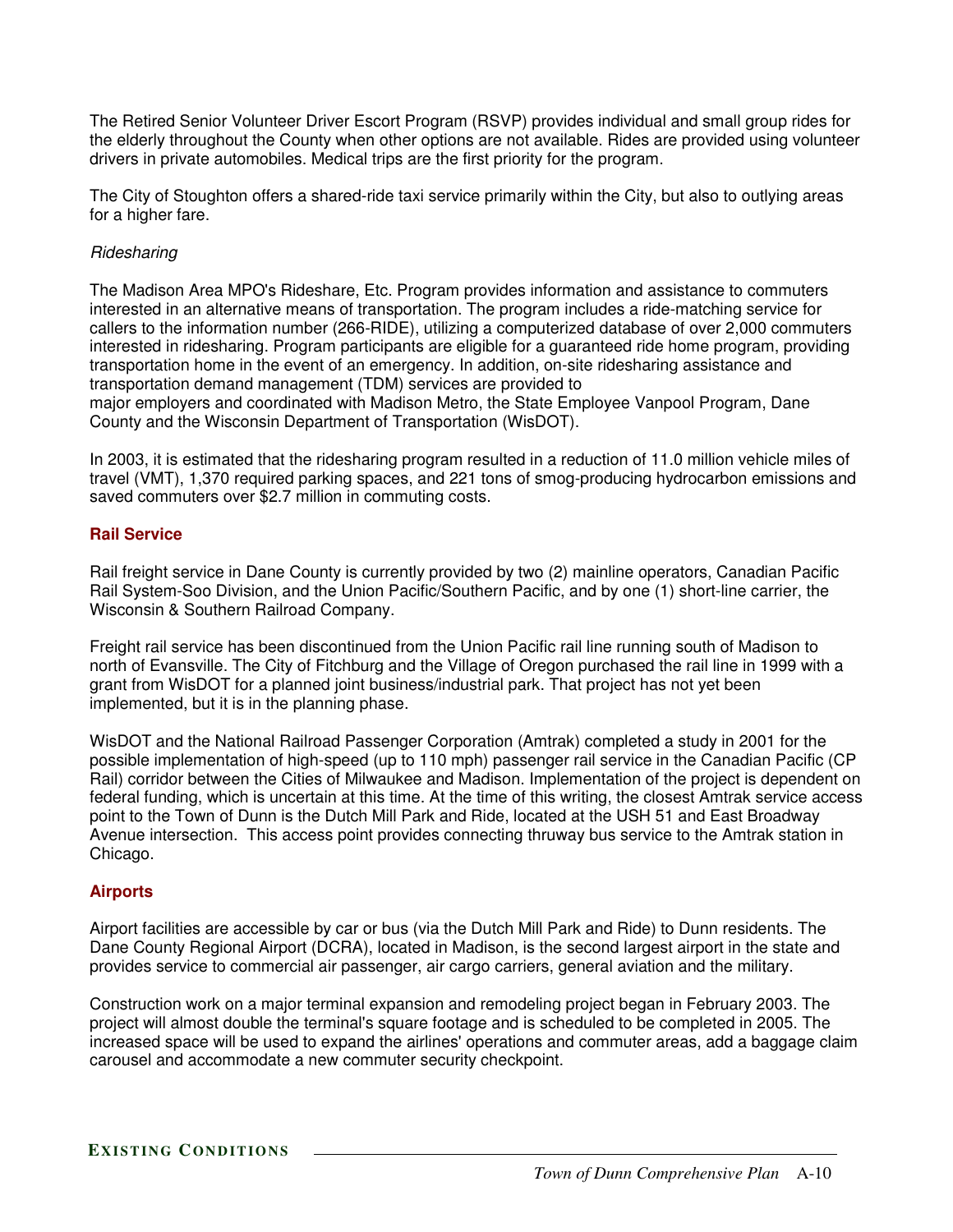The Retired Senior Volunteer Driver Escort Program (RSVP) provides individual and small group rides for the elderly throughout the County when other options are not available. Rides are provided using volunteer drivers in private automobiles. Medical trips are the first priority for the program.

The City of Stoughton offers a shared-ride taxi service primarily within the City, but also to outlying areas for a higher fare.

*Ridesharing*

The Madison Area MPO's Rideshare, Etc. Program provides information and assistance to commuters interested in an alternative means of transportation. The program includes a ride-matching service for callers to the information number (266-RIDE), utilizing a computerized database of over 2,000 commuters interested in ridesharing. Program participants are eligible for a guaranteed ride home program, providing transportation home in the event of an emergency. In addition, on-site ridesharing assistance and transportation demand management (TDM) services are provided to major employers and coordinated with Madison Metro, the State Employee Vanpool Program, Dane County and the Wisconsin Department of Transportation (WisDOT).

In 2003, it is estimated that the ridesharing program resulted in a reduction of 11.0 million vehicle miles of travel (VMT), 1,370 required parking spaces, and 221 tons of smog-producing hydrocarbon emissions and saved commuters over $2.7 million in commuting costs.

## Rail Service

Rail freight service in Dane County is currently provided by two (2) mainline operators, Canadian Pacific Rail System-Soo Division, and the Union Pacific/Southern Pacific, and by one (1) short-line carrier, the Wisconsin & Southern Railroad Company.

Freight rail service has been discontinued from the Union Pacific rail line running south of Madison to north of Evansville. The City of Fitchburg and the Village of Oregon purchased the rail line in 1999 with a grant from WisDOT for a planned joint business/industrial park. That project has not yet been implemented, but it is in the planning phase.

WisDOT and the National Railroad Passenger Corporation (Amtrak) completed a study in 2001 for the possible implementation of high-speed (up to 110 mph) passenger rail service in the Canadian Pacific (CP Rail) corridor between the Cities of Milwaukee and Madison. Implementation of the project is dependent on federal funding, which is uncertain at this time. At the time of this writing, the closest Amtrak service access point to the Town of Dunn is the Dutch Mill Park and Ride, located at the USH 51 and East Broadway Avenue intersection. This access point provides connecting thruway bus service to the Amtrak station in Chicago.

## Airports

Airport facilities are accessible by car or bus (via the Dutch Mill Park and Ride) to Dunn residents. The Dane County Regional Airport (DCRA), located in Madison, is the second largest airport in the state and provides service to commercial air passenger, air cargo carriers, general aviation and the military.

Construction work on a major terminal expansion and remodeling project began in February 2003. The project will almost double the terminal's square footage and is scheduled to be completed in 2005. The increased space will be used to expand the airlines' operations and commuter areas, add a baggage claim carousel and accommodate a new commuter security checkpoint.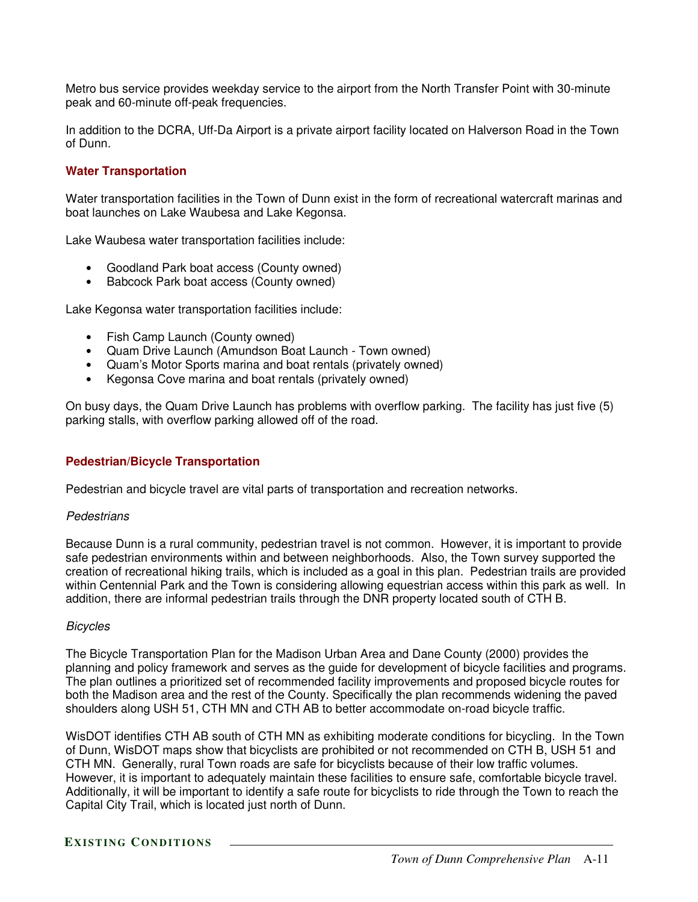Metro bus service provides weekday service to the airport from the North Transfer Point with 30-minute peak and 60-minute off-peak frequencies.

In addition to the DCRA, Uff-Da Airport is a private airport facility located on Halverson Road in the Town of Dunn.

### Water Transportation

Water transportation facilities in the Town of Dunn exist in the form of recreational watercraft marinas and boat launches on Lake Waubesa and Lake Kegonsa.

Lake Waubesa water transportation facilities include:

- Goodland Park boat access (County owned)
- Babcock Park boat access (County owned)

Lake Kegonsa water transportation facilities include:

- Fish Camp Launch (County owned)
- Quam Drive Launch (Amundson Boat Launch - Town owned)
- Quam's Motor Sports marina and boat rentals (privately owned)
- Kegonsa Cove marina and boat rentals (privately owned)

On busy days, the Quam Drive Launch has problems with overflow parking. The facility has just five (5) parking stalls, with overflow parking allowed off of the road.

### Pedestrian/Bicycle Transportation

Pedestrian and bicycle travel are vital parts of transportation and recreation networks.

*Pedestrians*

Because Dunn is a rural community, pedestrian travel is not common. However, it is important to provide safe pedestrian environments within and between neighborhoods. Also, the Town survey supported the creation of recreational hiking trails, which is included as a goal in this plan. Pedestrian trails are provided within Centennial Park and the Town is considering allowing equestrian access within this park as well. In addition, there are informal pedestrian trails through the DNR property located south of CTH B.

*Bicycles*

The Bicycle Transportation Plan for the Madison Urban Area and Dane County (2000) provides the planning and policy framework and serves as the guide for development of bicycle facilities and programs. The plan outlines a prioritized set of recommended facility improvements and proposed bicycle routes for both the Madison area and the rest of the County. Specifically the plan recommends widening the paved shoulders along USH 51, CTH MN and CTH AB to better accommodate on-road bicycle traffic.

WisDOT identifies CTH AB south of CTH MN as exhibiting moderate conditions for bicycling. In the Town of Dunn, WisDOT maps show that bicyclists are prohibited or not recommended on CTH B, USH 51 and CTH MN. Generally, rural Town roads are safe for bicyclists because of their low traffic volumes. However, it is important to adequately maintain these facilities to ensure safe, comfortable bicycle travel. Additionally, it will be important to identify a safe route for bicyclists to ride through the Town to reach the Capital City Trail, which is located just north of Dunn.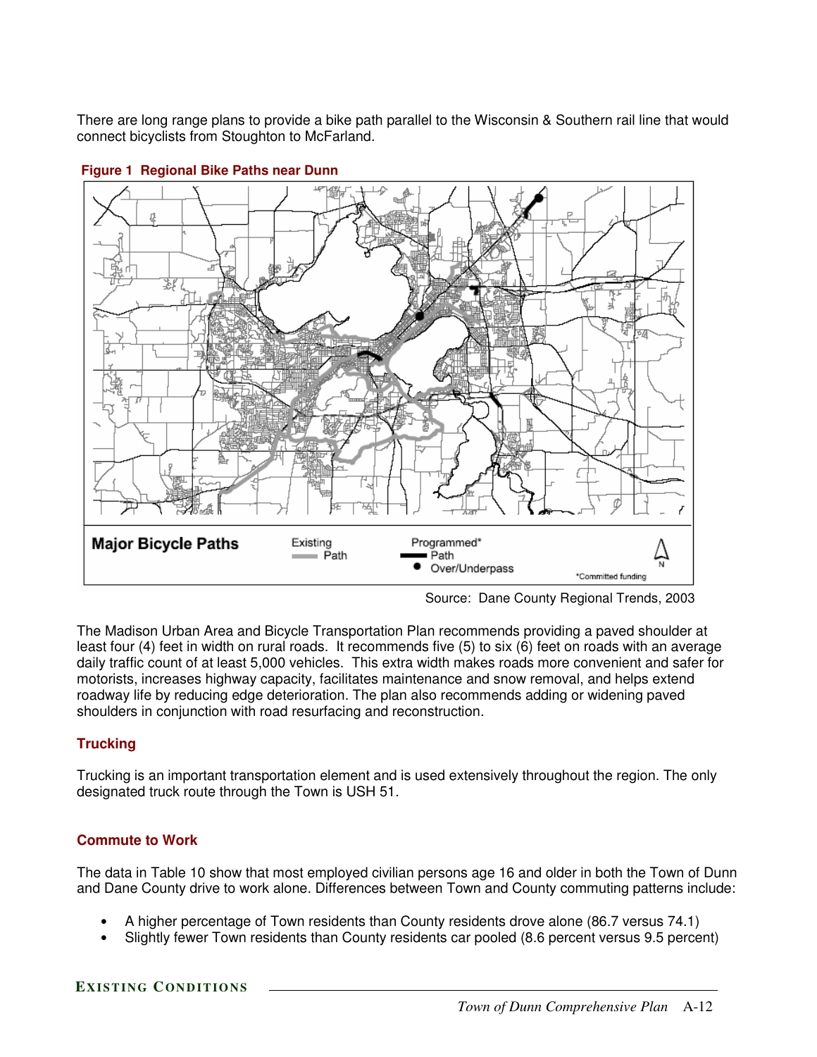There are long range plans to provide a bike path parallel to the Wisconsin & Southern rail line that would connect bicyclists from Stoughton to McFarland.

**Figure 1 Regional Bike Paths near Dunn**

**Major Bicycle Paths**

Existing
Path

Programmed*
Path
Over/Underpass

*Committed funding

Source: Dane County Regional Trends, 2003

The Madison Urban Area and Bicycle Transportation Plan recommends providing a paved shoulder at least four (4) feet in width on rural roads. It recommends five (5) to six (6) feet on roads with an average daily traffic count of at least 5,000 vehicles. This extra width makes roads more convenient and safer for motorists, increases highway capacity, facilitates maintenance and snow removal, and helps extend roadway life by reducing edge deterioration. The plan also recommends adding or widening paved shoulders in conjunction with road resurfacing and reconstruction.

## Trucking

Trucking is an important transportation element and is used extensively throughout the region. The only designated truck route through the Town is USH 51.

## Commute to Work

The data in Table 10 show that most employed civilian persons age 16 and older in both the Town of Dunn and Dane County drive to work alone. Differences between Town and County commuting patterns include:

- A higher percentage of Town residents than County residents drove alone (86.7 versus 74.1)
- Slightly fewer Town residents than County residents car pooled (8.6 percent versus 9.5 percent)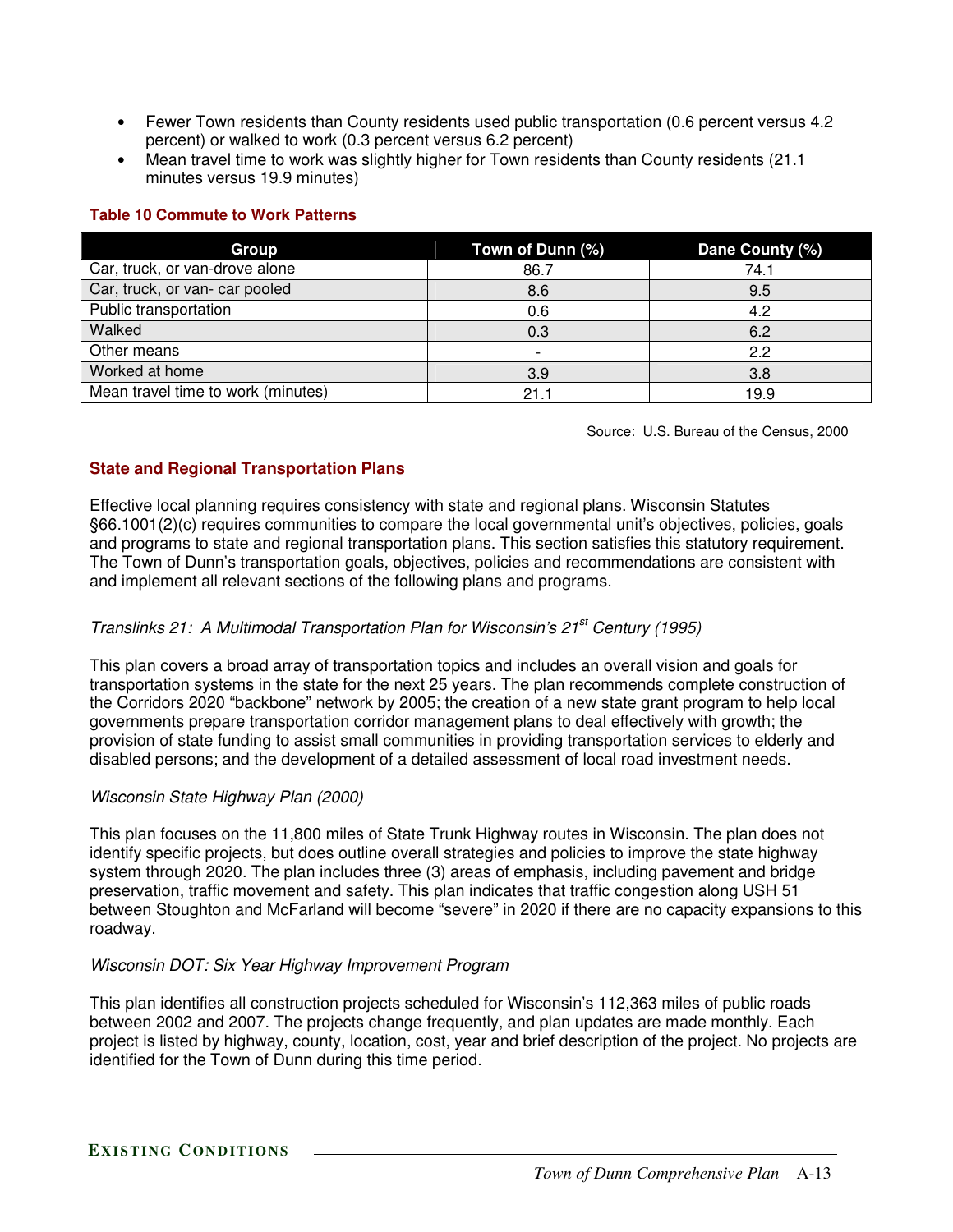- Fewer Town residents than County residents used public transportation (0.6 percent versus 4.2 percent) or walked to work (0.3 percent versus 6.2 percent)
- Mean travel time to work was slightly higher for Town residents than County residents (21.1 minutes versus 19.9 minutes)

**Table 10 Commute to Work Patterns**

| Group | Town of Dunn (%) | Dane County (%) |
|---|---|---|
| Car, truck, or van-drove alone | 86.7 | 74.1 |
| Car, truck, or van- car pooled | 8.6 | 9.5 |
| Public transportation | 0.6 | 4.2 |
| Walked | 0.3 | 6.2 |
| Other means | - | 2.2 |
| Worked at home | 3.9 | 3.8 |
| Mean travel time to work (minutes) | 21.1 | 19.9 |

Source: U.S. Bureau of the Census, 2000

## State and Regional Transportation Plans

Effective local planning requires consistency with state and regional plans. Wisconsin Statutes §66.1001(2)(c) requires communities to compare the local governmental unit's objectives, policies, goals and programs to state and regional transportation plans. This section satisfies this statutory requirement. The Town of Dunn's transportation goals, objectives, policies and recommendations are consistent with and implement all relevant sections of the following plans and programs.

*Translinks 21: A Multimodal Transportation Plan for Wisconsin's 21st Century (1995)*

This plan covers a broad array of transportation topics and includes an overall vision and goals for transportation systems in the state for the next 25 years. The plan recommends complete construction of the Corridors 2020 "backbone" network by 2005; the creation of a new state grant program to help local governments prepare transportation corridor management plans to deal effectively with growth; the provision of state funding to assist small communities in providing transportation services to elderly and disabled persons; and the development of a detailed assessment of local road investment needs.

*Wisconsin State Highway Plan (2000)*

This plan focuses on the 11,800 miles of State Trunk Highway routes in Wisconsin. The plan does not identify specific projects, but does outline overall strategies and policies to improve the state highway system through 2020. The plan includes three (3) areas of emphasis, including pavement and bridge preservation, traffic movement and safety. This plan indicates that traffic congestion along USH 51 between Stoughton and McFarland will become "severe" in 2020 if there are no capacity expansions to this roadway.

*Wisconsin DOT: Six Year Highway Improvement Program*

This plan identifies all construction projects scheduled for Wisconsin's 112,363 miles of public roads between 2002 and 2007. The projects change frequently, and plan updates are made monthly. Each project is listed by highway, county, location, cost, year and brief description of the project. No projects are identified for the Town of Dunn during this time period.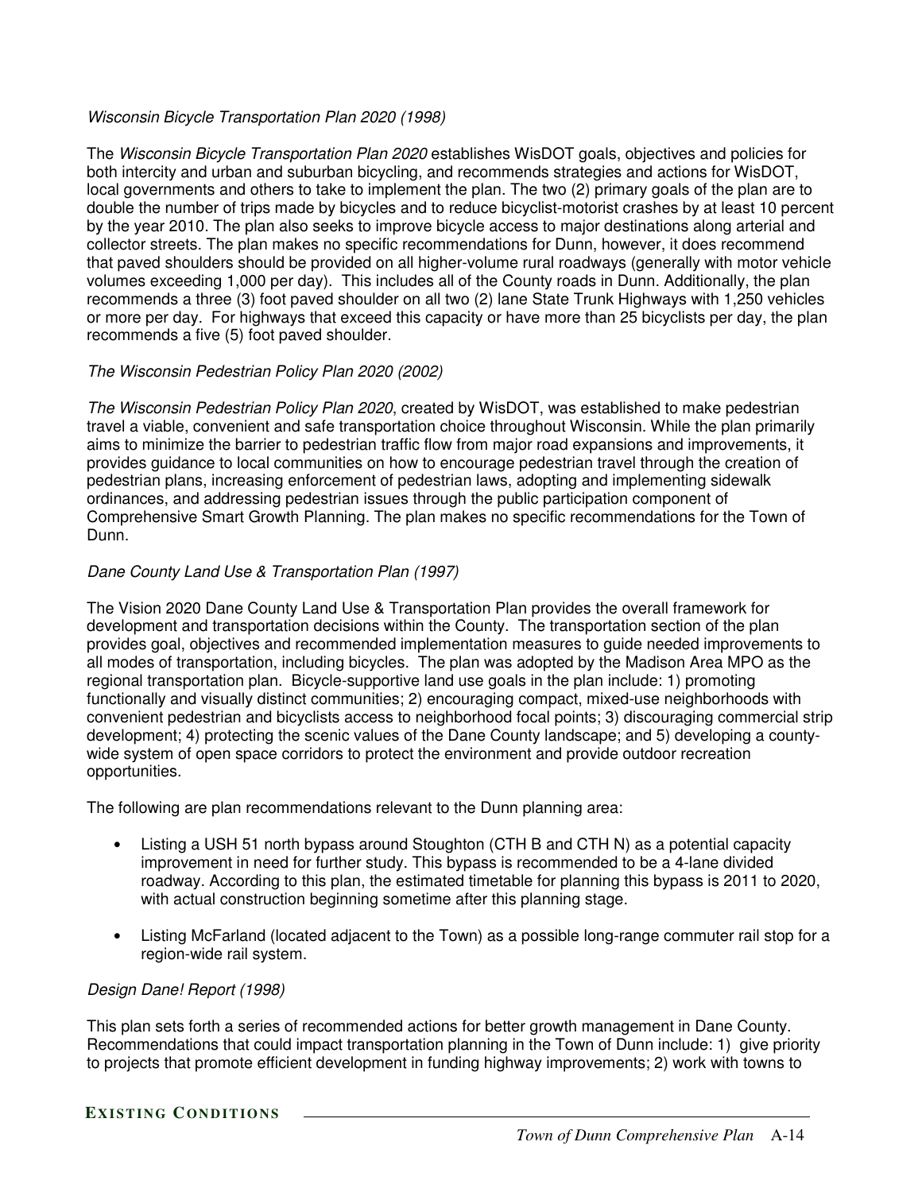*Wisconsin Bicycle Transportation Plan 2020 (1998)*

The *Wisconsin Bicycle Transportation Plan 2020* establishes WisDOT goals, objectives and policies for both intercity and urban and suburban bicycling, and recommends strategies and actions for WisDOT, local governments and others to take to implement the plan. The two (2) primary goals of the plan are to double the number of trips made by bicycles and to reduce bicyclist-motorist crashes by at least 10 percent by the year 2010. The plan also seeks to improve bicycle access to major destinations along arterial and collector streets. The plan makes no specific recommendations for Dunn, however, it does recommend that paved shoulders should be provided on all higher-volume rural roadways (generally with motor vehicle volumes exceeding 1,000 per day). This includes all of the County roads in Dunn. Additionally, the plan recommends a three (3) foot paved shoulder on all two (2) lane State Trunk Highways with 1,250 vehicles or more per day. For highways that exceed this capacity or have more than 25 bicyclists per day, the plan recommends a five (5) foot paved shoulder.

*The Wisconsin Pedestrian Policy Plan 2020 (2002)*

*The Wisconsin Pedestrian Policy Plan 2020*, created by WisDOT, was established to make pedestrian travel a viable, convenient and safe transportation choice throughout Wisconsin. While the plan primarily aims to minimize the barrier to pedestrian traffic flow from major road expansions and improvements, it provides guidance to local communities on how to encourage pedestrian travel through the creation of pedestrian plans, increasing enforcement of pedestrian laws, adopting and implementing sidewalk ordinances, and addressing pedestrian issues through the public participation component of Comprehensive Smart Growth Planning. The plan makes no specific recommendations for the Town of Dunn.

*Dane County Land Use & Transportation Plan (1997)*

The Vision 2020 Dane County Land Use & Transportation Plan provides the overall framework for development and transportation decisions within the County. The transportation section of the plan provides goal, objectives and recommended implementation measures to guide needed improvements to all modes of transportation, including bicycles. The plan was adopted by the Madison Area MPO as the regional transportation plan. Bicycle-supportive land use goals in the plan include: 1) promoting functionally and visually distinct communities; 2) encouraging compact, mixed-use neighborhoods with convenient pedestrian and bicyclists access to neighborhood focal points; 3) discouraging commercial strip development; 4) protecting the scenic values of the Dane County landscape; and 5) developing a county-wide system of open space corridors to protect the environment and provide outdoor recreation opportunities.

The following are plan recommendations relevant to the Dunn planning area:

- Listing a USH 51 north bypass around Stoughton (CTH B and CTH N) as a potential capacity improvement in need for further study. This bypass is recommended to be a 4-lane divided roadway. According to this plan, the estimated timetable for planning this bypass is 2011 to 2020, with actual construction beginning sometime after this planning stage.

- Listing McFarland (located adjacent to the Town) as a possible long-range commuter rail stop for a region-wide rail system.

*Design Dane! Report (1998)*

This plan sets forth a series of recommended actions for better growth management in Dane County. Recommendations that could impact transportation planning in the Town of Dunn include: 1) give priority to projects that promote efficient development in funding highway improvements; 2) work with towns to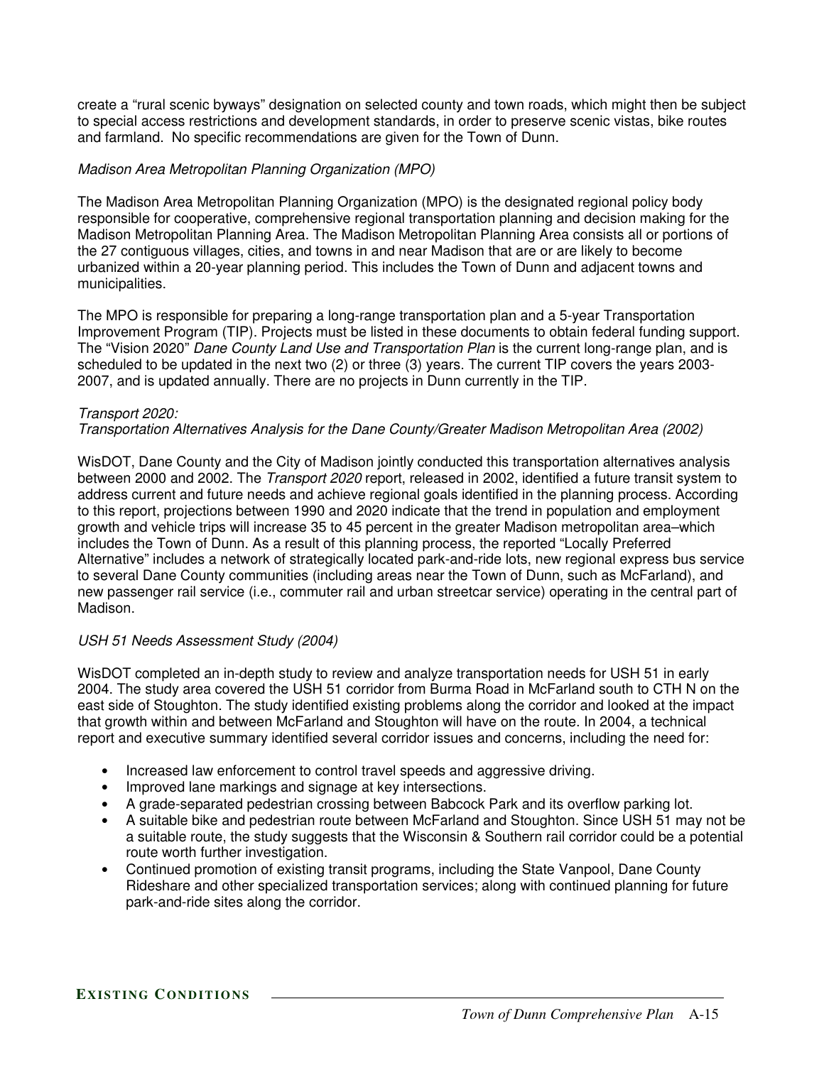create a "rural scenic byways" designation on selected county and town roads, which might then be subject to special access restrictions and development standards, in order to preserve scenic vistas, bike routes and farmland. No specific recommendations are given for the Town of Dunn.

*Madison Area Metropolitan Planning Organization (MPO)*

The Madison Area Metropolitan Planning Organization (MPO) is the designated regional policy body responsible for cooperative, comprehensive regional transportation planning and decision making for the Madison Metropolitan Planning Area. The Madison Metropolitan Planning Area consists all or portions of the 27 contiguous villages, cities, and towns in and near Madison that are or are likely to become urbanized within a 20-year planning period. This includes the Town of Dunn and adjacent towns and municipalities.

The MPO is responsible for preparing a long-range transportation plan and a 5-year Transportation Improvement Program (TIP). Projects must be listed in these documents to obtain federal funding support. The "Vision 2020" *Dane County Land Use and Transportation Plan* is the current long-range plan, and is scheduled to be updated in the next two (2) or three (3) years. The current TIP covers the years 2003-2007, and is updated annually. There are no projects in Dunn currently in the TIP.

*Transport 2020:*
*Transportation Alternatives Analysis for the Dane County/Greater Madison Metropolitan Area (2002)*

WisDOT, Dane County and the City of Madison jointly conducted this transportation alternatives analysis between 2000 and 2002. The *Transport 2020* report, released in 2002, identified a future transit system to address current and future needs and achieve regional goals identified in the planning process. According to this report, projections between 1990 and 2020 indicate that the trend in population and employment growth and vehicle trips will increase 35 to 45 percent in the greater Madison metropolitan area–which includes the Town of Dunn. As a result of this planning process, the reported "Locally Preferred Alternative" includes a network of strategically located park-and-ride lots, new regional express bus service to several Dane County communities (including areas near the Town of Dunn, such as McFarland), and new passenger rail service (i.e., commuter rail and urban streetcar service) operating in the central part of Madison.

*USH 51 Needs Assessment Study (2004)*

WisDOT completed an in-depth study to review and analyze transportation needs for USH 51 in early 2004. The study area covered the USH 51 corridor from Burma Road in McFarland south to CTH N on the east side of Stoughton. The study identified existing problems along the corridor and looked at the impact that growth within and between McFarland and Stoughton will have on the route. In 2004, a technical report and executive summary identified several corridor issues and concerns, including the need for:

- Increased law enforcement to control travel speeds and aggressive driving.
- Improved lane markings and signage at key intersections.
- A grade-separated pedestrian crossing between Babcock Park and its overflow parking lot.
- A suitable bike and pedestrian route between McFarland and Stoughton. Since USH 51 may not be a suitable route, the study suggests that the Wisconsin & Southern rail corridor could be a potential route worth further investigation.
- Continued promotion of existing transit programs, including the State Vanpool, Dane County Rideshare and other specialized transportation services; along with continued planning for future park-and-ride sites along the corridor.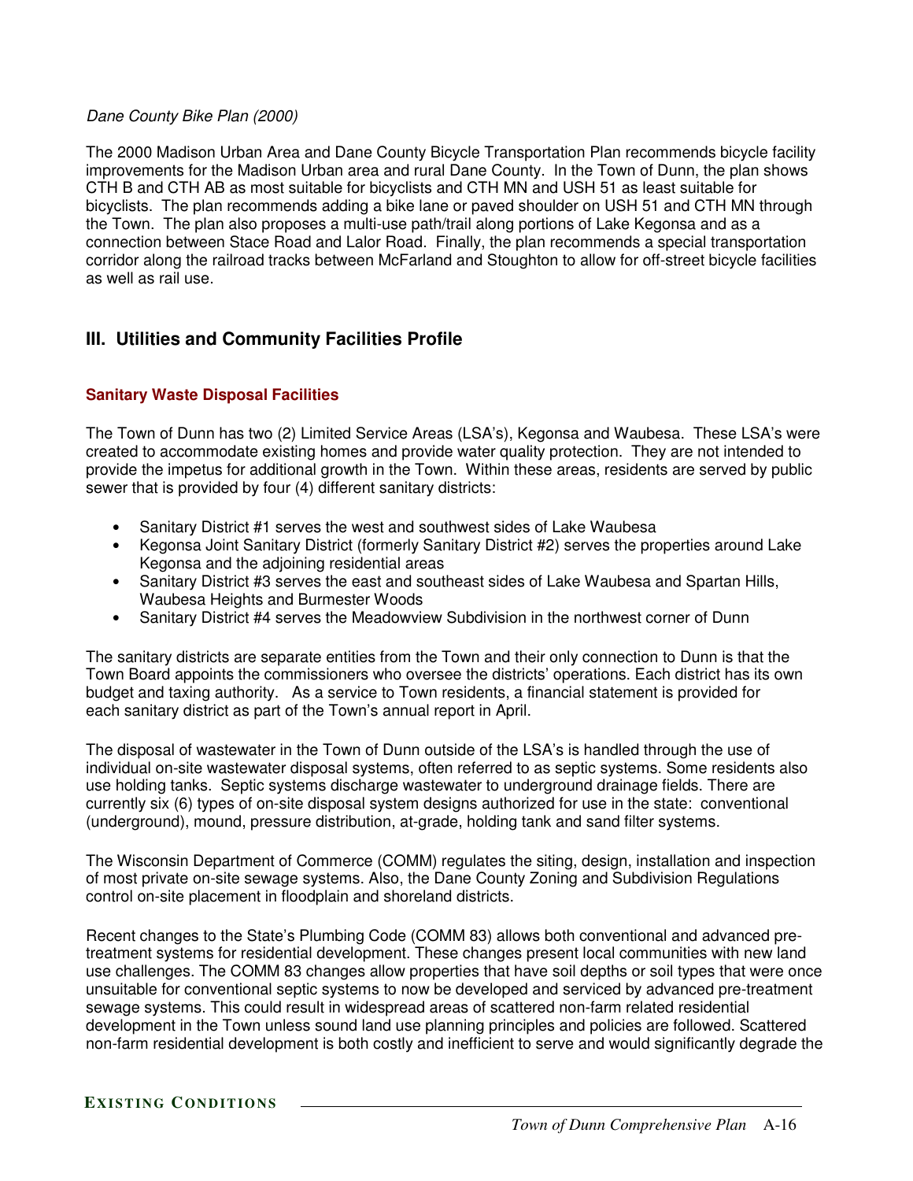*Dane County Bike Plan (2000)*

The 2000 Madison Urban Area and Dane County Bicycle Transportation Plan recommends bicycle facility improvements for the Madison Urban area and rural Dane County. In the Town of Dunn, the plan shows CTH B and CTH AB as most suitable for bicyclists and CTH MN and USH 51 as least suitable for bicyclists. The plan recommends adding a bike lane or paved shoulder on USH 51 and CTH MN through the Town. The plan also proposes a multi-use path/trail along portions of Lake Kegonsa and as a connection between Stace Road and Lalor Road. Finally, the plan recommends a special transportation corridor along the railroad tracks between McFarland and Stoughton to allow for off-street bicycle facilities as well as rail use.

## III. Utilities and Community Facilities Profile

### Sanitary Waste Disposal Facilities

The Town of Dunn has two (2) Limited Service Areas (LSA's), Kegonsa and Waubesa. These LSA's were created to accommodate existing homes and provide water quality protection. They are not intended to provide the impetus for additional growth in the Town. Within these areas, residents are served by public sewer that is provided by four (4) different sanitary districts:

- Sanitary District #1 serves the west and southwest sides of Lake Waubesa
- Kegonsa Joint Sanitary District (formerly Sanitary District #2) serves the properties around Lake Kegonsa and the adjoining residential areas
- Sanitary District #3 serves the east and southeast sides of Lake Waubesa and Spartan Hills, Waubesa Heights and Burmester Woods
- Sanitary District #4 serves the Meadowview Subdivision in the northwest corner of Dunn

The sanitary districts are separate entities from the Town and their only connection to Dunn is that the Town Board appoints the commissioners who oversee the districts' operations. Each district has its own budget and taxing authority. As a service to Town residents, a financial statement is provided for each sanitary district as part of the Town's annual report in April.

The disposal of wastewater in the Town of Dunn outside of the LSA's is handled through the use of individual on-site wastewater disposal systems, often referred to as septic systems. Some residents also use holding tanks. Septic systems discharge wastewater to underground drainage fields. There are currently six (6) types of on-site disposal system designs authorized for use in the state: conventional (underground), mound, pressure distribution, at-grade, holding tank and sand filter systems.

The Wisconsin Department of Commerce (COMM) regulates the siting, design, installation and inspection of most private on-site sewage systems. Also, the Dane County Zoning and Subdivision Regulations control on-site placement in floodplain and shoreland districts.

Recent changes to the State's Plumbing Code (COMM 83) allows both conventional and advanced pre-treatment systems for residential development. These changes present local communities with new land use challenges. The COMM 83 changes allow properties that have soil depths or soil types that were once unsuitable for conventional septic systems to now be developed and serviced by advanced pre-treatment sewage systems. This could result in widespread areas of scattered non-farm related residential development in the Town unless sound land use planning principles and policies are followed. Scattered non-farm residential development is both costly and inefficient to serve and would significantly degrade the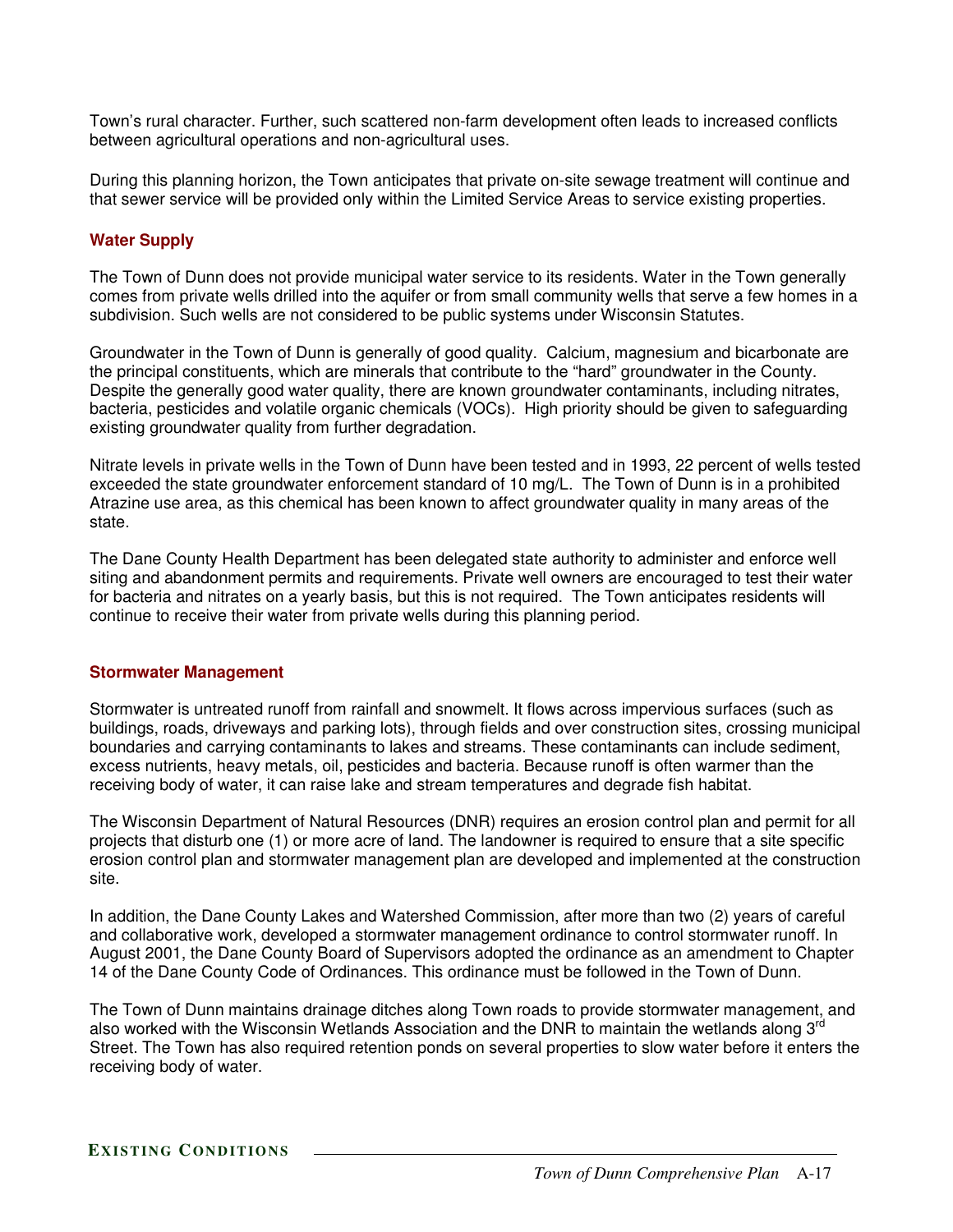Town's rural character. Further, such scattered non-farm development often leads to increased conflicts between agricultural operations and non-agricultural uses.

During this planning horizon, the Town anticipates that private on-site sewage treatment will continue and that sewer service will be provided only within the Limited Service Areas to service existing properties.

### Water Supply

The Town of Dunn does not provide municipal water service to its residents. Water in the Town generally comes from private wells drilled into the aquifer or from small community wells that serve a few homes in a subdivision. Such wells are not considered to be public systems under Wisconsin Statutes.

Groundwater in the Town of Dunn is generally of good quality. Calcium, magnesium and bicarbonate are the principal constituents, which are minerals that contribute to the "hard" groundwater in the County. Despite the generally good water quality, there are known groundwater contaminants, including nitrates, bacteria, pesticides and volatile organic chemicals (VOCs). High priority should be given to safeguarding existing groundwater quality from further degradation.

Nitrate levels in private wells in the Town of Dunn have been tested and in 1993, 22 percent of wells tested exceeded the state groundwater enforcement standard of 10 mg/L. The Town of Dunn is in a prohibited Atrazine use area, as this chemical has been known to affect groundwater quality in many areas of the state.

The Dane County Health Department has been delegated state authority to administer and enforce well siting and abandonment permits and requirements. Private well owners are encouraged to test their water for bacteria and nitrates on a yearly basis, but this is not required. The Town anticipates residents will continue to receive their water from private wells during this planning period.

### Stormwater Management

Stormwater is untreated runoff from rainfall and snowmelt. It flows across impervious surfaces (such as buildings, roads, driveways and parking lots), through fields and over construction sites, crossing municipal boundaries and carrying contaminants to lakes and streams. These contaminants can include sediment, excess nutrients, heavy metals, oil, pesticides and bacteria. Because runoff is often warmer than the receiving body of water, it can raise lake and stream temperatures and degrade fish habitat.

The Wisconsin Department of Natural Resources (DNR) requires an erosion control plan and permit for all projects that disturb one (1) or more acre of land. The landowner is required to ensure that a site specific erosion control plan and stormwater management plan are developed and implemented at the construction site.

In addition, the Dane County Lakes and Watershed Commission, after more than two (2) years of careful and collaborative work, developed a stormwater management ordinance to control stormwater runoff. In August 2001, the Dane County Board of Supervisors adopted the ordinance as an amendment to Chapter 14 of the Dane County Code of Ordinances. This ordinance must be followed in the Town of Dunn.

The Town of Dunn maintains drainage ditches along Town roads to provide stormwater management, and also worked with the Wisconsin Wetlands Association and the DNR to maintain the wetlands along 3rd Street. The Town has also required retention ponds on several properties to slow water before it enters the receiving body of water.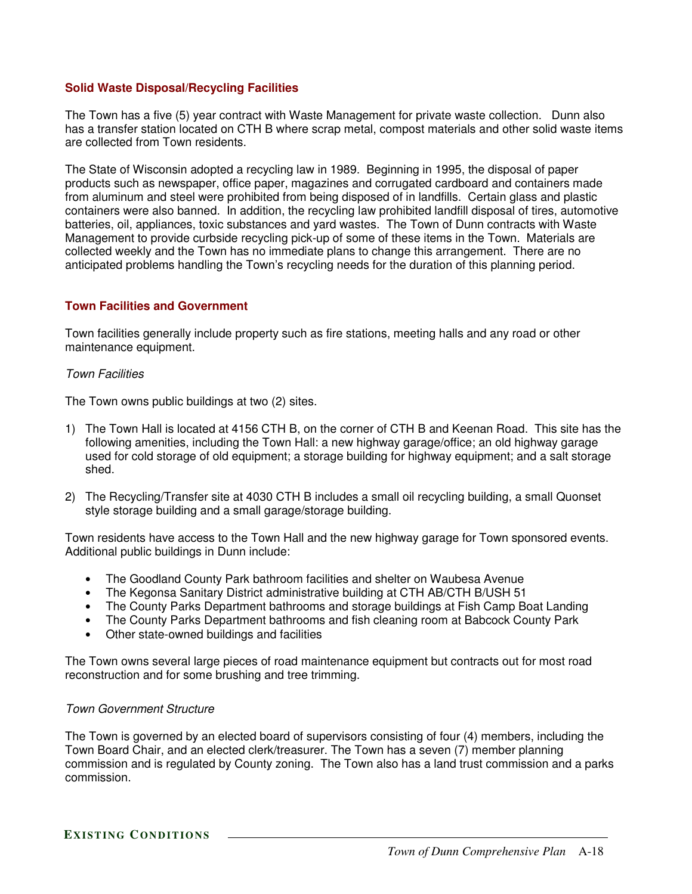### Solid Waste Disposal/Recycling Facilities

The Town has a five (5) year contract with Waste Management for private waste collection. Dunn also has a transfer station located on CTH B where scrap metal, compost materials and other solid waste items are collected from Town residents.

The State of Wisconsin adopted a recycling law in 1989. Beginning in 1995, the disposal of paper products such as newspaper, office paper, magazines and corrugated cardboard and containers made from aluminum and steel were prohibited from being disposed of in landfills. Certain glass and plastic containers were also banned. In addition, the recycling law prohibited landfill disposal of tires, automotive batteries, oil, appliances, toxic substances and yard wastes. The Town of Dunn contracts with Waste Management to provide curbside recycling pick-up of some of these items in the Town. Materials are collected weekly and the Town has no immediate plans to change this arrangement. There are no anticipated problems handling the Town's recycling needs for the duration of this planning period.

### Town Facilities and Government

Town facilities generally include property such as fire stations, meeting halls and any road or other maintenance equipment.

*Town Facilities*

The Town owns public buildings at two (2) sites.

1) The Town Hall is located at 4156 CTH B, on the corner of CTH B and Keenan Road. This site has the following amenities, including the Town Hall: a new highway garage/office; an old highway garage used for cold storage of old equipment; a storage building for highway equipment; and a salt storage shed.

2) The Recycling/Transfer site at 4030 CTH B includes a small oil recycling building, a small Quonset style storage building and a small garage/storage building.

Town residents have access to the Town Hall and the new highway garage for Town sponsored events. Additional public buildings in Dunn include:

- The Goodland County Park bathroom facilities and shelter on Waubesa Avenue
- The Kegonsa Sanitary District administrative building at CTH AB/CTH B/USH 51
- The County Parks Department bathrooms and storage buildings at Fish Camp Boat Landing
- The County Parks Department bathrooms and fish cleaning room at Babcock County Park
- Other state-owned buildings and facilities

The Town owns several large pieces of road maintenance equipment but contracts out for most road reconstruction and for some brushing and tree trimming.

*Town Government Structure*

The Town is governed by an elected board of supervisors consisting of four (4) members, including the Town Board Chair, and an elected clerk/treasurer. The Town has a seven (7) member planning commission and is regulated by County zoning. The Town also has a land trust commission and a parks commission.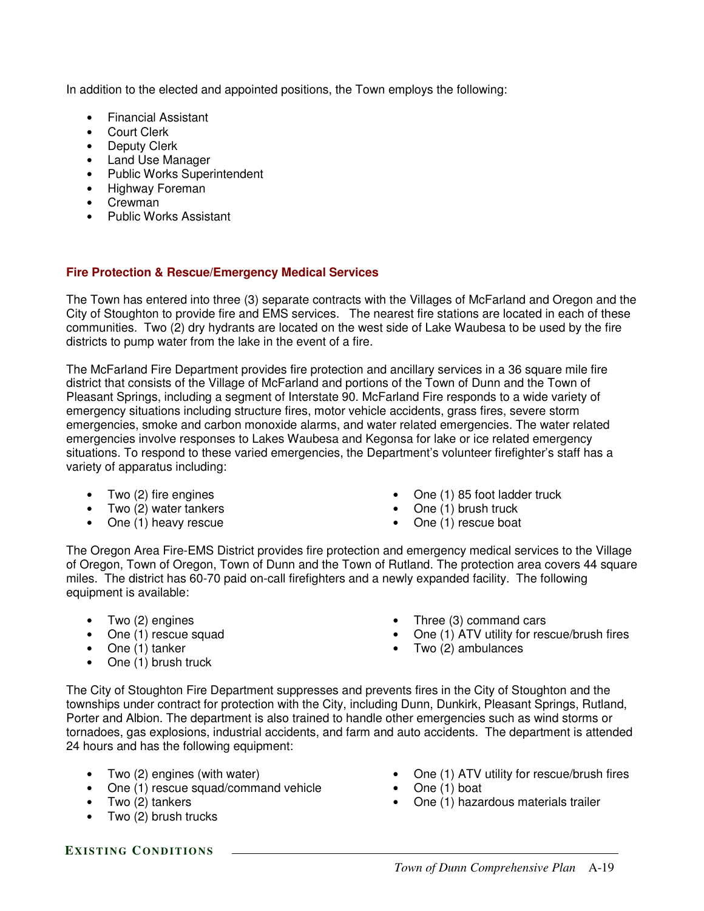In addition to the elected and appointed positions, the Town employs the following:

- Financial Assistant
- Court Clerk
- Deputy Clerk
- Land Use Manager
- Public Works Superintendent
- Highway Foreman
- Crewman
- Public Works Assistant

### Fire Protection & Rescue/Emergency Medical Services

The Town has entered into three (3) separate contracts with the Villages of McFarland and Oregon and the City of Stoughton to provide fire and EMS services. The nearest fire stations are located in each of these communities. Two (2) dry hydrants are located on the west side of Lake Waubesa to be used by the fire districts to pump water from the lake in the event of a fire.

The McFarland Fire Department provides fire protection and ancillary services in a 36 square mile fire district that consists of the Village of McFarland and portions of the Town of Dunn and the Town of Pleasant Springs, including a segment of Interstate 90. McFarland Fire responds to a wide variety of emergency situations including structure fires, motor vehicle accidents, grass fires, severe storm emergencies, smoke and carbon monoxide alarms, and water related emergencies. The water related emergencies involve responses to Lakes Waubesa and Kegonsa for lake or ice related emergency situations. To respond to these varied emergencies, the Department's volunteer firefighter's staff has a variety of apparatus including:

- Two (2) fire engines
- Two (2) water tankers
- One (1) heavy rescue
- One (1) 85 foot ladder truck
- One (1) brush truck
- One (1) rescue boat

The Oregon Area Fire-EMS District provides fire protection and emergency medical services to the Village of Oregon, Town of Oregon, Town of Dunn and the Town of Rutland. The protection area covers 44 square miles. The district has 60-70 paid on-call firefighters and a newly expanded facility. The following equipment is available:

- Two (2) engines
- One (1) rescue squad
- One (1) tanker
- One (1) brush truck
- Three (3) command cars
- One (1) ATV utility for rescue/brush fires
- Two (2) ambulances

The City of Stoughton Fire Department suppresses and prevents fires in the City of Stoughton and the townships under contract for protection with the City, including Dunn, Dunkirk, Pleasant Springs, Rutland, Porter and Albion. The department is also trained to handle other emergencies such as wind storms or tornadoes, gas explosions, industrial accidents, and farm and auto accidents. The department is attended 24 hours and has the following equipment:

- Two (2) engines (with water)
- One (1) rescue squad/command vehicle
- Two (2) tankers
- Two (2) brush trucks
- One (1) ATV utility for rescue/brush fires
- One (1) boat
- One (1) hazardous materials trailer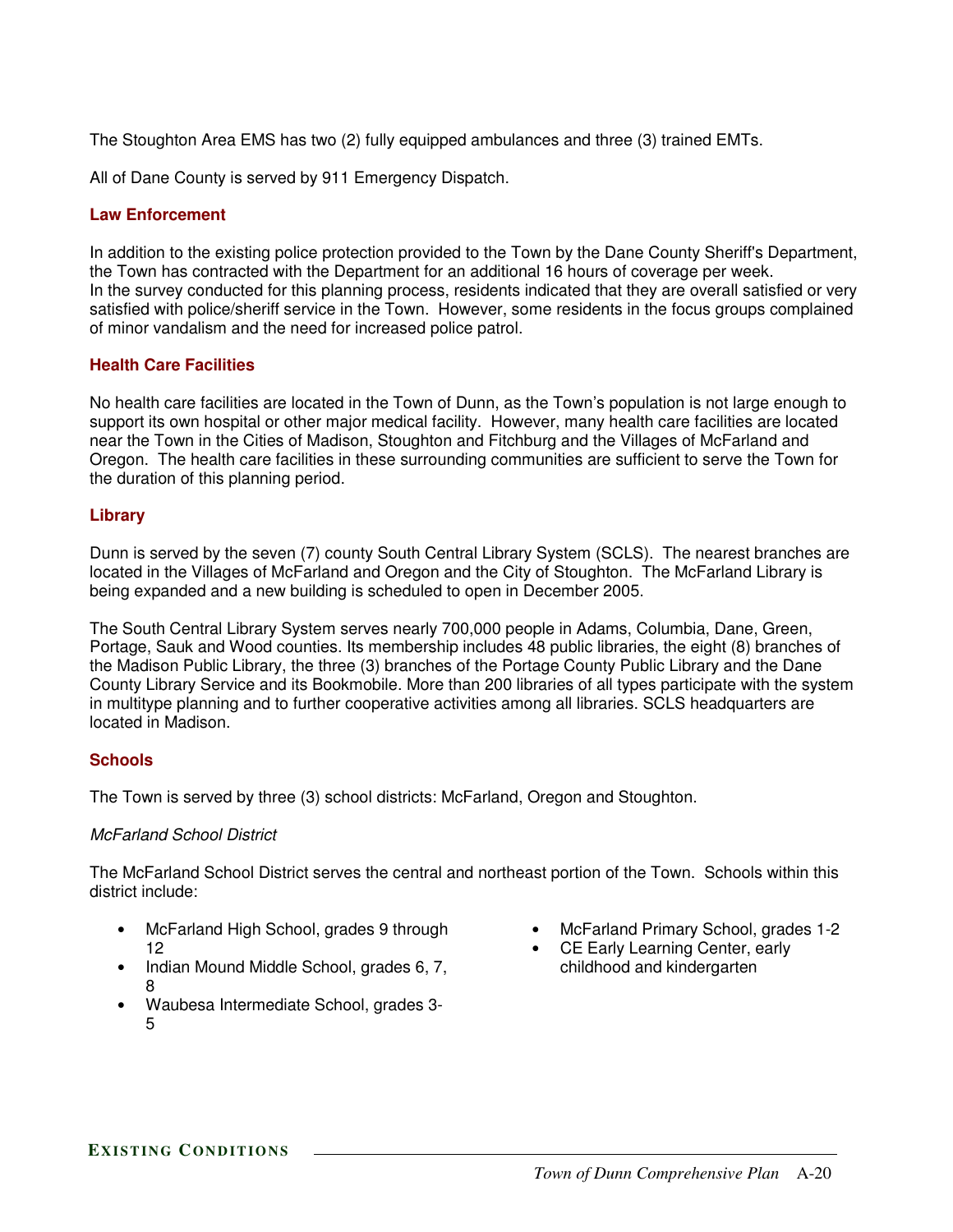The Stoughton Area EMS has two (2) fully equipped ambulances and three (3) trained EMTs.

All of Dane County is served by 911 Emergency Dispatch.

### Law Enforcement

In addition to the existing police protection provided to the Town by the Dane County Sheriff's Department, the Town has contracted with the Department for an additional 16 hours of coverage per week.
In the survey conducted for this planning process, residents indicated that they are overall satisfied or very satisfied with police/sheriff service in the Town. However, some residents in the focus groups complained of minor vandalism and the need for increased police patrol.

### Health Care Facilities

No health care facilities are located in the Town of Dunn, as the Town's population is not large enough to support its own hospital or other major medical facility. However, many health care facilities are located near the Town in the Cities of Madison, Stoughton and Fitchburg and the Villages of McFarland and Oregon. The health care facilities in these surrounding communities are sufficient to serve the Town for the duration of this planning period.

### Library

Dunn is served by the seven (7) county South Central Library System (SCLS). The nearest branches are located in the Villages of McFarland and Oregon and the City of Stoughton. The McFarland Library is being expanded and a new building is scheduled to open in December 2005.

The South Central Library System serves nearly 700,000 people in Adams, Columbia, Dane, Green, Portage, Sauk and Wood counties. Its membership includes 48 public libraries, the eight (8) branches of the Madison Public Library, the three (3) branches of the Portage County Public Library and the Dane County Library Service and its Bookmobile. More than 200 libraries of all types participate with the system in multitype planning and to further cooperative activities among all libraries. SCLS headquarters are located in Madison.

### Schools

The Town is served by three (3) school districts: McFarland, Oregon and Stoughton.

*McFarland School District*

The McFarland School District serves the central and northeast portion of the Town. Schools within this district include:

- McFarland High School, grades 9 through 12
- Indian Mound Middle School, grades 6, 7, 8
- Waubesa Intermediate School, grades 3-5
- McFarland Primary School, grades 1-2
- CE Early Learning Center, early childhood and kindergarten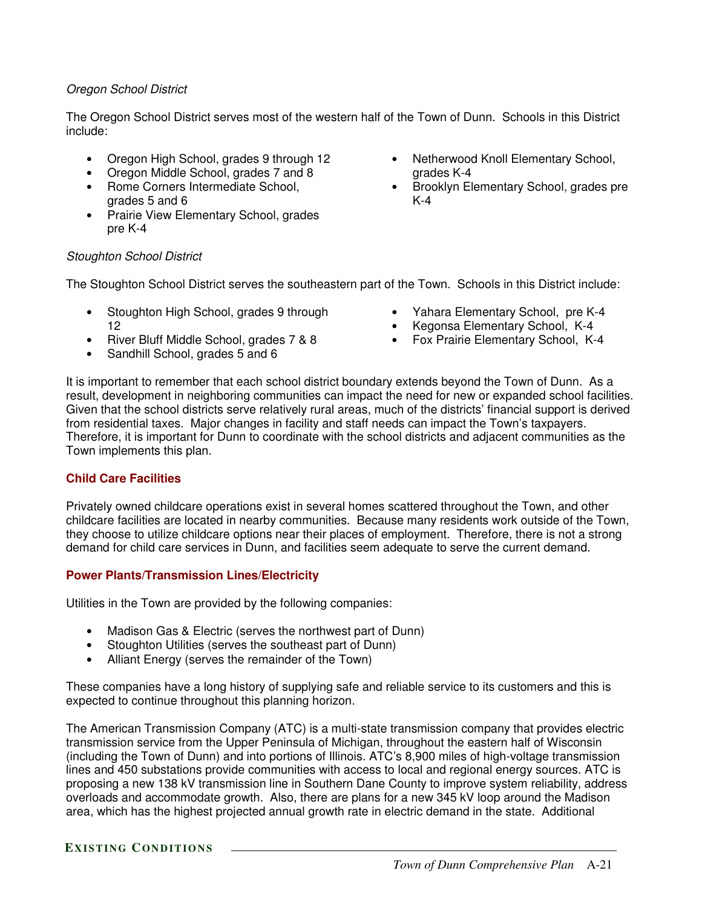*Oregon School District*

The Oregon School District serves most of the western half of the Town of Dunn. Schools in this District include:

- Oregon High School, grades 9 through 12
- Oregon Middle School, grades 7 and 8
- Rome Corners Intermediate School, grades 5 and 6
- Prairie View Elementary School, grades pre K-4
- Netherwood Knoll Elementary School, grades K-4
- Brooklyn Elementary School, grades pre K-4

*Stoughton School District*

The Stoughton School District serves the southeastern part of the Town. Schools in this District include:

- Stoughton High School, grades 9 through 12
- River Bluff Middle School, grades 7 & 8
- Sandhill School, grades 5 and 6
- Yahara Elementary School, pre K-4
- Kegonsa Elementary School, K-4
- Fox Prairie Elementary School, K-4

It is important to remember that each school district boundary extends beyond the Town of Dunn. As a result, development in neighboring communities can impact the need for new or expanded school facilities. Given that the school districts serve relatively rural areas, much of the districts' financial support is derived from residential taxes. Major changes in facility and staff needs can impact the Town's taxpayers. Therefore, it is important for Dunn to coordinate with the school districts and adjacent communities as the Town implements this plan.

**Child Care Facilities**

Privately owned childcare operations exist in several homes scattered throughout the Town, and other childcare facilities are located in nearby communities. Because many residents work outside of the Town, they choose to utilize childcare options near their places of employment. Therefore, there is not a strong demand for child care services in Dunn, and facilities seem adequate to serve the current demand.

**Power Plants/Transmission Lines/Electricity**

Utilities in the Town are provided by the following companies:

- Madison Gas & Electric (serves the northwest part of Dunn)
- Stoughton Utilities (serves the southeast part of Dunn)
- Alliant Energy (serves the remainder of the Town)

These companies have a long history of supplying safe and reliable service to its customers and this is expected to continue throughout this planning horizon.

The American Transmission Company (ATC) is a multi-state transmission company that provides electric transmission service from the Upper Peninsula of Michigan, throughout the eastern half of Wisconsin (including the Town of Dunn) and into portions of Illinois. ATC's 8,900 miles of high-voltage transmission lines and 450 substations provide communities with access to local and regional energy sources. ATC is proposing a new 138 kV transmission line in Southern Dane County to improve system reliability, address overloads and accommodate growth. Also, there are plans for a new 345 kV loop around the Madison area, which has the highest projected annual growth rate in electric demand in the state. Additional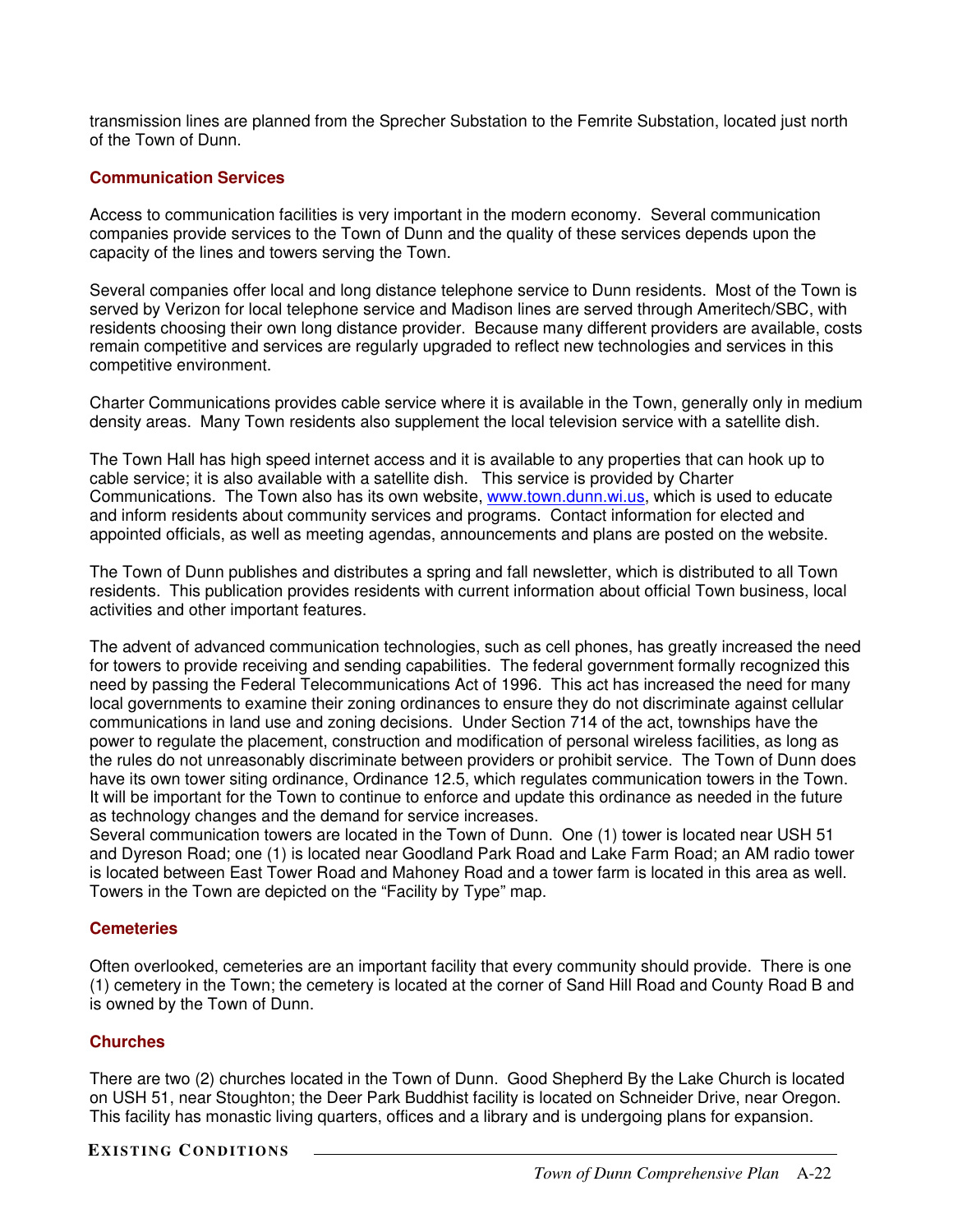transmission lines are planned from the Sprecher Substation to the Femrite Substation, located just north of the Town of Dunn.

### Communication Services

Access to communication facilities is very important in the modern economy. Several communication companies provide services to the Town of Dunn and the quality of these services depends upon the capacity of the lines and towers serving the Town.

Several companies offer local and long distance telephone service to Dunn residents. Most of the Town is served by Verizon for local telephone service and Madison lines are served through Ameritech/SBC, with residents choosing their own long distance provider. Because many different providers are available, costs remain competitive and services are regularly upgraded to reflect new technologies and services in this competitive environment.

Charter Communications provides cable service where it is available in the Town, generally only in medium density areas. Many Town residents also supplement the local television service with a satellite dish.

The Town Hall has high speed internet access and it is available to any properties that can hook up to cable service; it is also available with a satellite dish. This service is provided by Charter Communications. The Town also has its own website, [www.town.dunn.wi.us](http://www.town.dunn.wi.us), which is used to educate and inform residents about community services and programs. Contact information for elected and appointed officials, as well as meeting agendas, announcements and plans are posted on the website.

The Town of Dunn publishes and distributes a spring and fall newsletter, which is distributed to all Town residents. This publication provides residents with current information about official Town business, local activities and other important features.

The advent of advanced communication technologies, such as cell phones, has greatly increased the need for towers to provide receiving and sending capabilities. The federal government formally recognized this need by passing the Federal Telecommunications Act of 1996. This act has increased the need for many local governments to examine their zoning ordinances to ensure they do not discriminate against cellular communications in land use and zoning decisions. Under Section 714 of the act, townships have the power to regulate the placement, construction and modification of personal wireless facilities, as long as the rules do not unreasonably discriminate between providers or prohibit service. The Town of Dunn does have its own tower siting ordinance, Ordinance 12.5, which regulates communication towers in the Town. It will be important for the Town to continue to enforce and update this ordinance as needed in the future as technology changes and the demand for service increases.

Several communication towers are located in the Town of Dunn. One (1) tower is located near USH 51 and Dyreson Road; one (1) is located near Goodland Park Road and Lake Farm Road; an AM radio tower is located between East Tower Road and Mahoney Road and a tower farm is located in this area as well. Towers in the Town are depicted on the “Facility by Type” map.

### Cemeteries

Often overlooked, cemeteries are an important facility that every community should provide. There is one (1) cemetery in the Town; the cemetery is located at the corner of Sand Hill Road and County Road B and is owned by the Town of Dunn.

### Churches

There are two (2) churches located in the Town of Dunn. Good Shepherd By the Lake Church is located on USH 51, near Stoughton; the Deer Park Buddhist facility is located on Schneider Drive, near Oregon. This facility has monastic living quarters, offices and a library and is undergoing plans for expansion.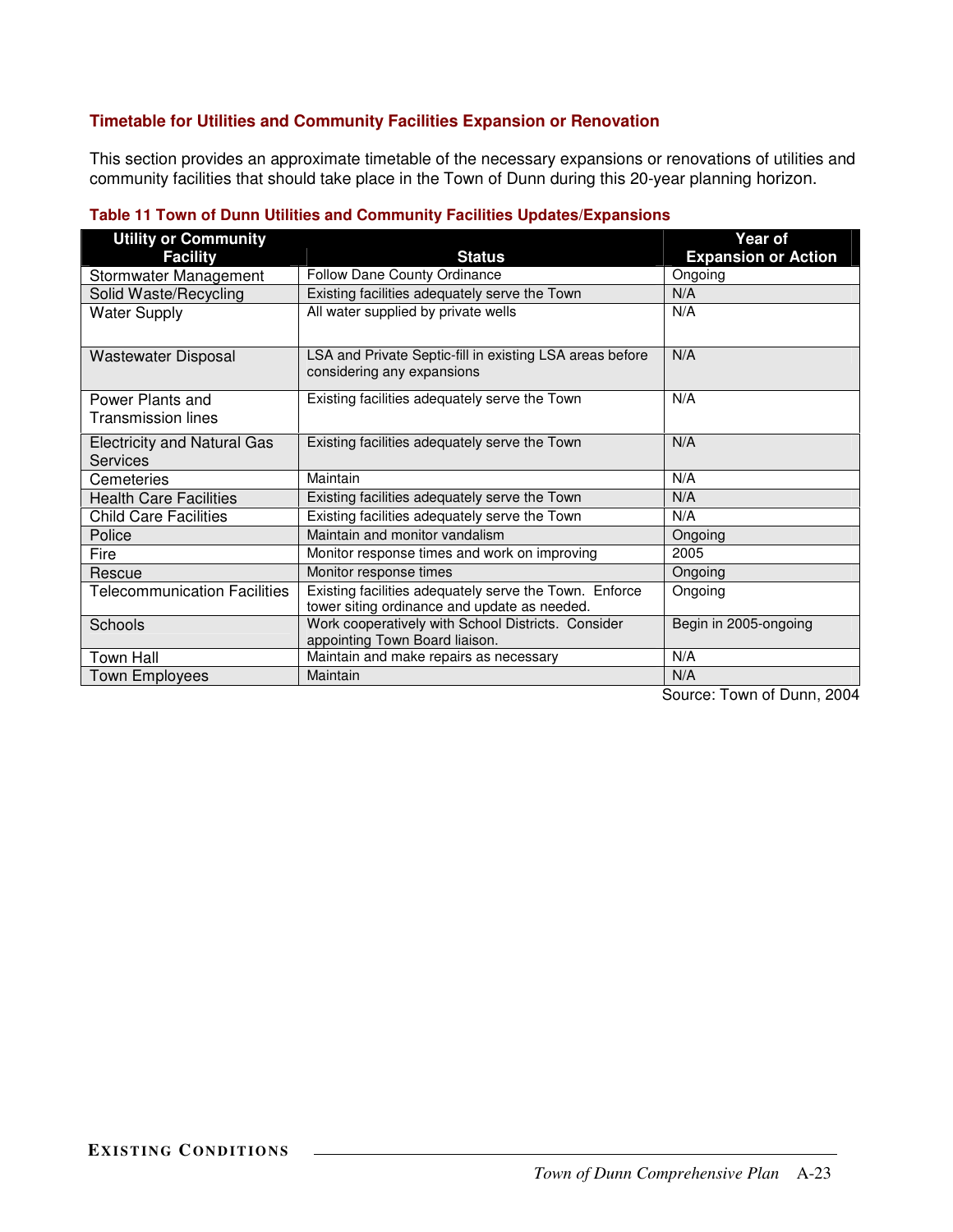### Timetable for Utilities and Community Facilities Expansion or Renovation

This section provides an approximate timetable of the necessary expansions or renovations of utilities and community facilities that should take place in the Town of Dunn during this 20-year planning horizon.

**Table 11 Town of Dunn Utilities and Community Facilities Updates/Expansions**

| Utility or Community Facility | Status | Year of Expansion or Action |
|---|---|---|
| Stormwater Management | Follow Dane County Ordinance | Ongoing |
| Solid Waste/Recycling | Existing facilities adequately serve the Town | N/A |
| Water Supply | All water supplied by private wells | N/A |
| Wastewater Disposal | LSA and Private Septic-fill in existing LSA areas before considering any expansions | N/A |
| Power Plants and Transmission lines | Existing facilities adequately serve the Town | N/A |
| Electricity and Natural Gas Services | Existing facilities adequately serve the Town | N/A |
| Cemeteries | Maintain | N/A |
| Health Care Facilities | Existing facilities adequately serve the Town | N/A |
| Child Care Facilities | Existing facilities adequately serve the Town | N/A |
| Police | Maintain and monitor vandalism | Ongoing |
| Fire | Monitor response times and work on improving | 2005 |
| Rescue | Monitor response times | Ongoing |
| Telecommunication Facilities | Existing facilities adequately serve the Town. Enforce tower siting ordinance and update as needed. | Ongoing |
| Schools | Work cooperatively with School Districts. Consider appointing Town Board liaison. | Begin in 2005-ongoing |
| Town Hall | Maintain and make repairs as necessary | N/A |
| Town Employees | Maintain | N/A |

Source: Town of Dunn, 2004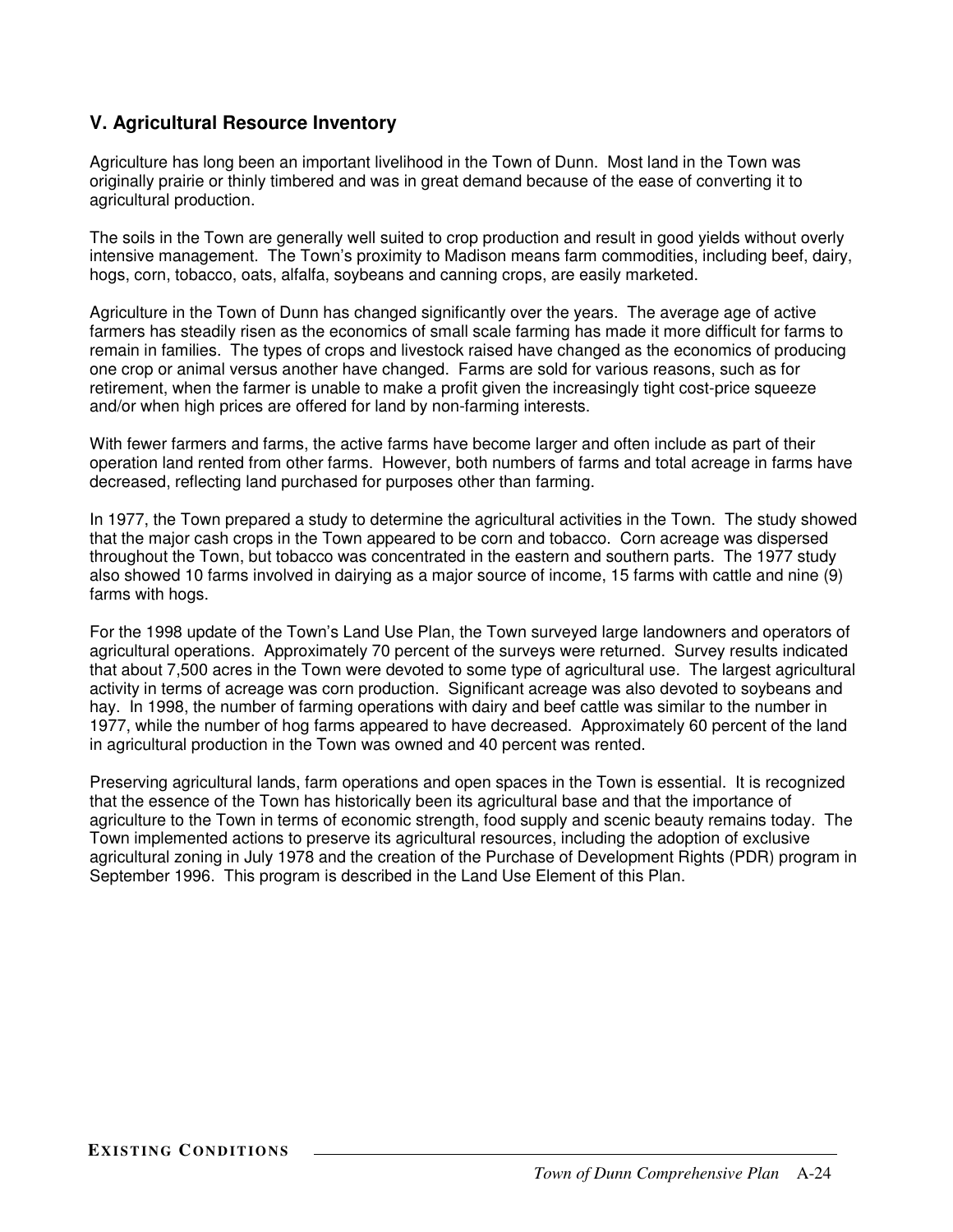## V. Agricultural Resource Inventory

Agriculture has long been an important livelihood in the Town of Dunn. Most land in the Town was originally prairie or thinly timbered and was in great demand because of the ease of converting it to agricultural production.

The soils in the Town are generally well suited to crop production and result in good yields without overly intensive management. The Town's proximity to Madison means farm commodities, including beef, dairy, hogs, corn, tobacco, oats, alfalfa, soybeans and canning crops, are easily marketed.

Agriculture in the Town of Dunn has changed significantly over the years. The average age of active farmers has steadily risen as the economics of small scale farming has made it more difficult for farms to remain in families. The types of crops and livestock raised have changed as the economics of producing one crop or animal versus another have changed. Farms are sold for various reasons, such as for retirement, when the farmer is unable to make a profit given the increasingly tight cost-price squeeze and/or when high prices are offered for land by non-farming interests.

With fewer farmers and farms, the active farms have become larger and often include as part of their operation land rented from other farms. However, both numbers of farms and total acreage in farms have decreased, reflecting land purchased for purposes other than farming.

In 1977, the Town prepared a study to determine the agricultural activities in the Town. The study showed that the major cash crops in the Town appeared to be corn and tobacco. Corn acreage was dispersed throughout the Town, but tobacco was concentrated in the eastern and southern parts. The 1977 study also showed 10 farms involved in dairying as a major source of income, 15 farms with cattle and nine (9) farms with hogs.

For the 1998 update of the Town's Land Use Plan, the Town surveyed large landowners and operators of agricultural operations. Approximately 70 percent of the surveys were returned. Survey results indicated that about 7,500 acres in the Town were devoted to some type of agricultural use. The largest agricultural activity in terms of acreage was corn production. Significant acreage was also devoted to soybeans and hay. In 1998, the number of farming operations with dairy and beef cattle was similar to the number in 1977, while the number of hog farms appeared to have decreased. Approximately 60 percent of the land in agricultural production in the Town was owned and 40 percent was rented.

Preserving agricultural lands, farm operations and open spaces in the Town is essential. It is recognized that the essence of the Town has historically been its agricultural base and that the importance of agriculture to the Town in terms of economic strength, food supply and scenic beauty remains today. The Town implemented actions to preserve its agricultural resources, including the adoption of exclusive agricultural zoning in July 1978 and the creation of the Purchase of Development Rights (PDR) program in September 1996. This program is described in the Land Use Element of this Plan.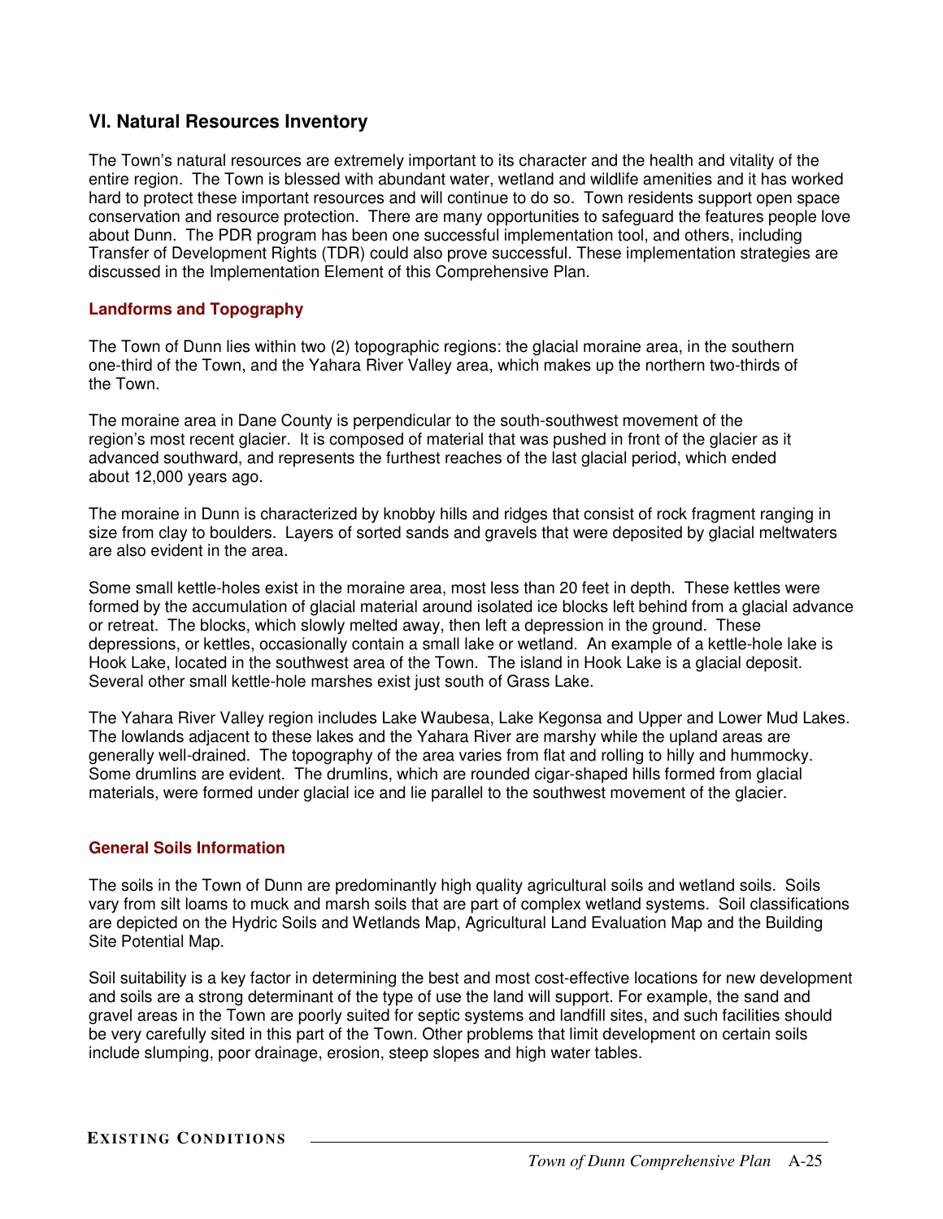## VI. Natural Resources Inventory

The Town's natural resources are extremely important to its character and the health and vitality of the entire region. The Town is blessed with abundant water, wetland and wildlife amenities and it has worked hard to protect these important resources and will continue to do so. Town residents support open space conservation and resource protection. There are many opportunities to safeguard the features people love about Dunn. The PDR program has been one successful implementation tool, and others, including Transfer of Development Rights (TDR) could also prove successful. These implementation strategies are discussed in the Implementation Element of this Comprehensive Plan.

### Landforms and Topography

The Town of Dunn lies within two (2) topographic regions: the glacial moraine area, in the southern one-third of the Town, and the Yahara River Valley area, which makes up the northern two-thirds of the Town.

The moraine area in Dane County is perpendicular to the south-southwest movement of the region's most recent glacier. It is composed of material that was pushed in front of the glacier as it advanced southward, and represents the furthest reaches of the last glacial period, which ended about 12,000 years ago.

The moraine in Dunn is characterized by knobby hills and ridges that consist of rock fragment ranging in size from clay to boulders. Layers of sorted sands and gravels that were deposited by glacial meltwaters are also evident in the area.

Some small kettle-holes exist in the moraine area, most less than 20 feet in depth. These kettles were formed by the accumulation of glacial material around isolated ice blocks left behind from a glacial advance or retreat. The blocks, which slowly melted away, then left a depression in the ground. These depressions, or kettles, occasionally contain a small lake or wetland. An example of a kettle-hole lake is Hook Lake, located in the southwest area of the Town. The island in Hook Lake is a glacial deposit. Several other small kettle-hole marshes exist just south of Grass Lake.

The Yahara River Valley region includes Lake Waubesa, Lake Kegonsa and Upper and Lower Mud Lakes. The lowlands adjacent to these lakes and the Yahara River are marshy while the upland areas are generally well-drained. The topography of the area varies from flat and rolling to hilly and hummocky. Some drumlins are evident. The drumlins, which are rounded cigar-shaped hills formed from glacial materials, were formed under glacial ice and lie parallel to the southwest movement of the glacier.

### General Soils Information

The soils in the Town of Dunn are predominantly high quality agricultural soils and wetland soils. Soils vary from silt loams to muck and marsh soils that are part of complex wetland systems. Soil classifications are depicted on the Hydric Soils and Wetlands Map, Agricultural Land Evaluation Map and the Building Site Potential Map.

Soil suitability is a key factor in determining the best and most cost-effective locations for new development and soils are a strong determinant of the type of use the land will support. For example, the sand and gravel areas in the Town are poorly suited for septic systems and landfill sites, and such facilities should be very carefully sited in this part of the Town. Other problems that limit development on certain soils include slumping, poor drainage, erosion, steep slopes and high water tables.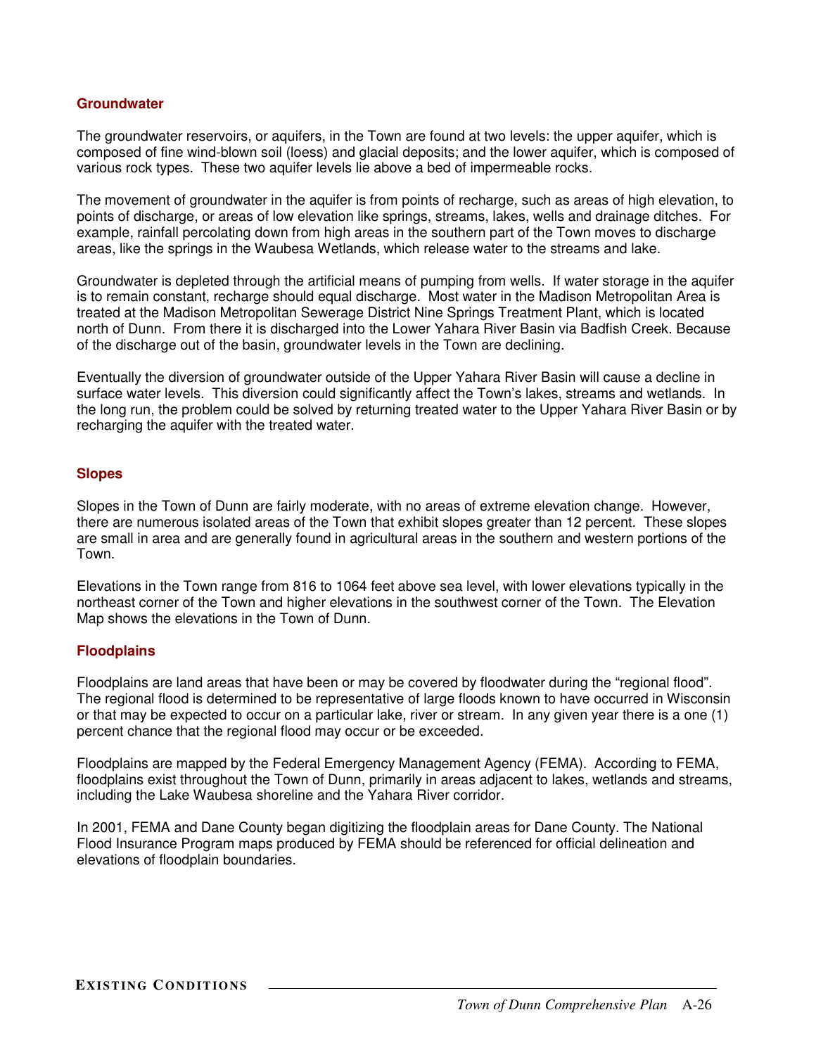## Groundwater

The groundwater reservoirs, or aquifers, in the Town are found at two levels: the upper aquifer, which is composed of fine wind-blown soil (loess) and glacial deposits; and the lower aquifer, which is composed of various rock types. These two aquifer levels lie above a bed of impermeable rocks.

The movement of groundwater in the aquifer is from points of recharge, such as areas of high elevation, to points of discharge, or areas of low elevation like springs, streams, lakes, wells and drainage ditches. For example, rainfall percolating down from high areas in the southern part of the Town moves to discharge areas, like the springs in the Waubesa Wetlands, which release water to the streams and lake.

Groundwater is depleted through the artificial means of pumping from wells. If water storage in the aquifer is to remain constant, recharge should equal discharge. Most water in the Madison Metropolitan Area is treated at the Madison Metropolitan Sewerage District Nine Springs Treatment Plant, which is located north of Dunn. From there it is discharged into the Lower Yahara River Basin via Badfish Creek. Because of the discharge out of the basin, groundwater levels in the Town are declining.

Eventually the diversion of groundwater outside of the Upper Yahara River Basin will cause a decline in surface water levels. This diversion could significantly affect the Town's lakes, streams and wetlands. In the long run, the problem could be solved by returning treated water to the Upper Yahara River Basin or by recharging the aquifer with the treated water.

## Slopes

Slopes in the Town of Dunn are fairly moderate, with no areas of extreme elevation change. However, there are numerous isolated areas of the Town that exhibit slopes greater than 12 percent. These slopes are small in area and are generally found in agricultural areas in the southern and western portions of the Town.

Elevations in the Town range from 816 to 1064 feet above sea level, with lower elevations typically in the northeast corner of the Town and higher elevations in the southwest corner of the Town. The Elevation Map shows the elevations in the Town of Dunn.

## Floodplains

Floodplains are land areas that have been or may be covered by floodwater during the "regional flood". The regional flood is determined to be representative of large floods known to have occurred in Wisconsin or that may be expected to occur on a particular lake, river or stream. In any given year there is a one (1) percent chance that the regional flood may occur or be exceeded.

Floodplains are mapped by the Federal Emergency Management Agency (FEMA). According to FEMA, floodplains exist throughout the Town of Dunn, primarily in areas adjacent to lakes, wetlands and streams, including the Lake Waubesa shoreline and the Yahara River corridor.

In 2001, FEMA and Dane County began digitizing the floodplain areas for Dane County. The National Flood Insurance Program maps produced by FEMA should be referenced for official delineation and elevations of floodplain boundaries.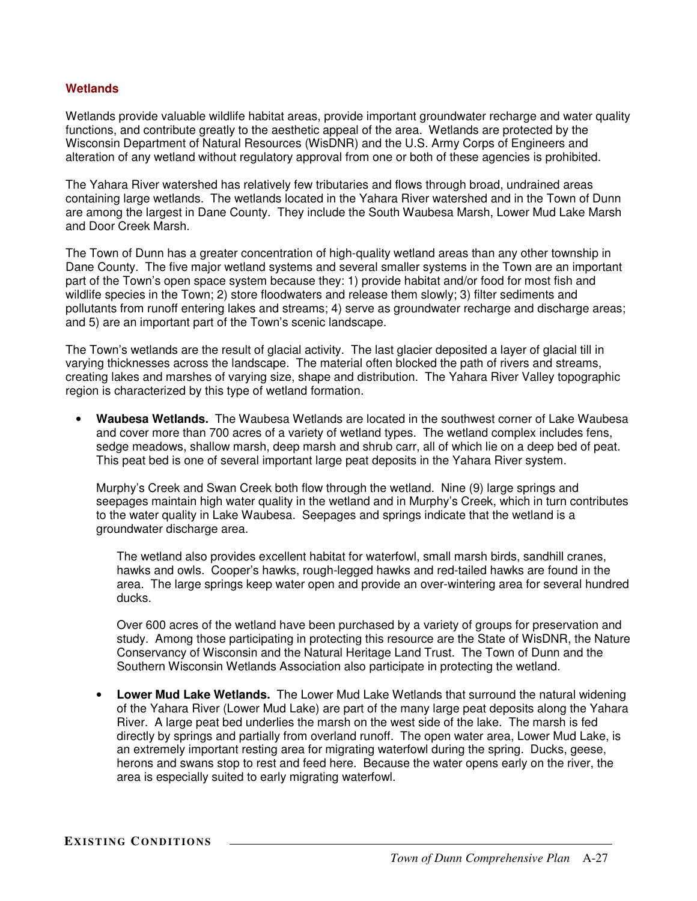## Wetlands

Wetlands provide valuable wildlife habitat areas, provide important groundwater recharge and water quality functions, and contribute greatly to the aesthetic appeal of the area. Wetlands are protected by the Wisconsin Department of Natural Resources (WisDNR) and the U.S. Army Corps of Engineers and alteration of any wetland without regulatory approval from one or both of these agencies is prohibited.

The Yahara River watershed has relatively few tributaries and flows through broad, undrained areas containing large wetlands. The wetlands located in the Yahara River watershed and in the Town of Dunn are among the largest in Dane County. They include the South Waubesa Marsh, Lower Mud Lake Marsh and Door Creek Marsh.

The Town of Dunn has a greater concentration of high-quality wetland areas than any other township in Dane County. The five major wetland systems and several smaller systems in the Town are an important part of the Town's open space system because they: 1) provide habitat and/or food for most fish and wildlife species in the Town; 2) store floodwaters and release them slowly; 3) filter sediments and pollutants from runoff entering lakes and streams; 4) serve as groundwater recharge and discharge areas; and 5) are an important part of the Town's scenic landscape.

The Town's wetlands are the result of glacial activity. The last glacier deposited a layer of glacial till in varying thicknesses across the landscape. The material often blocked the path of rivers and streams, creating lakes and marshes of varying size, shape and distribution. The Yahara River Valley topographic region is characterized by this type of wetland formation.

- **Waubesa Wetlands.** The Waubesa Wetlands are located in the southwest corner of Lake Waubesa and cover more than 700 acres of a variety of wetland types. The wetland complex includes fens, sedge meadows, shallow marsh, deep marsh and shrub carr, all of which lie on a deep bed of peat. This peat bed is one of several important large peat deposits in the Yahara River system.

  Murphy's Creek and Swan Creek both flow through the wetland. Nine (9) large springs and seepages maintain high water quality in the wetland and in Murphy's Creek, which in turn contributes to the water quality in Lake Waubesa. Seepages and springs indicate that the wetland is a groundwater discharge area.

  The wetland also provides excellent habitat for waterfowl, small marsh birds, sandhill cranes, hawks and owls. Cooper's hawks, rough-legged hawks and red-tailed hawks are found in the area. The large springs keep water open and provide an over-wintering area for several hundred ducks.

  Over 600 acres of the wetland have been purchased by a variety of groups for preservation and study. Among those participating in protecting this resource are the State of WisDNR, the Nature Conservancy of Wisconsin and the Natural Heritage Land Trust. The Town of Dunn and the Southern Wisconsin Wetlands Association also participate in protecting the wetland.

- **Lower Mud Lake Wetlands.** The Lower Mud Lake Wetlands that surround the natural widening of the Yahara River (Lower Mud Lake) are part of the many large peat deposits along the Yahara River. A large peat bed underlies the marsh on the west side of the lake. The marsh is fed directly by springs and partially from overland runoff. The open water area, Lower Mud Lake, is an extremely important resting area for migrating waterfowl during the spring. Ducks, geese, herons and swans stop to rest and feed here. Because the water opens early on the river, the area is especially suited to early migrating waterfowl.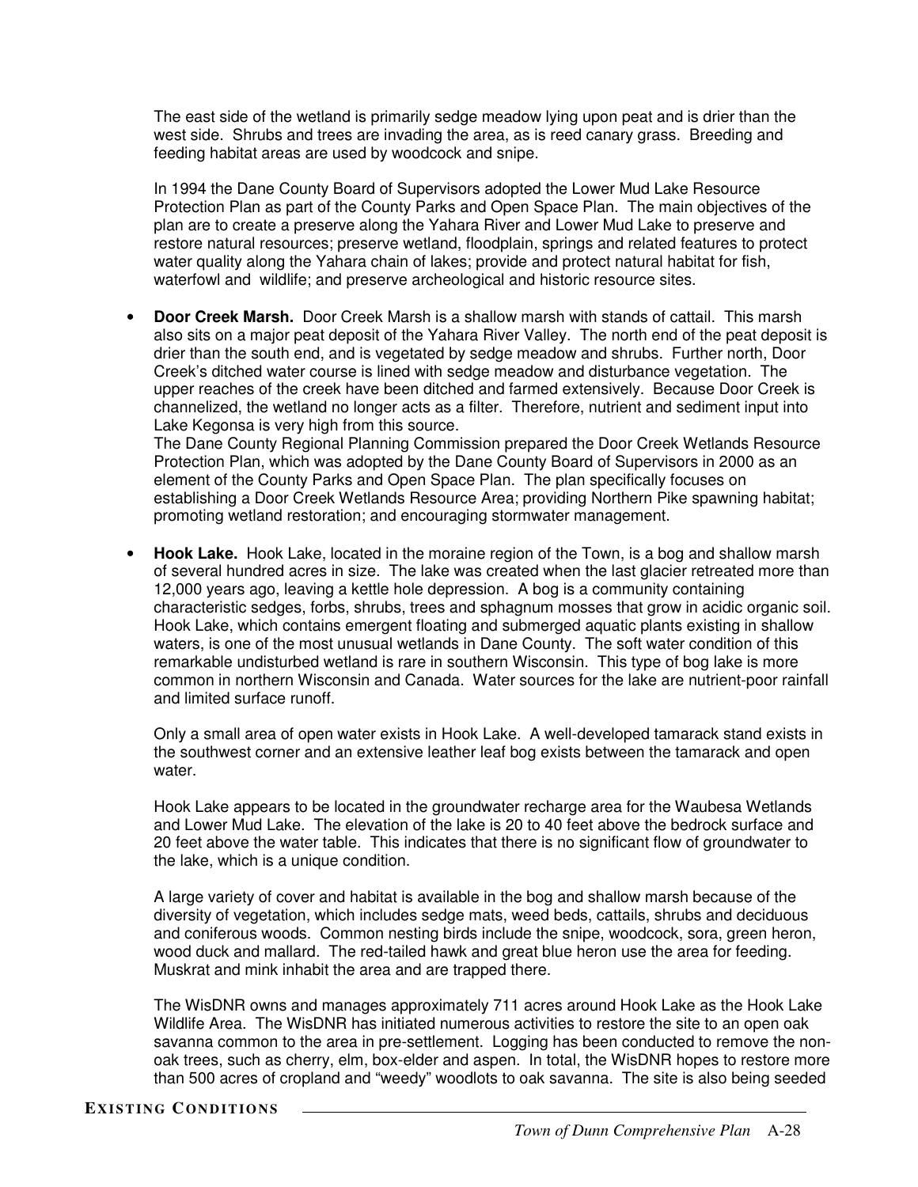The east side of the wetland is primarily sedge meadow lying upon peat and is drier than the west side. Shrubs and trees are invading the area, as is reed canary grass. Breeding and feeding habitat areas are used by woodcock and snipe.

In 1994 the Dane County Board of Supervisors adopted the Lower Mud Lake Resource Protection Plan as part of the County Parks and Open Space Plan. The main objectives of the plan are to create a preserve along the Yahara River and Lower Mud Lake to preserve and restore natural resources; preserve wetland, floodplain, springs and related features to protect water quality along the Yahara chain of lakes; provide and protect natural habitat for fish, waterfowl and wildlife; and preserve archeological and historic resource sites.

- **Door Creek Marsh.** Door Creek Marsh is a shallow marsh with stands of cattail. This marsh also sits on a major peat deposit of the Yahara River Valley. The north end of the peat deposit is drier than the south end, and is vegetated by sedge meadow and shrubs. Further north, Door Creek's ditched water course is lined with sedge meadow and disturbance vegetation. The upper reaches of the creek have been ditched and farmed extensively. Because Door Creek is channelized, the wetland no longer acts as a filter. Therefore, nutrient and sediment input into Lake Kegonsa is very high from this source.
  The Dane County Regional Planning Commission prepared the Door Creek Wetlands Resource Protection Plan, which was adopted by the Dane County Board of Supervisors in 2000 as an element of the County Parks and Open Space Plan. The plan specifically focuses on establishing a Door Creek Wetlands Resource Area; providing Northern Pike spawning habitat; promoting wetland restoration; and encouraging stormwater management.

- **Hook Lake.** Hook Lake, located in the moraine region of the Town, is a bog and shallow marsh of several hundred acres in size. The lake was created when the last glacier retreated more than 12,000 years ago, leaving a kettle hole depression. A bog is a community containing characteristic sedges, forbs, shrubs, trees and sphagnum mosses that grow in acidic organic soil. Hook Lake, which contains emergent floating and submerged aquatic plants existing in shallow waters, is one of the most unusual wetlands in Dane County. The soft water condition of this remarkable undisturbed wetland is rare in southern Wisconsin. This type of bog lake is more common in northern Wisconsin and Canada. Water sources for the lake are nutrient-poor rainfall and limited surface runoff.

  Only a small area of open water exists in Hook Lake. A well-developed tamarack stand exists in the southwest corner and an extensive leather leaf bog exists between the tamarack and open water.

  Hook Lake appears to be located in the groundwater recharge area for the Waubesa Wetlands and Lower Mud Lake. The elevation of the lake is 20 to 40 feet above the bedrock surface and 20 feet above the water table. This indicates that there is no significant flow of groundwater to the lake, which is a unique condition.

  A large variety of cover and habitat is available in the bog and shallow marsh because of the diversity of vegetation, which includes sedge mats, weed beds, cattails, shrubs and deciduous and coniferous woods. Common nesting birds include the snipe, woodcock, sora, green heron, wood duck and mallard. The red-tailed hawk and great blue heron use the area for feeding. Muskrat and mink inhabit the area and are trapped there.

  The WisDNR owns and manages approximately 711 acres around Hook Lake as the Hook Lake Wildlife Area. The WisDNR has initiated numerous activities to restore the site to an open oak savanna common to the area in pre-settlement. Logging has been conducted to remove the non-oak trees, such as cherry, elm, box-elder and aspen. In total, the WisDNR hopes to restore more than 500 acres of cropland and "weedy" woodlots to oak savanna. The site is also being seeded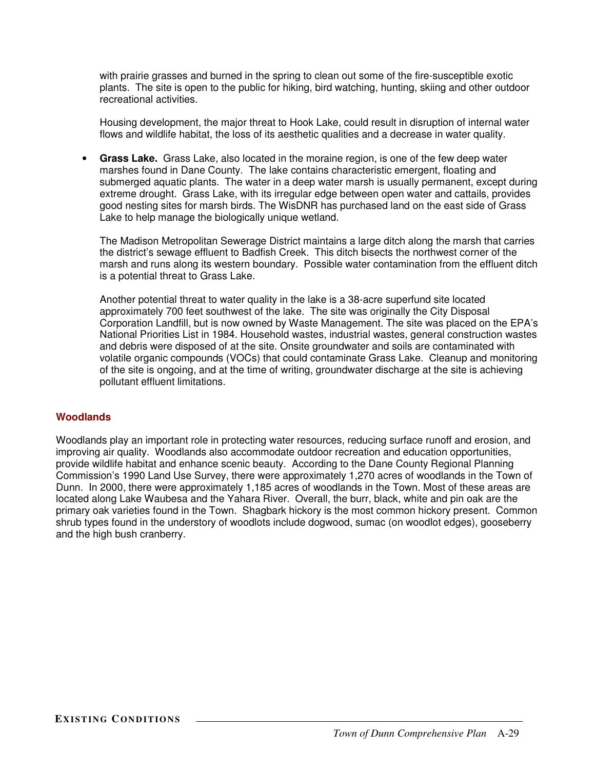with prairie grasses and burned in the spring to clean out some of the fire-susceptible exotic plants. The site is open to the public for hiking, bird watching, hunting, skiing and other outdoor recreational activities.

Housing development, the major threat to Hook Lake, could result in disruption of internal water flows and wildlife habitat, the loss of its aesthetic qualities and a decrease in water quality.

- **Grass Lake.** Grass Lake, also located in the moraine region, is one of the few deep water marshes found in Dane County. The lake contains characteristic emergent, floating and submerged aquatic plants. The water in a deep water marsh is usually permanent, except during extreme drought. Grass Lake, with its irregular edge between open water and cattails, provides good nesting sites for marsh birds. The WisDNR has purchased land on the east side of Grass Lake to help manage the biologically unique wetland.

  The Madison Metropolitan Sewerage District maintains a large ditch along the marsh that carries the district's sewage effluent to Badfish Creek. This ditch bisects the northwest corner of the marsh and runs along its western boundary. Possible water contamination from the effluent ditch is a potential threat to Grass Lake.

  Another potential threat to water quality in the lake is a 38-acre superfund site located approximately 700 feet southwest of the lake. The site was originally the City Disposal Corporation Landfill, but is now owned by Waste Management. The site was placed on the EPA's National Priorities List in 1984. Household wastes, industrial wastes, general construction wastes and debris were disposed of at the site. Onsite groundwater and soils are contaminated with volatile organic compounds (VOCs) that could contaminate Grass Lake. Cleanup and monitoring of the site is ongoing, and at the time of writing, groundwater discharge at the site is achieving pollutant effluent limitations.

## Woodlands

Woodlands play an important role in protecting water resources, reducing surface runoff and erosion, and improving air quality. Woodlands also accommodate outdoor recreation and education opportunities, provide wildlife habitat and enhance scenic beauty. According to the Dane County Regional Planning Commission's 1990 Land Use Survey, there were approximately 1,270 acres of woodlands in the Town of Dunn. In 2000, there were approximately 1,185 acres of woodlands in the Town. Most of these areas are located along Lake Waubesa and the Yahara River. Overall, the burr, black, white and pin oak are the primary oak varieties found in the Town. Shagbark hickory is the most common hickory present. Common shrub types found in the understory of woodlots include dogwood, sumac (on woodlot edges), gooseberry and the high bush cranberry.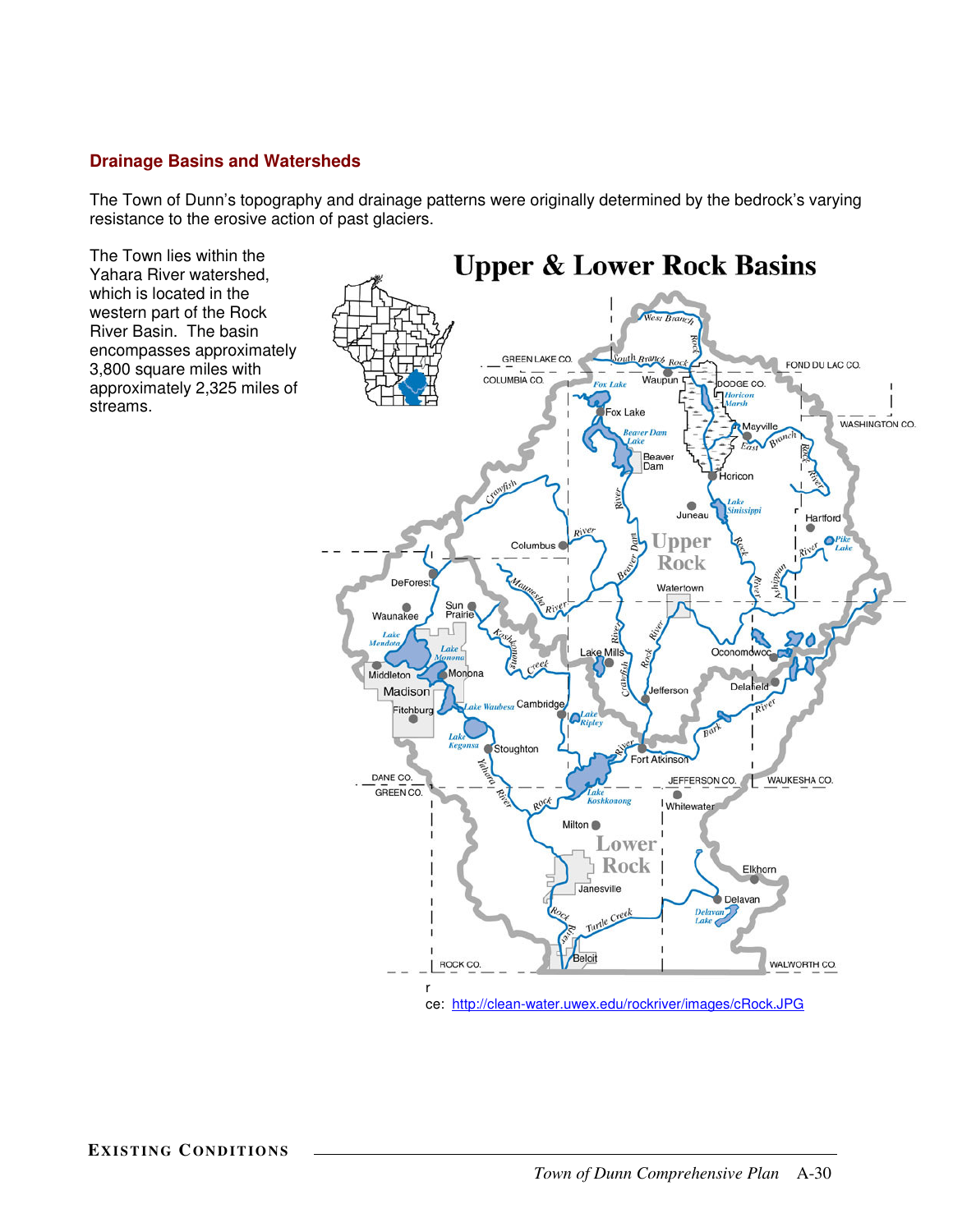## Drainage Basins and Watersheds

The Town of Dunn's topography and drainage patterns were originally determined by the bedrock's varying resistance to the erosive action of past glaciers.

The Town lies within the Yahara River watershed, which is located in the western part of the Rock River Basin. The basin encompasses approximately 3,800 square miles with approximately 2,325 miles of streams.

**Upper & Lower Rock Basins**

r

ce: http://clean-water.uwex.edu/rockriver/images/cRock.JPG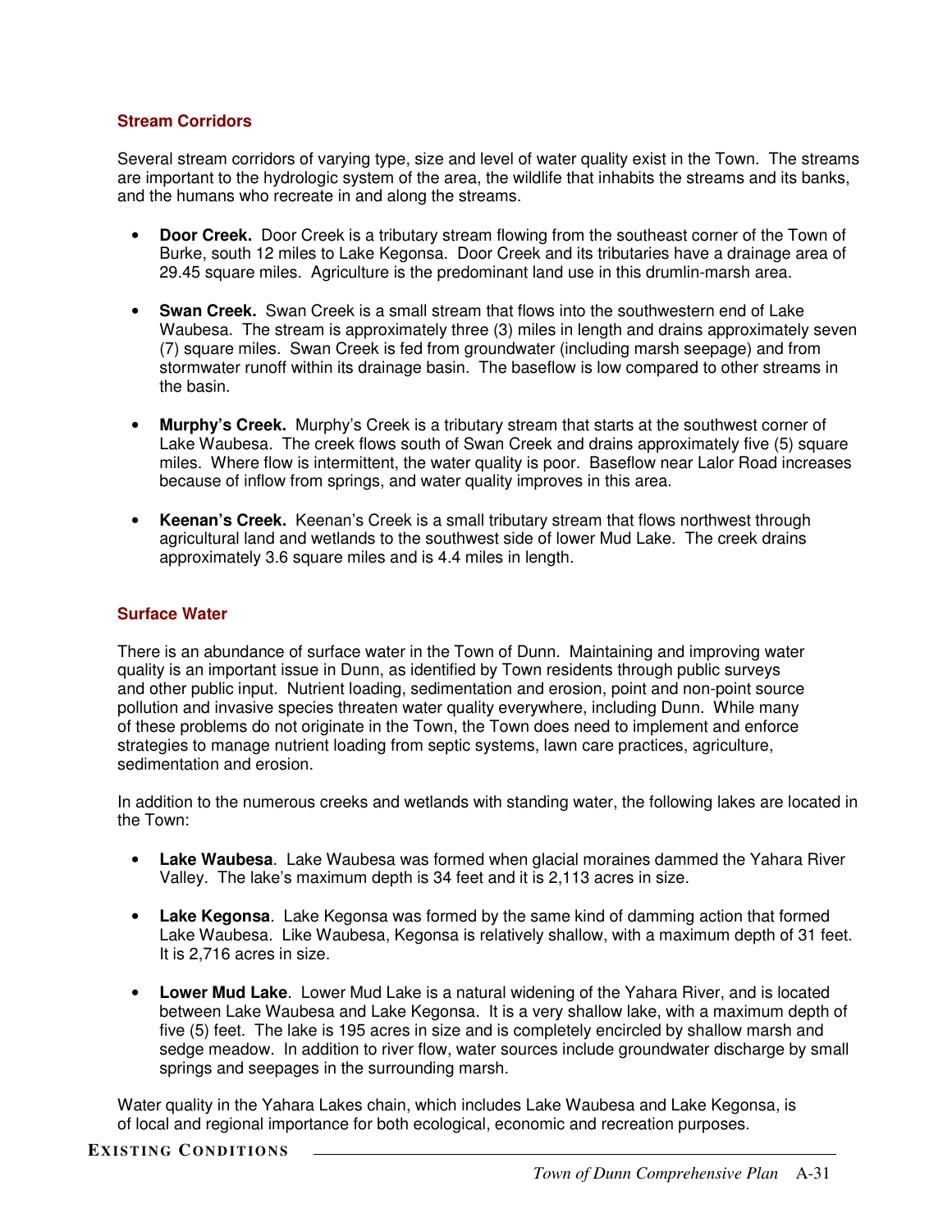### Stream Corridors

Several stream corridors of varying type, size and level of water quality exist in the Town. The streams are important to the hydrologic system of the area, the wildlife that inhabits the streams and its banks, and the humans who recreate in and along the streams.

- **Door Creek.** Door Creek is a tributary stream flowing from the southeast corner of the Town of Burke, south 12 miles to Lake Kegonsa. Door Creek and its tributaries have a drainage area of 29.45 square miles. Agriculture is the predominant land use in this drumlin-marsh area.

- **Swan Creek.** Swan Creek is a small stream that flows into the southwestern end of Lake Waubesa. The stream is approximately three (3) miles in length and drains approximately seven (7) square miles. Swan Creek is fed from groundwater (including marsh seepage) and from stormwater runoff within its drainage basin. The baseflow is low compared to other streams in the basin.

- **Murphy's Creek.** Murphy's Creek is a tributary stream that starts at the southwest corner of Lake Waubesa. The creek flows south of Swan Creek and drains approximately five (5) square miles. Where flow is intermittent, the water quality is poor. Baseflow near Lalor Road increases because of inflow from springs, and water quality improves in this area.

- **Keenan's Creek.** Keenan's Creek is a small tributary stream that flows northwest through agricultural land and wetlands to the southwest side of lower Mud Lake. The creek drains approximately 3.6 square miles and is 4.4 miles in length.

### Surface Water

There is an abundance of surface water in the Town of Dunn. Maintaining and improving water quality is an important issue in Dunn, as identified by Town residents through public surveys and other public input. Nutrient loading, sedimentation and erosion, point and non-point source pollution and invasive species threaten water quality everywhere, including Dunn. While many of these problems do not originate in the Town, the Town does need to implement and enforce strategies to manage nutrient loading from septic systems, lawn care practices, agriculture, sedimentation and erosion.

In addition to the numerous creeks and wetlands with standing water, the following lakes are located in the Town:

- **Lake Waubesa**. Lake Waubesa was formed when glacial moraines dammed the Yahara River Valley. The lake's maximum depth is 34 feet and it is 2,113 acres in size.

- **Lake Kegonsa**. Lake Kegonsa was formed by the same kind of damming action that formed Lake Waubesa. Like Waubesa, Kegonsa is relatively shallow, with a maximum depth of 31 feet. It is 2,716 acres in size.

- **Lower Mud Lake**. Lower Mud Lake is a natural widening of the Yahara River, and is located between Lake Waubesa and Lake Kegonsa. It is a very shallow lake, with a maximum depth of five (5) feet. The lake is 195 acres in size and is completely encircled by shallow marsh and sedge meadow. In addition to river flow, water sources include groundwater discharge by small springs and seepages in the surrounding marsh.

Water quality in the Yahara Lakes chain, which includes Lake Waubesa and Lake Kegonsa, is of local and regional importance for both ecological, economic and recreation purposes.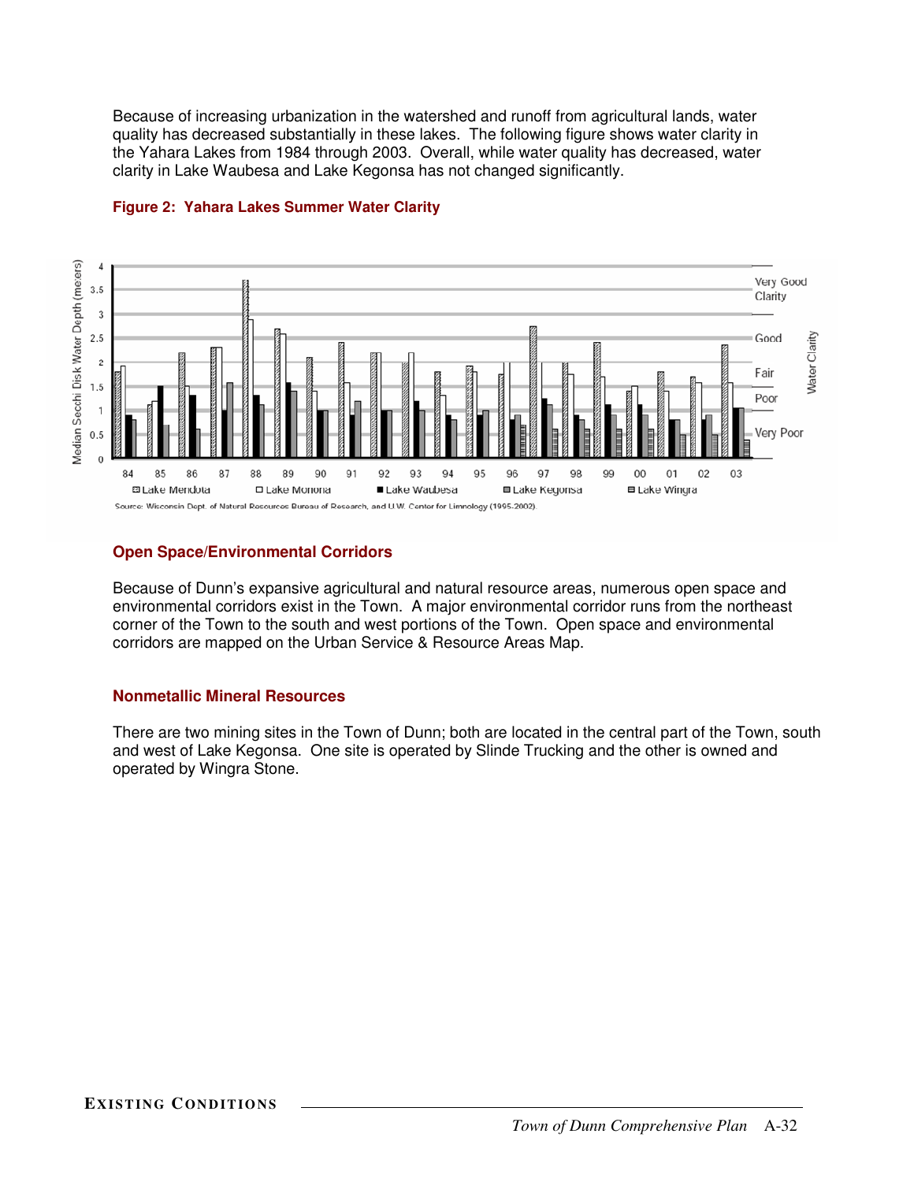Because of increasing urbanization in the watershed and runoff from agricultural lands, water quality has decreased substantially in these lakes. The following figure shows water clarity in the Yahara Lakes from 1984 through 2003. Overall, while water quality has decreased, water clarity in Lake Waubesa and Lake Kegonsa has not changed significantly.

**Figure 2: Yahara Lakes Summer Water Clarity**

Source: Wisconsin Dept. of Natural Resources Bureau of Research, and U.W. Center for Limnology (1995-2002).

### Open Space/Environmental Corridors

Because of Dunn's expansive agricultural and natural resource areas, numerous open space and environmental corridors exist in the Town. A major environmental corridor runs from the northeast corner of the Town to the south and west portions of the Town. Open space and environmental corridors are mapped on the Urban Service & Resource Areas Map.

### Nonmetallic Mineral Resources

There are two mining sites in the Town of Dunn; both are located in the central part of the Town, south and west of Lake Kegonsa. One site is operated by Slinde Trucking and the other is owned and operated by Wingra Stone.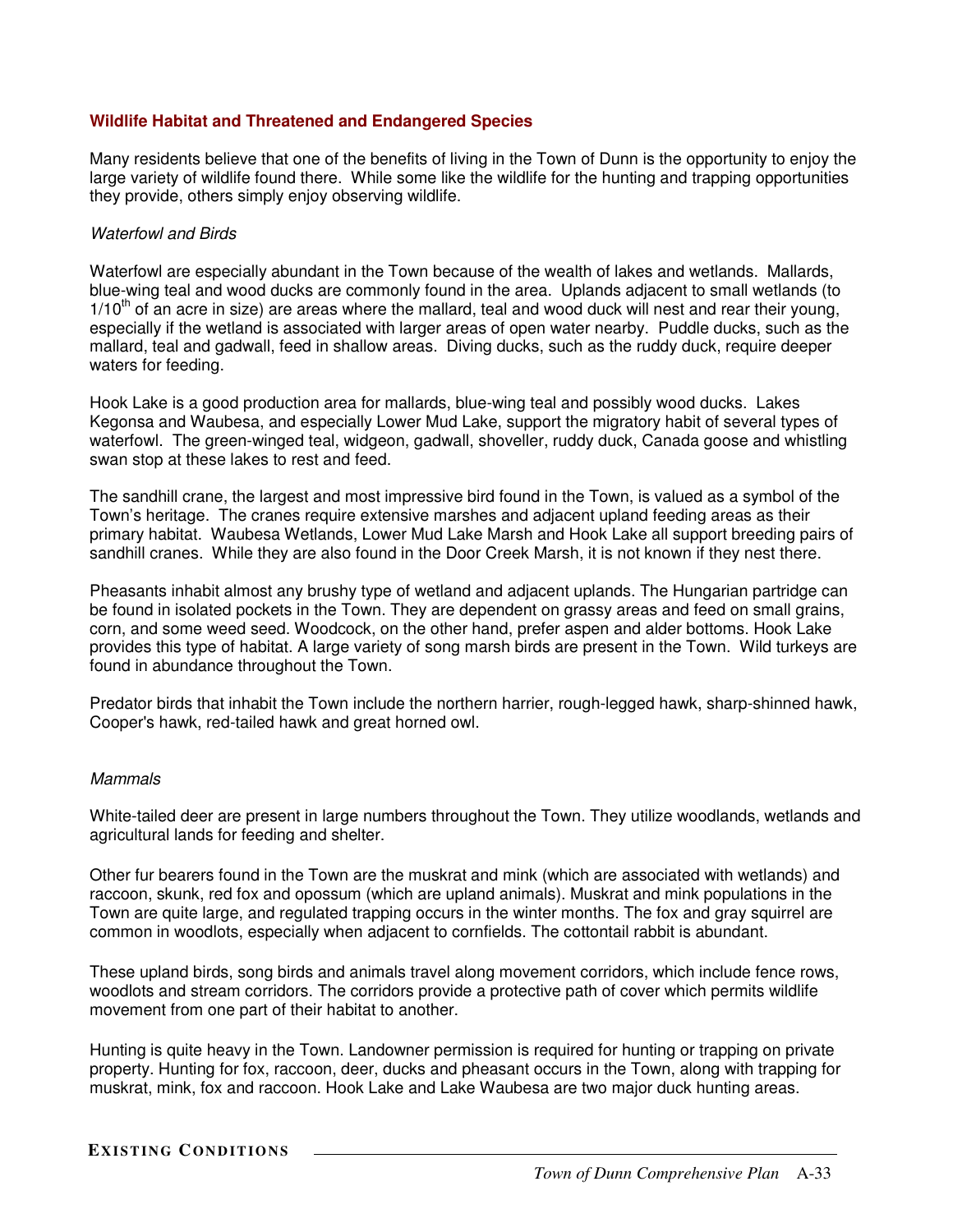## Wildlife Habitat and Threatened and Endangered Species

Many residents believe that one of the benefits of living in the Town of Dunn is the opportunity to enjoy the large variety of wildlife found there. While some like the wildlife for the hunting and trapping opportunities they provide, others simply enjoy observing wildlife.

### *Waterfowl and Birds*

Waterfowl are especially abundant in the Town because of the wealth of lakes and wetlands. Mallards, blue-wing teal and wood ducks are commonly found in the area. Uplands adjacent to small wetlands (to 1/10$^{th}$ of an acre in size) are areas where the mallard, teal and wood duck will nest and rear their young, especially if the wetland is associated with larger areas of open water nearby. Puddle ducks, such as the mallard, teal and gadwall, feed in shallow areas. Diving ducks, such as the ruddy duck, require deeper waters for feeding.

Hook Lake is a good production area for mallards, blue-wing teal and possibly wood ducks. Lakes Kegonsa and Waubesa, and especially Lower Mud Lake, support the migratory habit of several types of waterfowl. The green-winged teal, widgeon, gadwall, shoveller, ruddy duck, Canada goose and whistling swan stop at these lakes to rest and feed.

The sandhill crane, the largest and most impressive bird found in the Town, is valued as a symbol of the Town's heritage. The cranes require extensive marshes and adjacent upland feeding areas as their primary habitat. Waubesa Wetlands, Lower Mud Lake Marsh and Hook Lake all support breeding pairs of sandhill cranes. While they are also found in the Door Creek Marsh, it is not known if they nest there.

Pheasants inhabit almost any brushy type of wetland and adjacent uplands. The Hungarian partridge can be found in isolated pockets in the Town. They are dependent on grassy areas and feed on small grains, corn, and some weed seed. Woodcock, on the other hand, prefer aspen and alder bottoms. Hook Lake provides this type of habitat. A large variety of song marsh birds are present in the Town. Wild turkeys are found in abundance throughout the Town.

Predator birds that inhabit the Town include the northern harrier, rough-legged hawk, sharp-shinned hawk, Cooper's hawk, red-tailed hawk and great horned owl.

### *Mammals*

White-tailed deer are present in large numbers throughout the Town. They utilize woodlands, wetlands and agricultural lands for feeding and shelter.

Other fur bearers found in the Town are the muskrat and mink (which are associated with wetlands) and raccoon, skunk, red fox and opossum (which are upland animals). Muskrat and mink populations in the Town are quite large, and regulated trapping occurs in the winter months. The fox and gray squirrel are common in woodlots, especially when adjacent to cornfields. The cottontail rabbit is abundant.

These upland birds, song birds and animals travel along movement corridors, which include fence rows, woodlots and stream corridors. The corridors provide a protective path of cover which permits wildlife movement from one part of their habitat to another.

Hunting is quite heavy in the Town. Landowner permission is required for hunting or trapping on private property. Hunting for fox, raccoon, deer, ducks and pheasant occurs in the Town, along with trapping for muskrat, mink, fox and raccoon. Hook Lake and Lake Waubesa are two major duck hunting areas.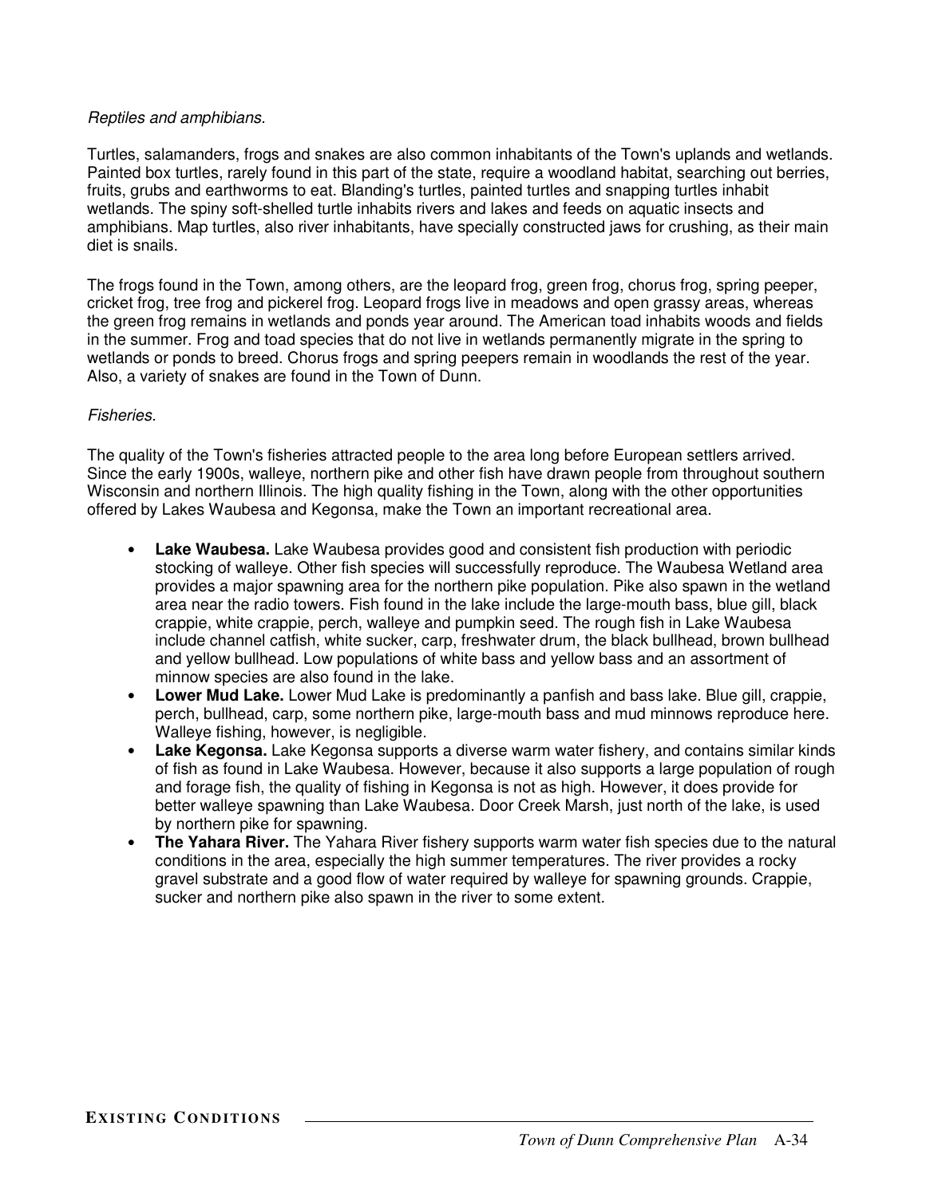*Reptiles and amphibians.*

Turtles, salamanders, frogs and snakes are also common inhabitants of the Town's uplands and wetlands. Painted box turtles, rarely found in this part of the state, require a woodland habitat, searching out berries, fruits, grubs and earthworms to eat. Blanding's turtles, painted turtles and snapping turtles inhabit wetlands. The spiny soft-shelled turtle inhabits rivers and lakes and feeds on aquatic insects and amphibians. Map turtles, also river inhabitants, have specially constructed jaws for crushing, as their main diet is snails.

The frogs found in the Town, among others, are the leopard frog, green frog, chorus frog, spring peeper, cricket frog, tree frog and pickerel frog. Leopard frogs live in meadows and open grassy areas, whereas the green frog remains in wetlands and ponds year around. The American toad inhabits woods and fields in the summer. Frog and toad species that do not live in wetlands permanently migrate in the spring to wetlands or ponds to breed. Chorus frogs and spring peepers remain in woodlands the rest of the year. Also, a variety of snakes are found in the Town of Dunn.

*Fisheries.*

The quality of the Town's fisheries attracted people to the area long before European settlers arrived. Since the early 1900s, walleye, northern pike and other fish have drawn people from throughout southern Wisconsin and northern Illinois. The high quality fishing in the Town, along with the other opportunities offered by Lakes Waubesa and Kegonsa, make the Town an important recreational area.

- **Lake Waubesa.** Lake Waubesa provides good and consistent fish production with periodic stocking of walleye. Other fish species will successfully reproduce. The Waubesa Wetland area provides a major spawning area for the northern pike population. Pike also spawn in the wetland area near the radio towers. Fish found in the lake include the large-mouth bass, blue gill, black crappie, white crappie, perch, walleye and pumpkin seed. The rough fish in Lake Waubesa include channel catfish, white sucker, carp, freshwater drum, the black bullhead, brown bullhead and yellow bullhead. Low populations of white bass and yellow bass and an assortment of minnow species are also found in the lake.
- **Lower Mud Lake.** Lower Mud Lake is predominantly a panfish and bass lake. Blue gill, crappie, perch, bullhead, carp, some northern pike, large-mouth bass and mud minnows reproduce here. Walleye fishing, however, is negligible.
- **Lake Kegonsa.** Lake Kegonsa supports a diverse warm water fishery, and contains similar kinds of fish as found in Lake Waubesa. However, because it also supports a large population of rough and forage fish, the quality of fishing in Kegonsa is not as high. However, it does provide for better walleye spawning than Lake Waubesa. Door Creek Marsh, just north of the lake, is used by northern pike for spawning.
- **The Yahara River.** The Yahara River fishery supports warm water fish species due to the natural conditions in the area, especially the high summer temperatures. The river provides a rocky gravel substrate and a good flow of water required by walleye for spawning grounds. Crappie, sucker and northern pike also spawn in the river to some extent.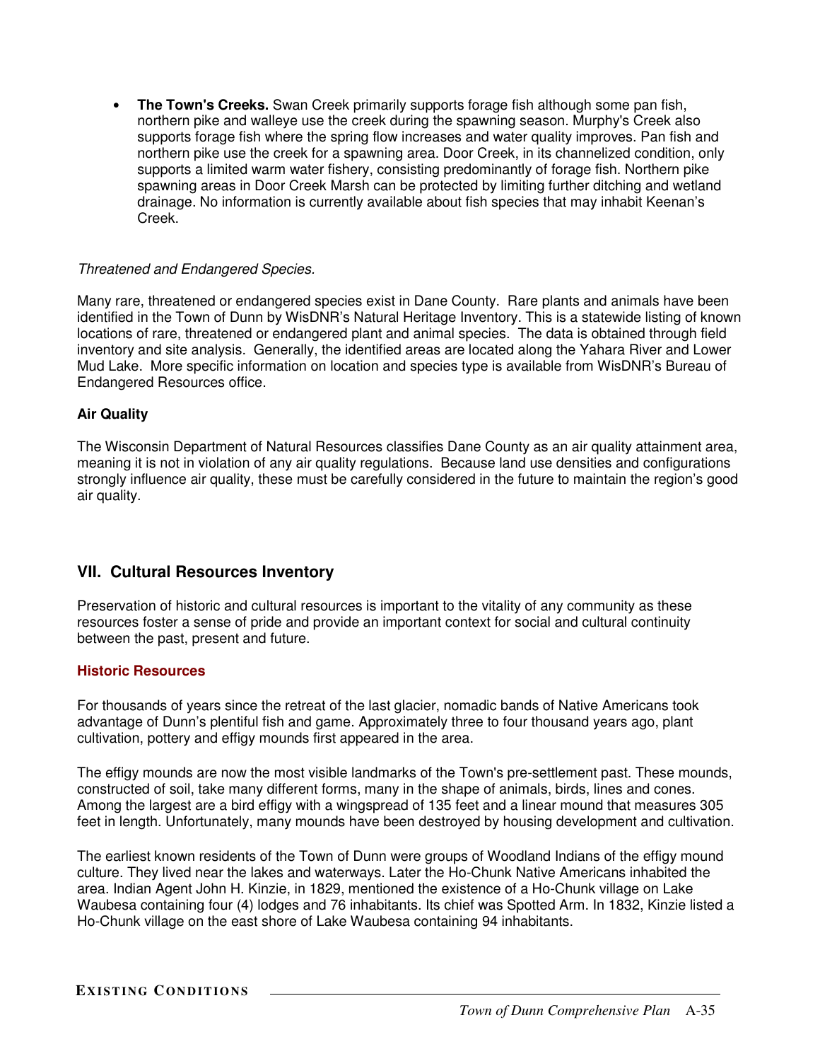- **The Town's Creeks.** Swan Creek primarily supports forage fish although some pan fish, northern pike and walleye use the creek during the spawning season. Murphy's Creek also supports forage fish where the spring flow increases and water quality improves. Pan fish and northern pike use the creek for a spawning area. Door Creek, in its channelized condition, only supports a limited warm water fishery, consisting predominantly of forage fish. Northern pike spawning areas in Door Creek Marsh can be protected by limiting further ditching and wetland drainage. No information is currently available about fish species that may inhabit Keenan's Creek.

*Threatened and Endangered Species.*

Many rare, threatened or endangered species exist in Dane County. Rare plants and animals have been identified in the Town of Dunn by WisDNR's Natural Heritage Inventory. This is a statewide listing of known locations of rare, threatened or endangered plant and animal species. The data is obtained through field inventory and site analysis. Generally, the identified areas are located along the Yahara River and Lower Mud Lake. More specific information on location and species type is available from WisDNR's Bureau of Endangered Resources office.

### Air Quality

The Wisconsin Department of Natural Resources classifies Dane County as an air quality attainment area, meaning it is not in violation of any air quality regulations. Because land use densities and configurations strongly influence air quality, these must be carefully considered in the future to maintain the region's good air quality.

## VII. Cultural Resources Inventory

Preservation of historic and cultural resources is important to the vitality of any community as these resources foster a sense of pride and provide an important context for social and cultural continuity between the past, present and future.

### Historic Resources

For thousands of years since the retreat of the last glacier, nomadic bands of Native Americans took advantage of Dunn's plentiful fish and game. Approximately three to four thousand years ago, plant cultivation, pottery and effigy mounds first appeared in the area.

The effigy mounds are now the most visible landmarks of the Town's pre-settlement past. These mounds, constructed of soil, take many different forms, many in the shape of animals, birds, lines and cones. Among the largest are a bird effigy with a wingspread of 135 feet and a linear mound that measures 305 feet in length. Unfortunately, many mounds have been destroyed by housing development and cultivation.

The earliest known residents of the Town of Dunn were groups of Woodland Indians of the effigy mound culture. They lived near the lakes and waterways. Later the Ho-Chunk Native Americans inhabited the area. Indian Agent John H. Kinzie, in 1829, mentioned the existence of a Ho-Chunk village on Lake Waubesa containing four (4) lodges and 76 inhabitants. Its chief was Spotted Arm. In 1832, Kinzie listed a Ho-Chunk village on the east shore of Lake Waubesa containing 94 inhabitants.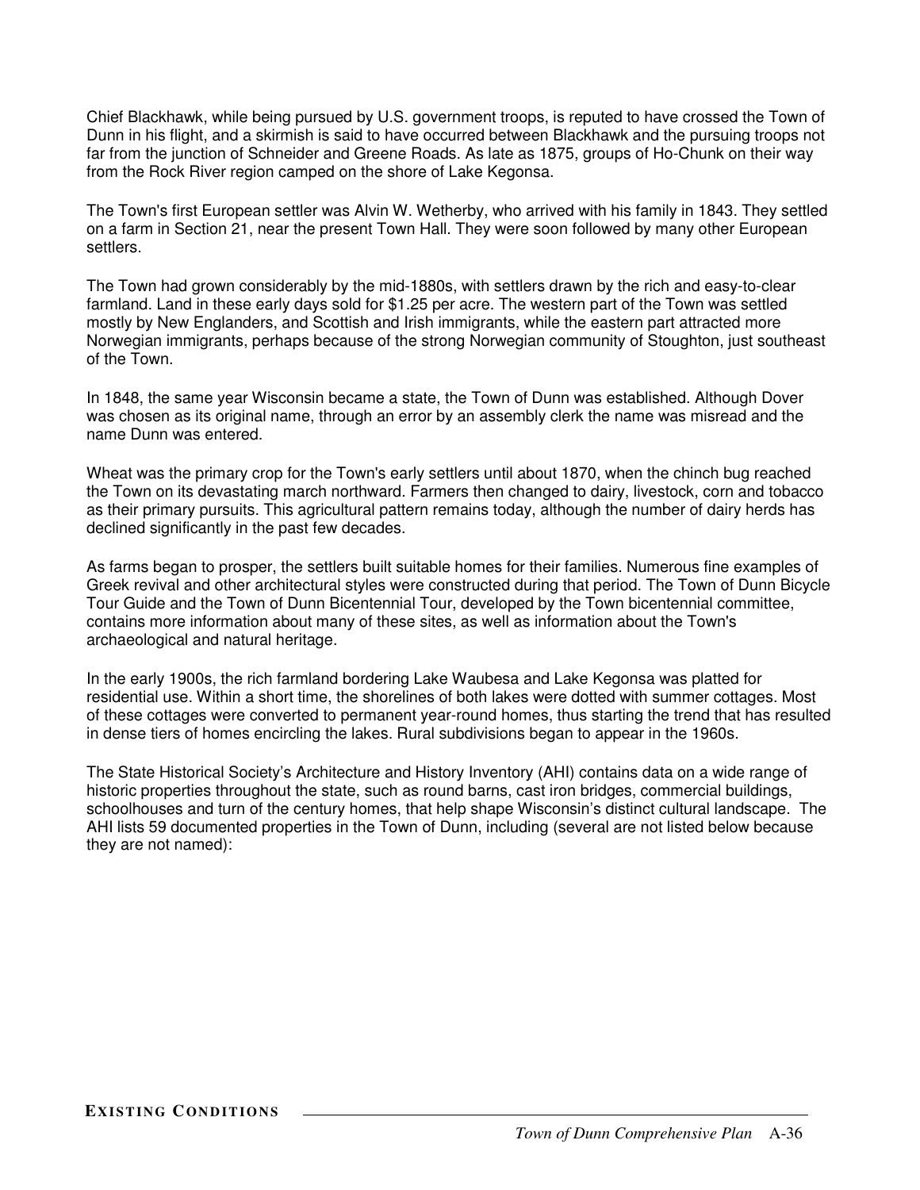Chief Blackhawk, while being pursued by U.S. government troops, is reputed to have crossed the Town of Dunn in his flight, and a skirmish is said to have occurred between Blackhawk and the pursuing troops not far from the junction of Schneider and Greene Roads. As late as 1875, groups of Ho-Chunk on their way from the Rock River region camped on the shore of Lake Kegonsa.

The Town's first European settler was Alvin W. Wetherby, who arrived with his family in 1843. They settled on a farm in Section 21, near the present Town Hall. They were soon followed by many other European settlers.

The Town had grown considerably by the mid-1880s, with settlers drawn by the rich and easy-to-clear farmland. Land in these early days sold for $1.25 per acre. The western part of the Town was settled mostly by New Englanders, and Scottish and Irish immigrants, while the eastern part attracted more Norwegian immigrants, perhaps because of the strong Norwegian community of Stoughton, just southeast of the Town.

In 1848, the same year Wisconsin became a state, the Town of Dunn was established. Although Dover was chosen as its original name, through an error by an assembly clerk the name was misread and the name Dunn was entered.

Wheat was the primary crop for the Town's early settlers until about 1870, when the chinch bug reached the Town on its devastating march northward. Farmers then changed to dairy, livestock, corn and tobacco as their primary pursuits. This agricultural pattern remains today, although the number of dairy herds has declined significantly in the past few decades.

As farms began to prosper, the settlers built suitable homes for their families. Numerous fine examples of Greek revival and other architectural styles were constructed during that period. The Town of Dunn Bicycle Tour Guide and the Town of Dunn Bicentennial Tour, developed by the Town bicentennial committee, contains more information about many of these sites, as well as information about the Town's archaeological and natural heritage.

In the early 1900s, the rich farmland bordering Lake Waubesa and Lake Kegonsa was platted for residential use. Within a short time, the shorelines of both lakes were dotted with summer cottages. Most of these cottages were converted to permanent year-round homes, thus starting the trend that has resulted in dense tiers of homes encircling the lakes. Rural subdivisions began to appear in the 1960s.

The State Historical Society's Architecture and History Inventory (AHI) contains data on a wide range of historic properties throughout the state, such as round barns, cast iron bridges, commercial buildings, schoolhouses and turn of the century homes, that help shape Wisconsin's distinct cultural landscape. The AHI lists 59 documented properties in the Town of Dunn, including (several are not listed below because they are not named):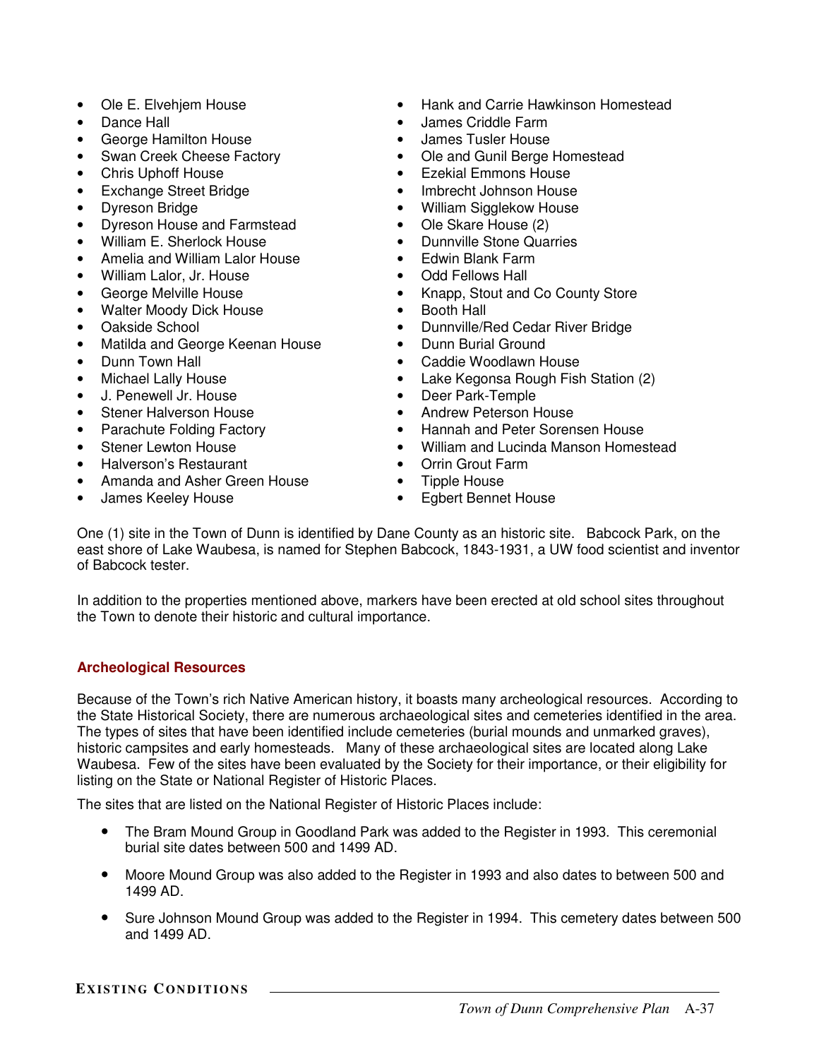- Ole E. Elvehjem House
- Dance Hall
- George Hamilton House
- Swan Creek Cheese Factory
- Chris Uphoff House
- Exchange Street Bridge
- Dyreson Bridge
- Dyreson House and Farmstead
- William E. Sherlock House
- Amelia and William Lalor House
- William Lalor, Jr. House
- George Melville House
- Walter Moody Dick House
- Oakside School
- Matilda and George Keenan House
- Dunn Town Hall
- Michael Lally House
- J. Penewell Jr. House
- Stener Halverson House
- Parachute Folding Factory
- Stener Lewton House
- Halverson's Restaurant
- Amanda and Asher Green House
- James Keeley House
- Hank and Carrie Hawkinson Homestead
- James Criddle Farm
- James Tusler House
- Ole and Gunil Berge Homestead
- Ezekial Emmons House
- Imbrecht Johnson House
- William Sigglekow House
- Ole Skare House (2)
- Dunnville Stone Quarries
- Edwin Blank Farm
- Odd Fellows Hall
- Knapp, Stout and Co County Store
- Booth Hall
- Dunnville/Red Cedar River Bridge
- Dunn Burial Ground
- Caddie Woodlawn House
- Lake Kegonsa Rough Fish Station (2)
- Deer Park-Temple
- Andrew Peterson House
- Hannah and Peter Sorensen House
- William and Lucinda Manson Homestead
- Orrin Grout Farm
- Tipple House
- Egbert Bennet House

One (1) site in the Town of Dunn is identified by Dane County as an historic site. Babcock Park, on the east shore of Lake Waubesa, is named for Stephen Babcock, 1843-1931, a UW food scientist and inventor of Babcock tester.

In addition to the properties mentioned above, markers have been erected at old school sites throughout the Town to denote their historic and cultural importance.

### Archeological Resources

Because of the Town's rich Native American history, it boasts many archeological resources. According to the State Historical Society, there are numerous archaeological sites and cemeteries identified in the area. The types of sites that have been identified include cemeteries (burial mounds and unmarked graves), historic campsites and early homesteads. Many of these archaeological sites are located along Lake Waubesa. Few of the sites have been evaluated by the Society for their importance, or their eligibility for listing on the State or National Register of Historic Places.

The sites that are listed on the National Register of Historic Places include:

- The Bram Mound Group in Goodland Park was added to the Register in 1993. This ceremonial burial site dates between 500 and 1499 AD.
- Moore Mound Group was also added to the Register in 1993 and also dates to between 500 and 1499 AD.
- Sure Johnson Mound Group was added to the Register in 1994. This cemetery dates between 500 and 1499 AD.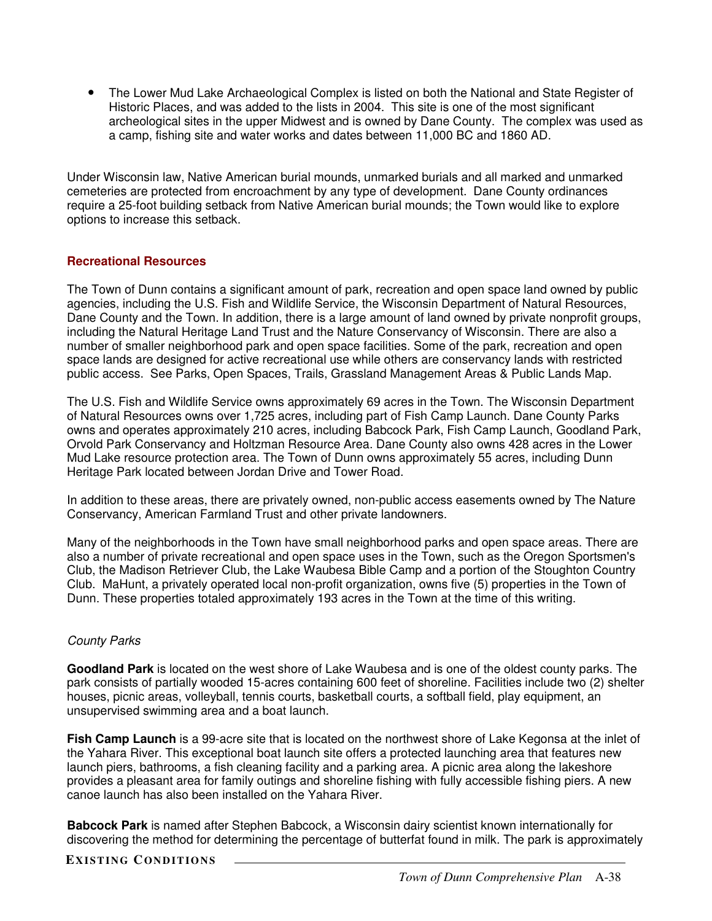- The Lower Mud Lake Archaeological Complex is listed on both the National and State Register of Historic Places, and was added to the lists in 2004. This site is one of the most significant archeological sites in the upper Midwest and is owned by Dane County. The complex was used as a camp, fishing site and water works and dates between 11,000 BC and 1860 AD.

Under Wisconsin law, Native American burial mounds, unmarked burials and all marked and unmarked cemeteries are protected from encroachment by any type of development. Dane County ordinances require a 25-foot building setback from Native American burial mounds; the Town would like to explore options to increase this setback.

### Recreational Resources

The Town of Dunn contains a significant amount of park, recreation and open space land owned by public agencies, including the U.S. Fish and Wildlife Service, the Wisconsin Department of Natural Resources, Dane County and the Town. In addition, there is a large amount of land owned by private nonprofit groups, including the Natural Heritage Land Trust and the Nature Conservancy of Wisconsin. There are also a number of smaller neighborhood park and open space facilities. Some of the park, recreation and open space lands are designed for active recreational use while others are conservancy lands with restricted public access. See Parks, Open Spaces, Trails, Grassland Management Areas & Public Lands Map.

The U.S. Fish and Wildlife Service owns approximately 69 acres in the Town. The Wisconsin Department of Natural Resources owns over 1,725 acres, including part of Fish Camp Launch. Dane County Parks owns and operates approximately 210 acres, including Babcock Park, Fish Camp Launch, Goodland Park, Orvold Park Conservancy and Holtzman Resource Area. Dane County also owns 428 acres in the Lower Mud Lake resource protection area. The Town of Dunn owns approximately 55 acres, including Dunn Heritage Park located between Jordan Drive and Tower Road.

In addition to these areas, there are privately owned, non-public access easements owned by The Nature Conservancy, American Farmland Trust and other private landowners.

Many of the neighborhoods in the Town have small neighborhood parks and open space areas. There are also a number of private recreational and open space uses in the Town, such as the Oregon Sportsmen's Club, the Madison Retriever Club, the Lake Waubesa Bible Camp and a portion of the Stoughton Country Club. MaHunt, a privately operated local non-profit organization, owns five (5) properties in the Town of Dunn. These properties totaled approximately 193 acres in the Town at the time of this writing.

#### *County Parks*

**Goodland Park** is located on the west shore of Lake Waubesa and is one of the oldest county parks. The park consists of partially wooded 15-acres containing 600 feet of shoreline. Facilities include two (2) shelter houses, picnic areas, volleyball, tennis courts, basketball courts, a softball field, play equipment, an unsupervised swimming area and a boat launch.

**Fish Camp Launch** is a 99-acre site that is located on the northwest shore of Lake Kegonsa at the inlet of the Yahara River. This exceptional boat launch site offers a protected launching area that features new launch piers, bathrooms, a fish cleaning facility and a parking area. A picnic area along the lakeshore provides a pleasant area for family outings and shoreline fishing with fully accessible fishing piers. A new canoe launch has also been installed on the Yahara River.

**Babcock Park** is named after Stephen Babcock, a Wisconsin dairy scientist known internationally for discovering the method for determining the percentage of butterfat found in milk. The park is approximately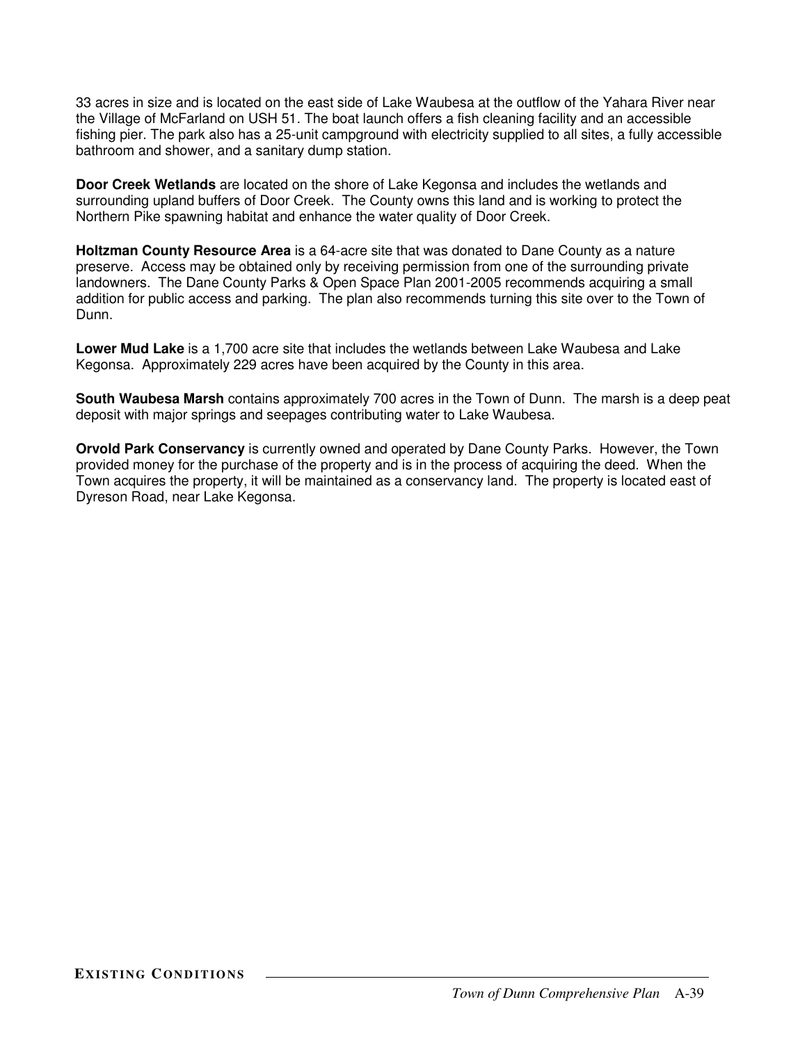33 acres in size and is located on the east side of Lake Waubesa at the outflow of the Yahara River near the Village of McFarland on USH 51. The boat launch offers a fish cleaning facility and an accessible fishing pier. The park also has a 25-unit campground with electricity supplied to all sites, a fully accessible bathroom and shower, and a sanitary dump station.

**Door Creek Wetlands** are located on the shore of Lake Kegonsa and includes the wetlands and surrounding upland buffers of Door Creek. The County owns this land and is working to protect the Northern Pike spawning habitat and enhance the water quality of Door Creek.

**Holtzman County Resource Area** is a 64-acre site that was donated to Dane County as a nature preserve. Access may be obtained only by receiving permission from one of the surrounding private landowners. The Dane County Parks & Open Space Plan 2001-2005 recommends acquiring a small addition for public access and parking. The plan also recommends turning this site over to the Town of Dunn.

**Lower Mud Lake** is a 1,700 acre site that includes the wetlands between Lake Waubesa and Lake Kegonsa. Approximately 229 acres have been acquired by the County in this area.

**South Waubesa Marsh** contains approximately 700 acres in the Town of Dunn. The marsh is a deep peat deposit with major springs and seepages contributing water to Lake Waubesa.

**Orvold Park Conservancy** is currently owned and operated by Dane County Parks. However, the Town provided money for the purchase of the property and is in the process of acquiring the deed. When the Town acquires the property, it will be maintained as a conservancy land. The property is located east of Dyreson Road, near Lake Kegonsa.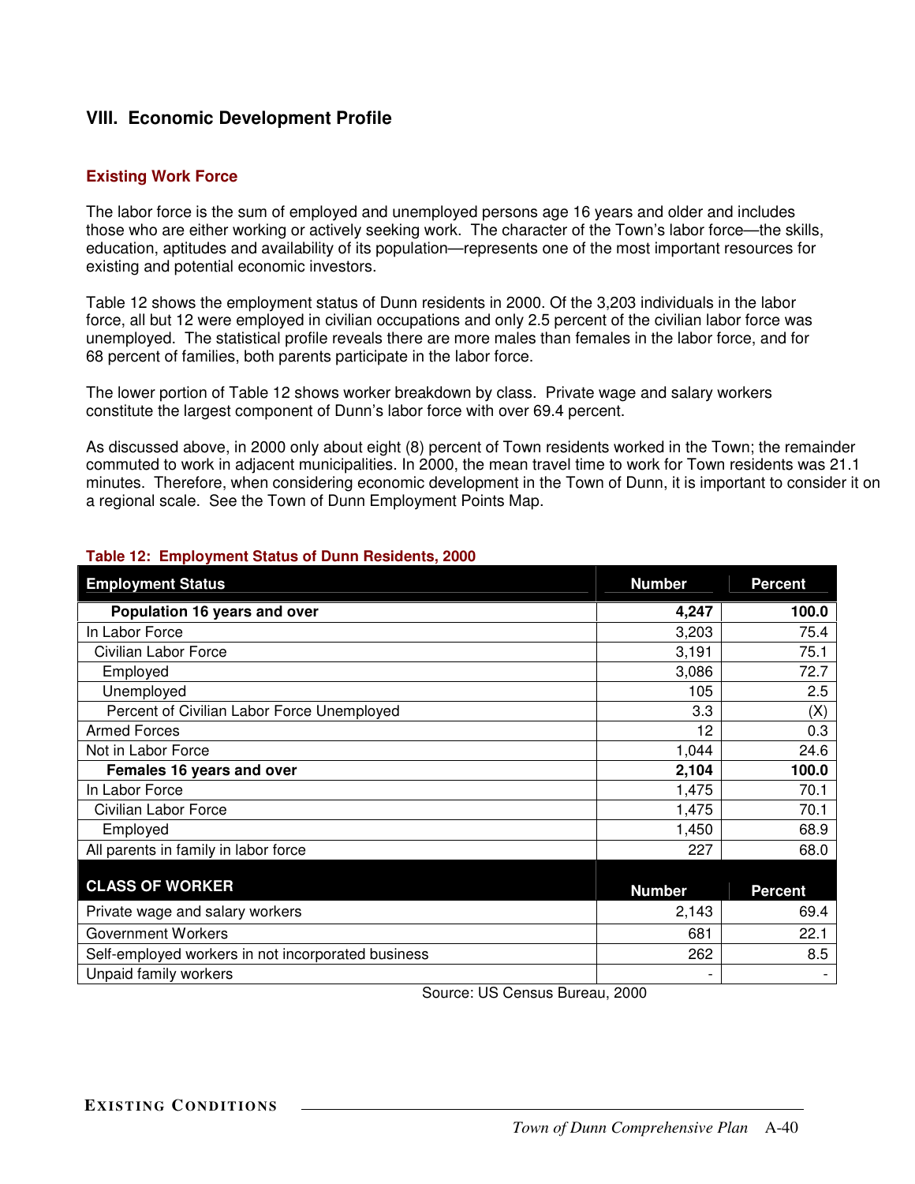## VIII. Economic Development Profile

### Existing Work Force

The labor force is the sum of employed and unemployed persons age 16 years and older and includes those who are either working or actively seeking work. The character of the Town's labor force—the skills, education, aptitudes and availability of its population—represents one of the most important resources for existing and potential economic investors.

Table 12 shows the employment status of Dunn residents in 2000. Of the 3,203 individuals in the labor force, all but 12 were employed in civilian occupations and only 2.5 percent of the civilian labor force was unemployed. The statistical profile reveals there are more males than females in the labor force, and for 68 percent of families, both parents participate in the labor force.

The lower portion of Table 12 shows worker breakdown by class. Private wage and salary workers constitute the largest component of Dunn's labor force with over 69.4 percent.

As discussed above, in 2000 only about eight (8) percent of Town residents worked in the Town; the remainder commuted to work in adjacent municipalities. In 2000, the mean travel time to work for Town residents was 21.1 minutes. Therefore, when considering economic development in the Town of Dunn, it is important to consider it on a regional scale. See the Town of Dunn Employment Points Map.

**Table 12: Employment Status of Dunn Residents, 2000**

| Employment Status | Number | Percent |
|---|---|---|
| **Population 16 years and over** | **4,247** | **100.0** |
| In Labor Force | 3,203 | 75.4 |
| Civilian Labor Force | 3,191 | 75.1 |
| Employed | 3,086 | 72.7 |
| Unemployed | 105 | 2.5 |
| Percent of Civilian Labor Force Unemployed | 3.3 | (X) |
| Armed Forces | 12 | 0.3 |
| Not in Labor Force | 1,044 | 24.6 |
| **Females 16 years and over** | **2,104** | **100.0** |
| In Labor Force | 1,475 | 70.1 |
| Civilian Labor Force | 1,475 | 70.1 |
| Employed | 1,450 | 68.9 |
| All parents in family in labor force | 227 | 68.0 |
| **CLASS OF WORKER** | **Number** | **Percent** |
| Private wage and salary workers | 2,143 | 69.4 |
| Government Workers | 681 | 22.1 |
| Self-employed workers in not incorporated business | 262 | 8.5 |
| Unpaid family workers | - | - |

Source: US Census Bureau, 2000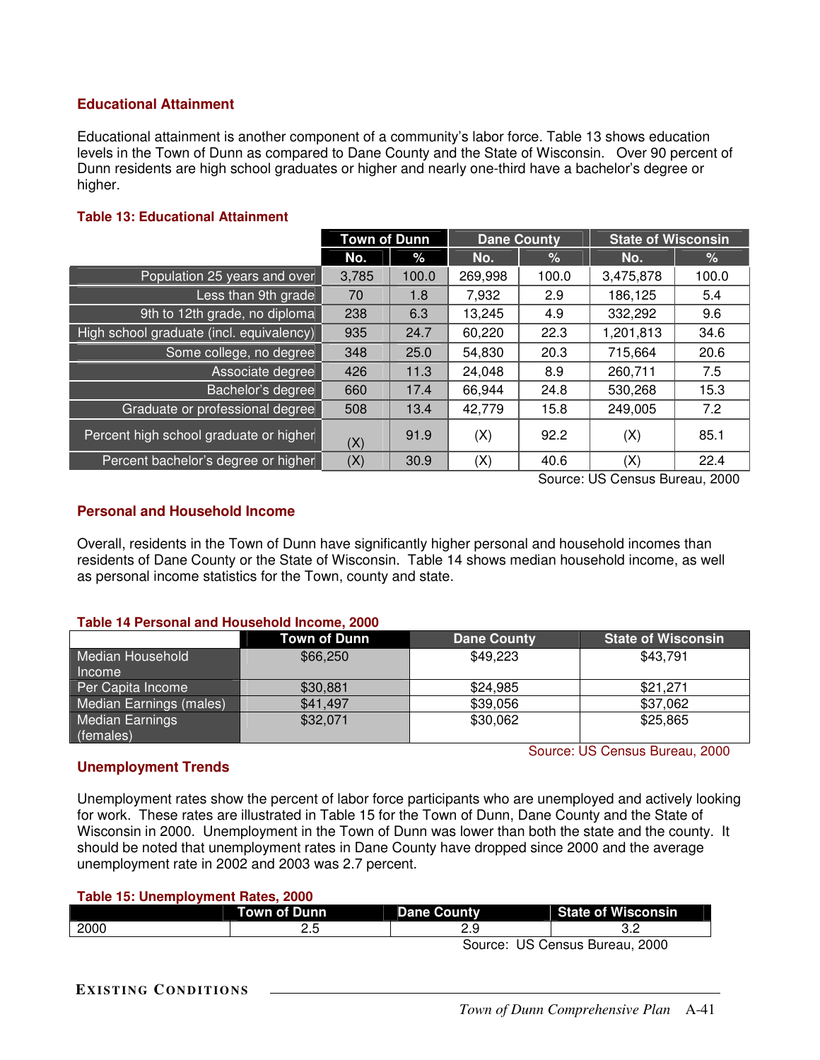### Educational Attainment

Educational attainment is another component of a community's labor force. Table 13 shows education levels in the Town of Dunn as compared to Dane County and the State of Wisconsin. Over 90 percent of Dunn residents are high school graduates or higher and nearly one-third have a bachelor's degree or higher.

**Table 13: Educational Attainment**

| | Town of Dunn | | Dane County | | State of Wisconsin | |
|---|---|---|---|---|---|---|
| | No. | % | No. | % | No. | % |
| Population 25 years and over | 3,785 | 100.0 | 269,998 | 100.0 | 3,475,878 | 100.0 |
| Less than 9th grade | 70 | 1.8 | 7,932 | 2.9 | 186,125 | 5.4 |
| 9th to 12th grade, no diploma | 238 | 6.3 | 13,245 | 4.9 | 332,292 | 9.6 |
| High school graduate (incl. equivalency) | 935 | 24.7 | 60,220 | 22.3 | 1,201,813 | 34.6 |
| Some college, no degree | 348 | 25.0 | 54,830 | 20.3 | 715,664 | 20.6 |
| Associate degree | 426 | 11.3 | 24,048 | 8.9 | 260,711 | 7.5 |
| Bachelor's degree | 660 | 17.4 | 66,944 | 24.8 | 530,268 | 15.3 |
| Graduate or professional degree | 508 | 13.4 | 42,779 | 15.8 | 249,005 | 7.2 |
| Percent high school graduate or higher | (X) | 91.9 | (X) | 92.2 | (X) | 85.1 |
| Percent bachelor's degree or higher | (X) | 30.9 | (X) | 40.6 | (X) | 22.4 |

Source: US Census Bureau, 2000

### Personal and Household Income

Overall, residents in the Town of Dunn have significantly higher personal and household incomes than residents of Dane County or the State of Wisconsin. Table 14 shows median household income, as well as personal income statistics for the Town, county and state.

**Table 14 Personal and Household Income, 2000**

| | Town of Dunn | Dane County | State of Wisconsin |
|---|---|---|---|
| Median Household Income | $66,250 | $49,223 | $43,791 |
| Per Capita Income | $30,881 | $24,985 | $21,271 |
| Median Earnings (males) | $41,497 | $39,056 | $37,062 |
| Median Earnings (females) | $32,071 | $30,062 | $25,865 |

Source: US Census Bureau, 2000

### Unemployment Trends

Unemployment rates show the percent of labor force participants who are unemployed and actively looking for work. These rates are illustrated in Table 15 for the Town of Dunn, Dane County and the State of Wisconsin in 2000. Unemployment in the Town of Dunn was lower than both the state and the county. It should be noted that unemployment rates in Dane County have dropped since 2000 and the average unemployment rate in 2002 and 2003 was 2.7 percent.

**Table 15: Unemployment Rates, 2000**

| | Town of Dunn | Dane County | State of Wisconsin |
|---|---|---|---|
| 2000 | 2.5 | 2.9 | 3.2 |

Source: US Census Bureau, 2000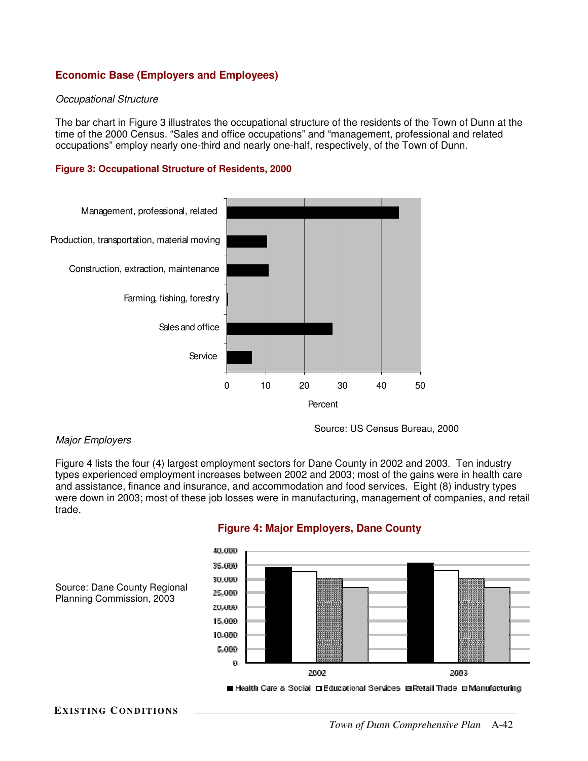## Economic Base (Employers and Employees)

*Occupational Structure*

The bar chart in Figure 3 illustrates the occupational structure of the residents of the Town of Dunn at the time of the 2000 Census. "Sales and office occupations" and "management, professional and related occupations" employ nearly one-third and nearly one-half, respectively, of the Town of Dunn.

**Figure 3: Occupational Structure of Residents, 2000**

Source: US Census Bureau, 2000

*Major Employers*

Figure 4 lists the four (4) largest employment sectors for Dane County in 2002 and 2003. Ten industry types experienced employment increases between 2002 and 2003; most of the gains were in health care and assistance, finance and insurance, and accommodation and food services. Eight (8) industry types were down in 2003; most of these job losses were in manufacturing, management of companies, and retail trade.

**Figure 4: Major Employers, Dane County**

Source: Dane County Regional Planning Commission, 2003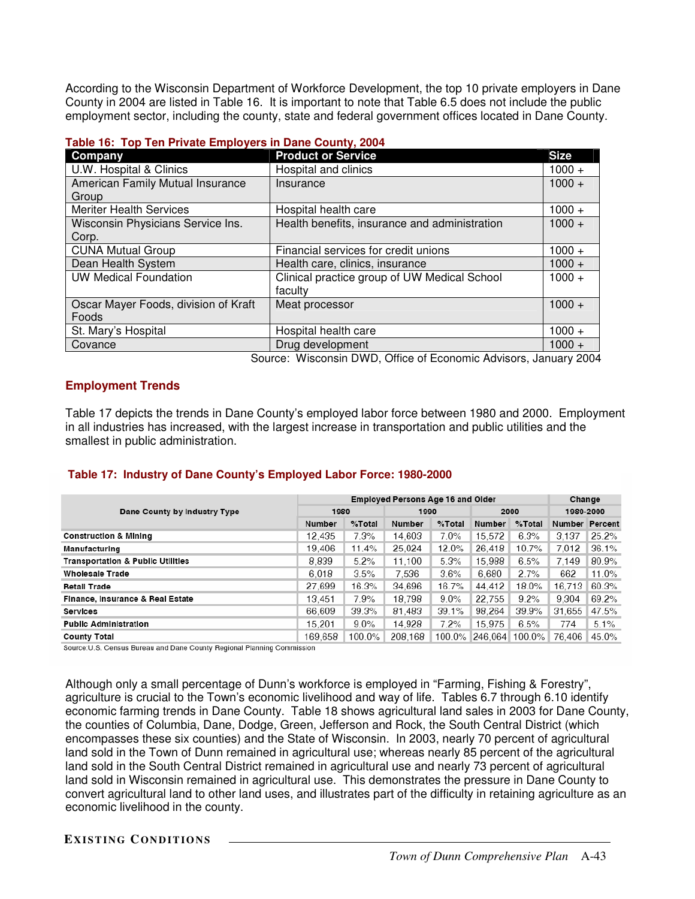According to the Wisconsin Department of Workforce Development, the top 10 private employers in Dane County in 2004 are listed in Table 16. It is important to note that Table 6.5 does not include the public employment sector, including the county, state and federal government offices located in Dane County.

**Table 16: Top Ten Private Employers in Dane County, 2004**

| Company | Product or Service | Size |
|---|---|---|
| U.W. Hospital & Clinics | Hospital and clinics | 1000 + |
| American Family Mutual Insurance Group | Insurance | 1000 + |
| Meriter Health Services | Hospital health care | 1000 + |
| Wisconsin Physicians Service Ins. Corp. | Health benefits, insurance and administration | 1000 + |
| CUNA Mutual Group | Financial services for credit unions | 1000 + |
| Dean Health System | Health care, clinics, insurance | 1000 + |
| UW Medical Foundation | Clinical practice group of UW Medical School faculty | 1000 + |
| Oscar Mayer Foods, division of Kraft Foods | Meat processor | 1000 + |
| St. Mary's Hospital | Hospital health care | 1000 + |
| Covance | Drug development | 1000 + |

Source: Wisconsin DWD, Office of Economic Advisors, January 2004

## Employment Trends

Table 17 depicts the trends in Dane County's employed labor force between 1980 and 2000. Employment in all industries has increased, with the largest increase in transportation and public utilities and the smallest in public administration.

**Table 17: Industry of Dane County's Employed Labor Force: 1980-2000**

| Dane County by Industry Type | Employed Persons Age 16 and Older | | | | | | Change | |
|---|---|---|---|---|---|---|---|---|
| | 1980 | | 1990 | | 2000 | | 1980-2000 | |
| | Number | %Total | Number | %Total | Number | %Total | Number | Percent |
| Construction & Mining | 12,435 | 7.3% | 14,603 | 7.0% | 15,572 | 6.3% | 3,137 | 25.2% |
| Manufacturing | 19,406 | 11.4% | 25,024 | 12.0% | 26,418 | 10.7% | 7,012 | 36.1% |
| Transportation & Public Utilities | 8,839 | 5.2% | 11,100 | 5.3% | 15,988 | 6.5% | 7,149 | 80.9% |
| Wholesale Trade | 6,018 | 3.5% | 7,536 | 3.6% | 6,680 | 2.7% | 662 | 11.0% |
| Retail Trade | 27,699 | 16.3% | 34,696 | 16.7% | 44,412 | 18.0% | 16,713 | 60.3% |
| Finance, Insurance & Real Estate | 13,451 | 7.9% | 18,798 | 9.0% | 22,755 | 9.2% | 9,304 | 69.2% |
| Services | 66,609 | 39.3% | 81,483 | 39.1% | 98,264 | 39.9% | 31,655 | 47.5% |
| Public Administration | 15,201 | 9.0% | 14,928 | 7.2% | 15,975 | 6.5% | 774 | 5.1% |
| County Total | 169,658 | 100.0% | 208,168 | 100.0% | 246,064 | 100.0% | 76,406 | 45.0% |

Source:U.S. Census Bureau and Dane County Regional Planning Commission

Although only a small percentage of Dunn's workforce is employed in "Farming, Fishing & Forestry", agriculture is crucial to the Town's economic livelihood and way of life. Tables 6.7 through 6.10 identify economic farming trends in Dane County. Table 18 shows agricultural land sales in 2003 for Dane County, the counties of Columbia, Dane, Dodge, Green, Jefferson and Rock, the South Central District (which encompasses these six counties) and the State of Wisconsin. In 2003, nearly 70 percent of agricultural land sold in the Town of Dunn remained in agricultural use; whereas nearly 85 percent of the agricultural land sold in the South Central District remained in agricultural use and nearly 73 percent of agricultural land sold in Wisconsin remained in agricultural use. This demonstrates the pressure in Dane County to convert agricultural land to other land uses, and illustrates part of the difficulty in retaining agriculture as an economic livelihood in the county.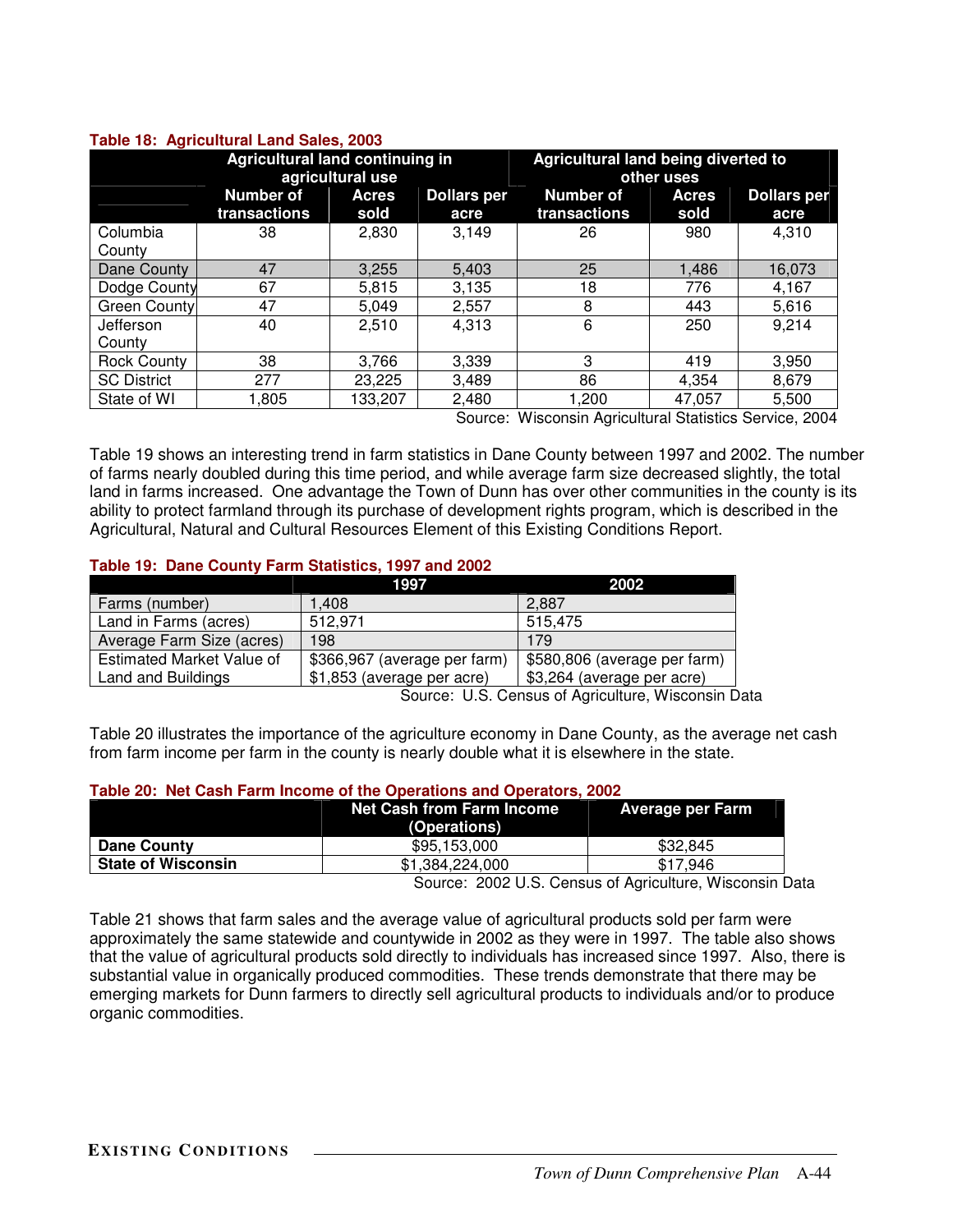**Table 18: Agricultural Land Sales, 2003**

| | Agricultural land continuing in agricultural use | | | Agricultural land being diverted to other uses | | |
|---|---|---|---|---|---|---|
| | Number of transactions | Acres sold | Dollars per acre | Number of transactions | Acres sold | Dollars per acre |
| Columbia County | 38 | 2,830 | 3,149 | 26 | 980 | 4,310 |
| Dane County | 47 | 3,255 | 5,403 | 25 | 1,486 | 16,073 |
| Dodge County | 67 | 5,815 | 3,135 | 18 | 776 | 4,167 |
| Green County | 47 | 5,049 | 2,557 | 8 | 443 | 5,616 |
| Jefferson County | 40 | 2,510 | 4,313 | 6 | 250 | 9,214 |
| Rock County | 38 | 3,766 | 3,339 | 3 | 419 | 3,950 |
| SC District | 277 | 23,225 | 3,489 | 86 | 4,354 | 8,679 |
| State of WI | 1,805 | 133,207 | 2,480 | 1,200 | 47,057 | 5,500 |

Source: Wisconsin Agricultural Statistics Service, 2004

Table 19 shows an interesting trend in farm statistics in Dane County between 1997 and 2002. The number of farms nearly doubled during this time period, and while average farm size decreased slightly, the total land in farms increased. One advantage the Town of Dunn has over other communities in the county is its ability to protect farmland through its purchase of development rights program, which is described in the Agricultural, Natural and Cultural Resources Element of this Existing Conditions Report.

**Table 19: Dane County Farm Statistics, 1997 and 2002**

| | 1997 | 2002 |
|---|---|---|
| Farms (number) | 1,408 | 2,887 |
| Land in Farms (acres) | 512,971 | 515,475 |
| Average Farm Size (acres) | 198 | 179 |
| Estimated Market Value of Land and Buildings | $366,967 (average per farm) $1,853 (average per acre) | $580,806 (average per farm) $3,264 (average per acre) |

Source: U.S. Census of Agriculture, Wisconsin Data

Table 20 illustrates the importance of the agriculture economy in Dane County, as the average net cash from farm income per farm in the county is nearly double what it is elsewhere in the state.

**Table 20: Net Cash Farm Income of the Operations and Operators, 2002**

| | Net Cash from Farm Income (Operations) | Average per Farm |
|---|---|---|
| **Dane County** | $95,153,000 | $32,845 |
| **State of Wisconsin** | $1,384,224,000 | $17,946 |

Source: 2002 U.S. Census of Agriculture, Wisconsin Data

Table 21 shows that farm sales and the average value of agricultural products sold per farm were approximately the same statewide and countywide in 2002 as they were in 1997. The table also shows that the value of agricultural products sold directly to individuals has increased since 1997. Also, there is substantial value in organically produced commodities. These trends demonstrate that there may be emerging markets for Dunn farmers to directly sell agricultural products to individuals and/or to produce organic commodities.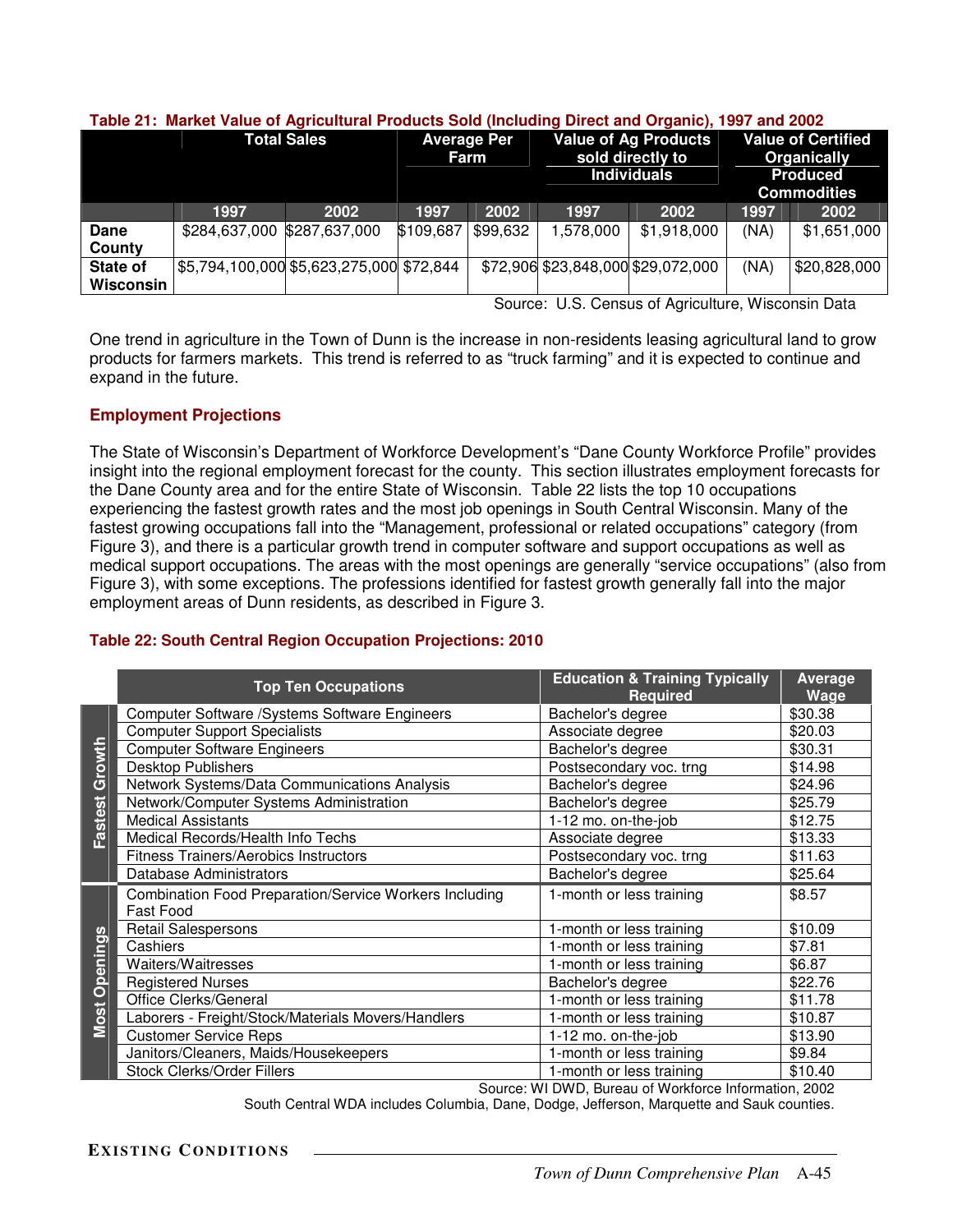**Table 21: Market Value of Agricultural Products Sold (Including Direct and Organic), 1997 and 2002**

| | Total Sales | | Average Per Farm | | Value of Ag Products sold directly to Individuals | | Value of Certified Organically Produced Commodities | |
|---|---|---|---|---|---|---|---|---|
| | 1997 | 2002 | 1997 | 2002 | 1997 | 2002 | 1997 | 2002 |
| **Dane County** | $284,637,000 | $287,637,000 | $109,687 | $99,632 | 1,578,000 | $1,918,000 | (NA) | $1,651,000 |
| **State of Wisconsin** | $5,794,100,000 | $5,623,275,000 | $72,844 | $72,906 | $23,848,000 | $29,072,000 | (NA) | $20,828,000 |

Source: U.S. Census of Agriculture, Wisconsin Data

One trend in agriculture in the Town of Dunn is the increase in non-residents leasing agricultural land to grow products for farmers markets. This trend is referred to as "truck farming" and it is expected to continue and expand in the future.

## Employment Projections

The State of Wisconsin's Department of Workforce Development's "Dane County Workforce Profile" provides insight into the regional employment forecast for the county. This section illustrates employment forecasts for the Dane County area and for the entire State of Wisconsin. Table 22 lists the top 10 occupations experiencing the fastest growth rates and the most job openings in South Central Wisconsin. Many of the fastest growing occupations fall into the "Management, professional or related occupations" category (from Figure 3), and there is a particular growth trend in computer software and support occupations as well as medical support occupations. The areas with the most openings are generally "service occupations" (also from Figure 3), with some exceptions. The professions identified for fastest growth generally fall into the major employment areas of Dunn residents, as described in Figure 3.

**Table 22: South Central Region Occupation Projections: 2010**

| | Top Ten Occupations | Education & Training Typically Required | Average Wage |
|---|---|---|---|
| Fastest Growth | Computer Software /Systems Software Engineers | Bachelor's degree | $30.38 |
| | Computer Support Specialists | Associate degree | $20.03 |
| | Computer Software Engineers | Bachelor's degree | $30.31 |
| | Desktop Publishers | Postsecondary voc. trng | $14.98 |
| | Network Systems/Data Communications Analysis | Bachelor's degree | $24.96 |
| | Network/Computer Systems Administration | Bachelor's degree | $25.79 |
| | Medical Assistants | 1-12 mo. on-the-job | $12.75 |
| | Medical Records/Health Info Techs | Associate degree | $13.33 |
| | Fitness Trainers/Aerobics Instructors | Postsecondary voc. trng | $11.63 |
| | Database Administrators | Bachelor's degree | $25.64 |
| Most Openings | Combination Food Preparation/Service Workers Including Fast Food | 1-month or less training | $8.57 |
| | Retail Salespersons | 1-month or less training | $10.09 |
| | Cashiers | 1-month or less training | $7.81 |
| | Waiters/Waitresses | 1-month or less training | $6.87 |
| | Registered Nurses | Bachelor's degree | $22.76 |
| | Office Clerks/General | 1-month or less training | $11.78 |
| | Laborers - Freight/Stock/Materials Movers/Handlers | 1-month or less training | $10.87 |
| | Customer Service Reps | 1-12 mo. on-the-job | $13.90 |
| | Janitors/Cleaners, Maids/Housekeepers | 1-month or less training | $9.84 |
| | Stock Clerks/Order Fillers | 1-month or less training | $10.40 |

Source: WI DWD, Bureau of Workforce Information, 2002

South Central WDA includes Columbia, Dane, Dodge, Jefferson, Marquette and Sauk counties.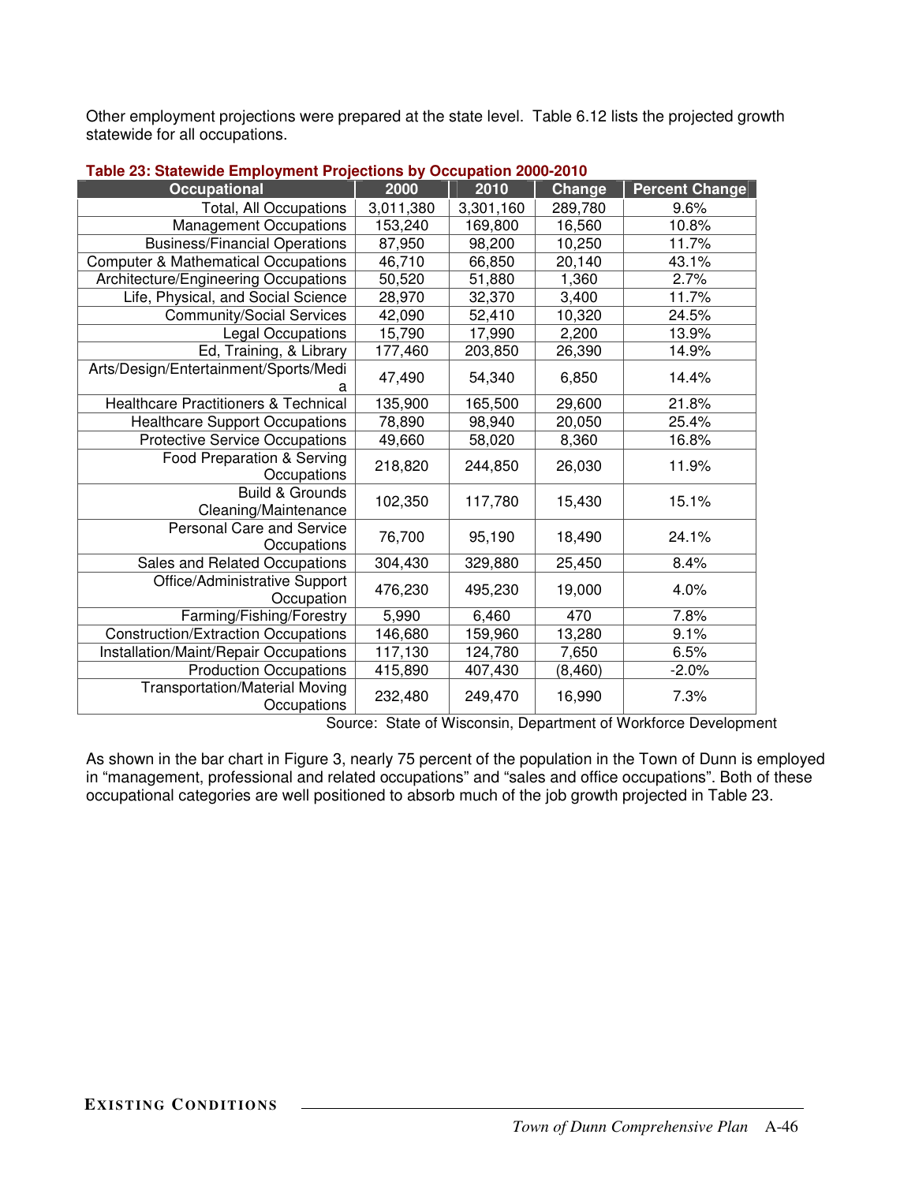Other employment projections were prepared at the state level. Table 6.12 lists the projected growth statewide for all occupations.

**Table 23: Statewide Employment Projections by Occupation 2000-2010**

| Occupational | 2000 | 2010 | Change | Percent Change |
|---|---|---|---|---|
| Total, All Occupations | 3,011,380 | 3,301,160 | 289,780 | 9.6% |
| Management Occupations | 153,240 | 169,800 | 16,560 | 10.8% |
| Business/Financial Operations | 87,950 | 98,200 | 10,250 | 11.7% |
| Computer & Mathematical Occupations | 46,710 | 66,850 | 20,140 | 43.1% |
| Architecture/Engineering Occupations | 50,520 | 51,880 | 1,360 | 2.7% |
| Life, Physical, and Social Science | 28,970 | 32,370 | 3,400 | 11.7% |
| Community/Social Services | 42,090 | 52,410 | 10,320 | 24.5% |
| Legal Occupations | 15,790 | 17,990 | 2,200 | 13.9% |
| Ed, Training, & Library | 177,460 | 203,850 | 26,390 | 14.9% |
| Arts/Design/Entertainment/Sports/Media | 47,490 | 54,340 | 6,850 | 14.4% |
| Healthcare Practitioners & Technical | 135,900 | 165,500 | 29,600 | 21.8% |
| Healthcare Support Occupations | 78,890 | 98,940 | 20,050 | 25.4% |
| Protective Service Occupations | 49,660 | 58,020 | 8,360 | 16.8% |
| Food Preparation & Serving Occupations | 218,820 | 244,850 | 26,030 | 11.9% |
| Build & Grounds Cleaning/Maintenance | 102,350 | 117,780 | 15,430 | 15.1% |
| Personal Care and Service Occupations | 76,700 | 95,190 | 18,490 | 24.1% |
| Sales and Related Occupations | 304,430 | 329,880 | 25,450 | 8.4% |
| Office/Administrative Support Occupation | 476,230 | 495,230 | 19,000 | 4.0% |
| Farming/Fishing/Forestry | 5,990 | 6,460 | 470 | 7.8% |
| Construction/Extraction Occupations | 146,680 | 159,960 | 13,280 | 9.1% |
| Installation/Maint/Repair Occupations | 117,130 | 124,780 | 7,650 | 6.5% |
| Production Occupations | 415,890 | 407,430 | (8,460) | -2.0% |
| Transportation/Material Moving Occupations | 232,480 | 249,470 | 16,990 | 7.3% |

Source: State of Wisconsin, Department of Workforce Development

As shown in the bar chart in Figure 3, nearly 75 percent of the population in the Town of Dunn is employed in “management, professional and related occupations” and “sales and office occupations”. Both of these occupational categories are well positioned to absorb much of the job growth projected in Table 23.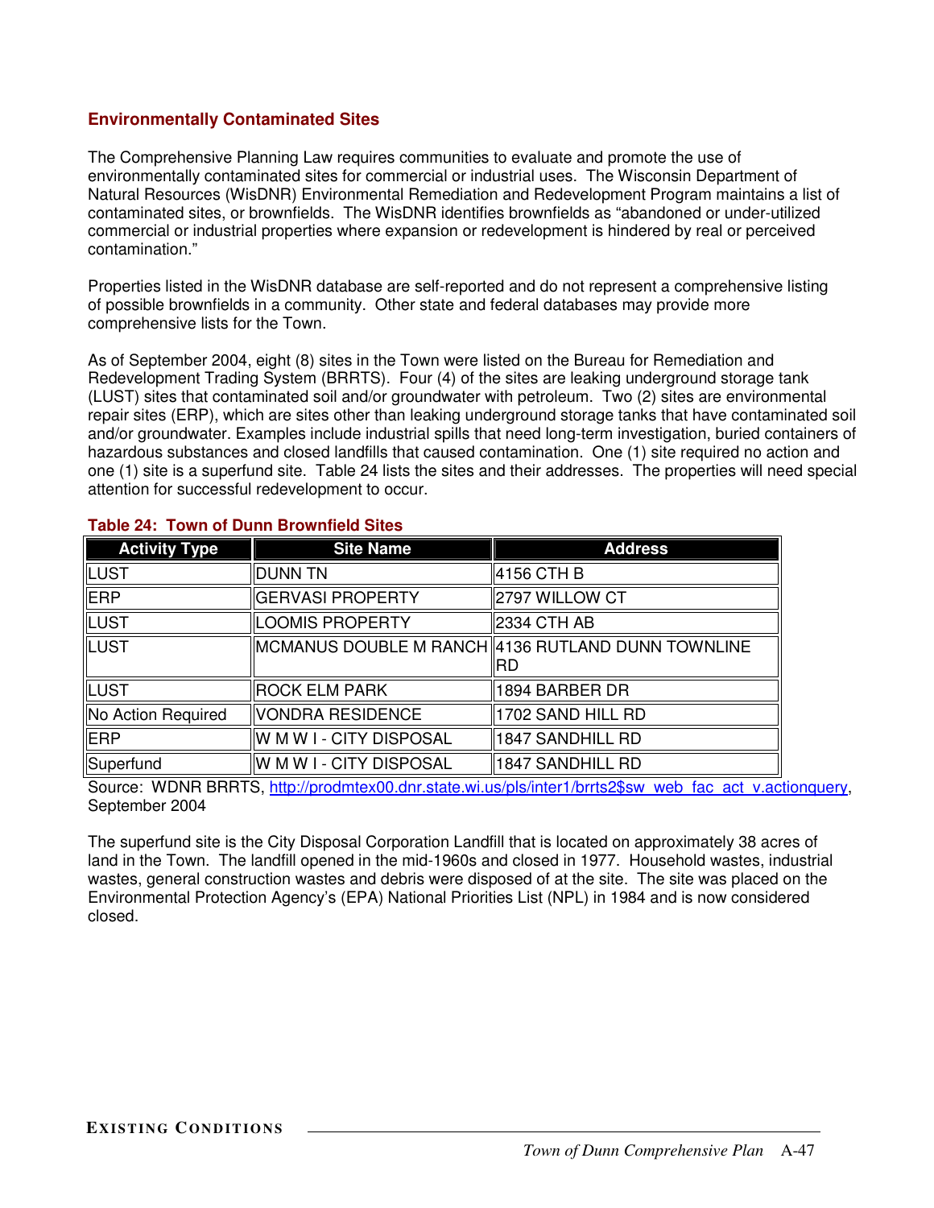## Environmentally Contaminated Sites

The Comprehensive Planning Law requires communities to evaluate and promote the use of environmentally contaminated sites for commercial or industrial uses. The Wisconsin Department of Natural Resources (WisDNR) Environmental Remediation and Redevelopment Program maintains a list of contaminated sites, or brownfields. The WisDNR identifies brownfields as "abandoned or under-utilized commercial or industrial properties where expansion or redevelopment is hindered by real or perceived contamination."

Properties listed in the WisDNR database are self-reported and do not represent a comprehensive listing of possible brownfields in a community. Other state and federal databases may provide more comprehensive lists for the Town.

As of September 2004, eight (8) sites in the Town were listed on the Bureau for Remediation and Redevelopment Trading System (BRRTS). Four (4) of the sites are leaking underground storage tank (LUST) sites that contaminated soil and/or groundwater with petroleum. Two (2) sites are environmental repair sites (ERP), which are sites other than leaking underground storage tanks that have contaminated soil and/or groundwater. Examples include industrial spills that need long-term investigation, buried containers of hazardous substances and closed landfills that caused contamination. One (1) site required no action and one (1) site is a superfund site. Table 24 lists the sites and their addresses. The properties will need special attention for successful redevelopment to occur.

**Table 24: Town of Dunn Brownfield Sites**

| Activity Type | Site Name | Address |
|---|---|---|
| LUST | DUNN TN | 4156 CTH B |
| ERP | GERVASI PROPERTY | 2797 WILLOW CT |
| LUST | LOOMIS PROPERTY | 2334 CTH AB |
| LUST | MCMANUS DOUBLE M RANCH | 4136 RUTLAND DUNN TOWNLINE RD |
| LUST | ROCK ELM PARK | 1894 BARBER DR |
| No Action Required | VONDRA RESIDENCE | 1702 SAND HILL RD |
| ERP | W M W I - CITY DISPOSAL | 1847 SANDHILL RD |
| Superfund | W M W I - CITY DISPOSAL | 1847 SANDHILL RD |

Source: WDNR BRRTS, http://prodmtex00.dnr.state.wi.us/pls/inter1/brrts2$sw_web_fac_act_v.actionquery, September 2004

The superfund site is the City Disposal Corporation Landfill that is located on approximately 38 acres of land in the Town. The landfill opened in the mid-1960s and closed in 1977. Household wastes, industrial wastes, general construction wastes and debris were disposed of at the site. The site was placed on the Environmental Protection Agency's (EPA) National Priorities List (NPL) in 1984 and is now considered closed.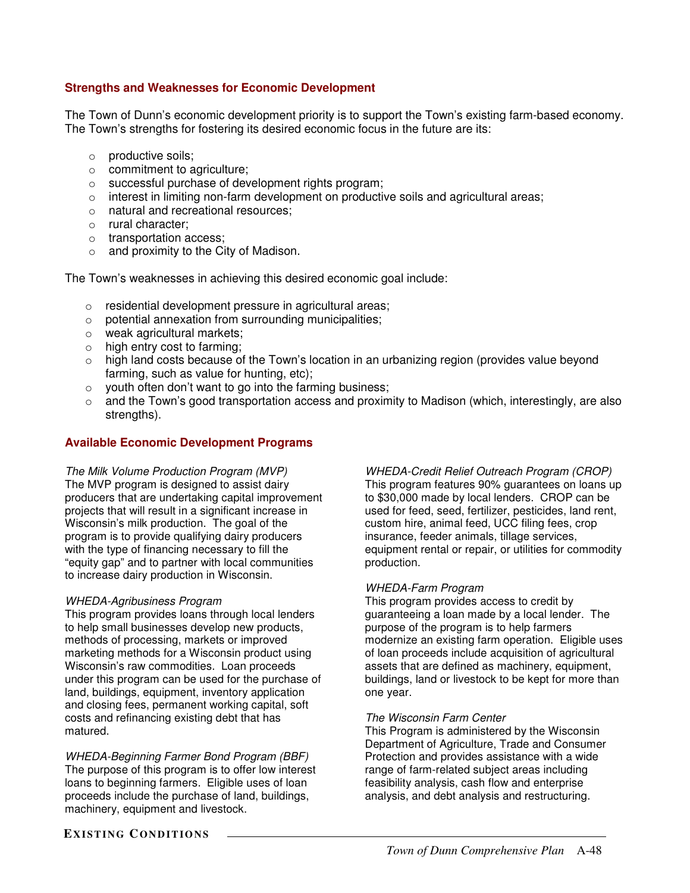## Strengths and Weaknesses for Economic Development

The Town of Dunn's economic development priority is to support the Town's existing farm-based economy. The Town's strengths for fostering its desired economic focus in the future are its:

- productive soils;
- commitment to agriculture;
- successful purchase of development rights program;
- interest in limiting non-farm development on productive soils and agricultural areas;
- natural and recreational resources;
- rural character;
- transportation access;
- and proximity to the City of Madison.

The Town's weaknesses in achieving this desired economic goal include:

- residential development pressure in agricultural areas;
- potential annexation from surrounding municipalities;
- weak agricultural markets;
- high entry cost to farming;
- high land costs because of the Town's location in an urbanizing region (provides value beyond farming, such as value for hunting, etc);
- youth often don't want to go into the farming business;
- and the Town's good transportation access and proximity to Madison (which, interestingly, are also strengths).

## Available Economic Development Programs

*The Milk Volume Production Program (MVP)*
The MVP program is designed to assist dairy producers that are undertaking capital improvement projects that will result in a significant increase in Wisconsin's milk production. The goal of the program is to provide qualifying dairy producers with the type of financing necessary to fill the "equity gap" and to partner with local communities to increase dairy production in Wisconsin.

*WHEDA-Agribusiness Program*
This program provides loans through local lenders to help small businesses develop new products, methods of processing, markets or improved marketing methods for a Wisconsin product using Wisconsin's raw commodities. Loan proceeds under this program can be used for the purchase of land, buildings, equipment, inventory application and closing fees, permanent working capital, soft costs and refinancing existing debt that has matured.

*WHEDA-Beginning Farmer Bond Program (BBF)*
The purpose of this program is to offer low interest loans to beginning farmers. Eligible uses of loan proceeds include the purchase of land, buildings, machinery, equipment and livestock.

*WHEDA-Credit Relief Outreach Program (CROP)*
This program features 90% guarantees on loans up to $30,000 made by local lenders. CROP can be used for feed, seed, fertilizer, pesticides, land rent, custom hire, animal feed, UCC filing fees, crop insurance, feeder animals, tillage services, equipment rental or repair, or utilities for commodity production.

*WHEDA-Farm Program*
This program provides access to credit by guaranteeing a loan made by a local lender. The purpose of the program is to help farmers modernize an existing farm operation. Eligible uses of loan proceeds include acquisition of agricultural assets that are defined as machinery, equipment, buildings, land or livestock to be kept for more than one year.

*The Wisconsin Farm Center*
This Program is administered by the Wisconsin Department of Agriculture, Trade and Consumer Protection and provides assistance with a wide range of farm-related subject areas including feasibility analysis, cash flow and enterprise analysis, and debt analysis and restructuring.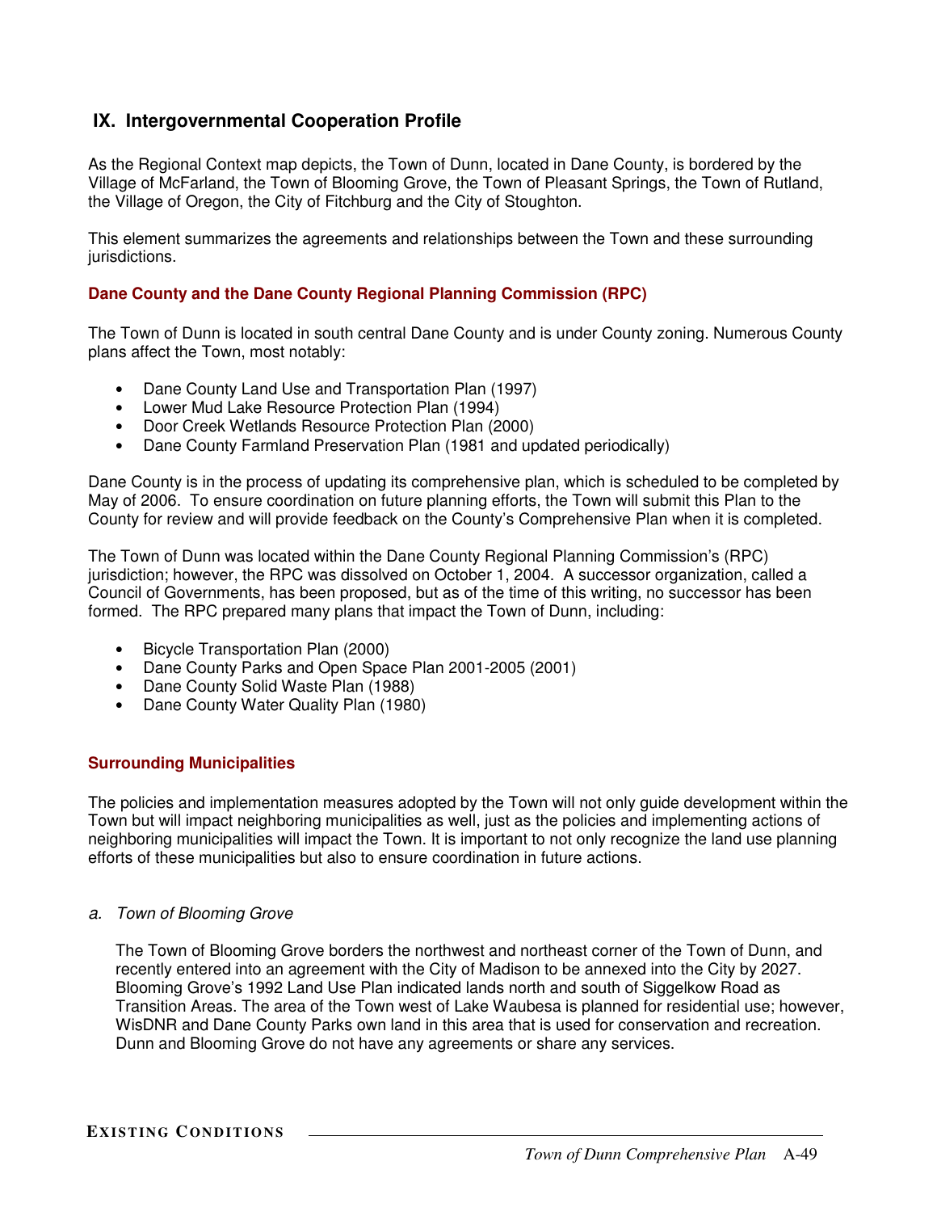## IX. Intergovernmental Cooperation Profile

As the Regional Context map depicts, the Town of Dunn, located in Dane County, is bordered by the Village of McFarland, the Town of Blooming Grove, the Town of Pleasant Springs, the Town of Rutland, the Village of Oregon, the City of Fitchburg and the City of Stoughton.

This element summarizes the agreements and relationships between the Town and these surrounding jurisdictions.

### Dane County and the Dane County Regional Planning Commission (RPC)

The Town of Dunn is located in south central Dane County and is under County zoning. Numerous County plans affect the Town, most notably:

- Dane County Land Use and Transportation Plan (1997)
- Lower Mud Lake Resource Protection Plan (1994)
- Door Creek Wetlands Resource Protection Plan (2000)
- Dane County Farmland Preservation Plan (1981 and updated periodically)

Dane County is in the process of updating its comprehensive plan, which is scheduled to be completed by May of 2006. To ensure coordination on future planning efforts, the Town will submit this Plan to the County for review and will provide feedback on the County's Comprehensive Plan when it is completed.

The Town of Dunn was located within the Dane County Regional Planning Commission's (RPC) jurisdiction; however, the RPC was dissolved on October 1, 2004. A successor organization, called a Council of Governments, has been proposed, but as of the time of this writing, no successor has been formed. The RPC prepared many plans that impact the Town of Dunn, including:

- Bicycle Transportation Plan (2000)
- Dane County Parks and Open Space Plan 2001-2005 (2001)
- Dane County Solid Waste Plan (1988)
- Dane County Water Quality Plan (1980)

### Surrounding Municipalities

The policies and implementation measures adopted by the Town will not only guide development within the Town but will impact neighboring municipalities as well, just as the policies and implementing actions of neighboring municipalities will impact the Town. It is important to not only recognize the land use planning efforts of these municipalities but also to ensure coordination in future actions.

*a. Town of Blooming Grove*

The Town of Blooming Grove borders the northwest and northeast corner of the Town of Dunn, and recently entered into an agreement with the City of Madison to be annexed into the City by 2027. Blooming Grove's 1992 Land Use Plan indicated lands north and south of Siggelkow Road as Transition Areas. The area of the Town west of Lake Waubesa is planned for residential use; however, WisDNR and Dane County Parks own land in this area that is used for conservation and recreation. Dunn and Blooming Grove do not have any agreements or share any services.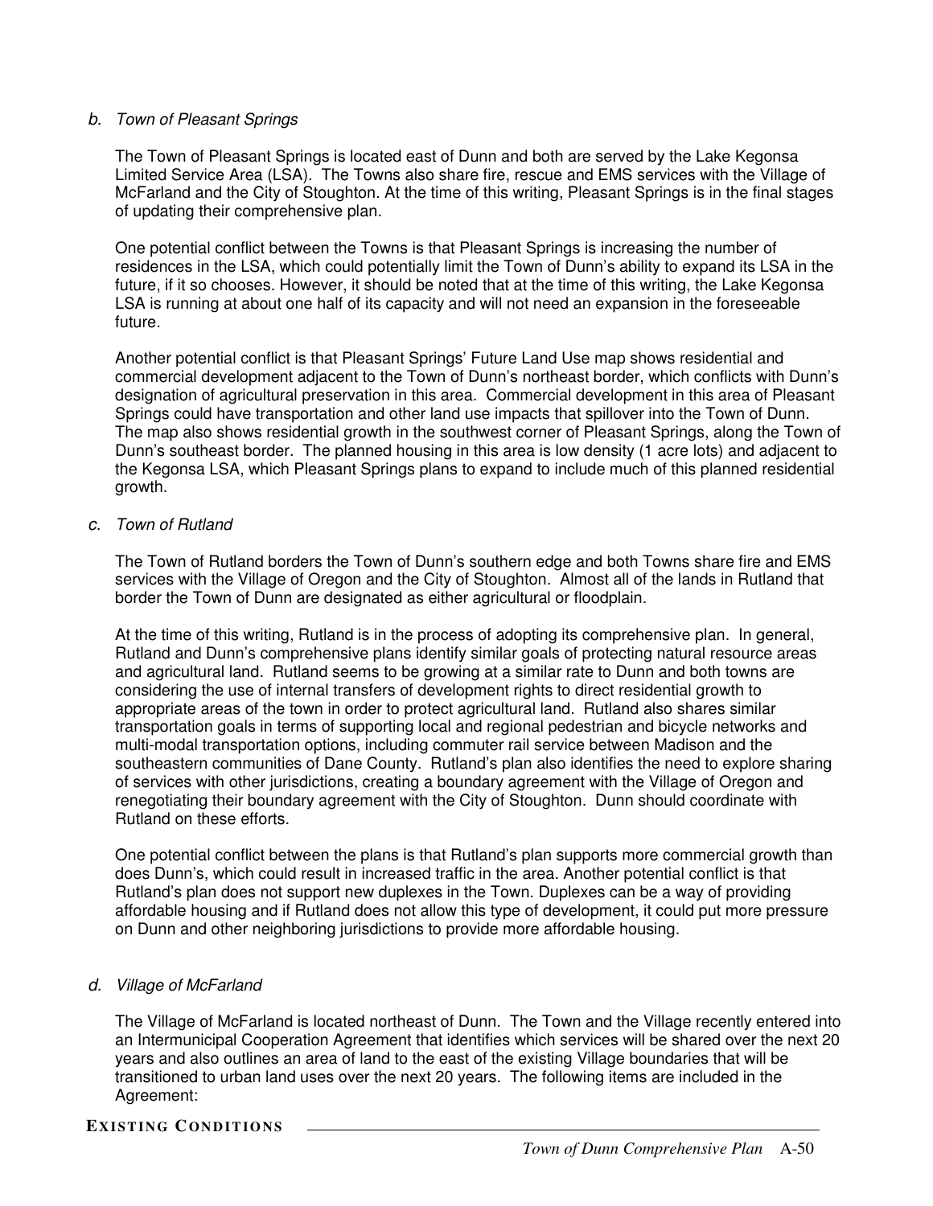*b. Town of Pleasant Springs*

The Town of Pleasant Springs is located east of Dunn and both are served by the Lake Kegonsa Limited Service Area (LSA). The Towns also share fire, rescue and EMS services with the Village of McFarland and the City of Stoughton. At the time of this writing, Pleasant Springs is in the final stages of updating their comprehensive plan.

One potential conflict between the Towns is that Pleasant Springs is increasing the number of residences in the LSA, which could potentially limit the Town of Dunn's ability to expand its LSA in the future, if it so chooses. However, it should be noted that at the time of this writing, the Lake Kegonsa LSA is running at about one half of its capacity and will not need an expansion in the foreseeable future.

Another potential conflict is that Pleasant Springs' Future Land Use map shows residential and commercial development adjacent to the Town of Dunn's northeast border, which conflicts with Dunn's designation of agricultural preservation in this area. Commercial development in this area of Pleasant Springs could have transportation and other land use impacts that spillover into the Town of Dunn. The map also shows residential growth in the southwest corner of Pleasant Springs, along the Town of Dunn's southeast border. The planned housing in this area is low density (1 acre lots) and adjacent to the Kegonsa LSA, which Pleasant Springs plans to expand to include much of this planned residential growth.

*c. Town of Rutland*

The Town of Rutland borders the Town of Dunn's southern edge and both Towns share fire and EMS services with the Village of Oregon and the City of Stoughton. Almost all of the lands in Rutland that border the Town of Dunn are designated as either agricultural or floodplain.

At the time of this writing, Rutland is in the process of adopting its comprehensive plan. In general, Rutland and Dunn's comprehensive plans identify similar goals of protecting natural resource areas and agricultural land. Rutland seems to be growing at a similar rate to Dunn and both towns are considering the use of internal transfers of development rights to direct residential growth to appropriate areas of the town in order to protect agricultural land. Rutland also shares similar transportation goals in terms of supporting local and regional pedestrian and bicycle networks and multi-modal transportation options, including commuter rail service between Madison and the southeastern communities of Dane County. Rutland's plan also identifies the need to explore sharing of services with other jurisdictions, creating a boundary agreement with the Village of Oregon and renegotiating their boundary agreement with the City of Stoughton. Dunn should coordinate with Rutland on these efforts.

One potential conflict between the plans is that Rutland's plan supports more commercial growth than does Dunn's, which could result in increased traffic in the area. Another potential conflict is that Rutland's plan does not support new duplexes in the Town. Duplexes can be a way of providing affordable housing and if Rutland does not allow this type of development, it could put more pressure on Dunn and other neighboring jurisdictions to provide more affordable housing.

*d. Village of McFarland*

The Village of McFarland is located northeast of Dunn. The Town and the Village recently entered into an Intermunicipal Cooperation Agreement that identifies which services will be shared over the next 20 years and also outlines an area of land to the east of the existing Village boundaries that will be transitioned to urban land uses over the next 20 years. The following items are included in the Agreement: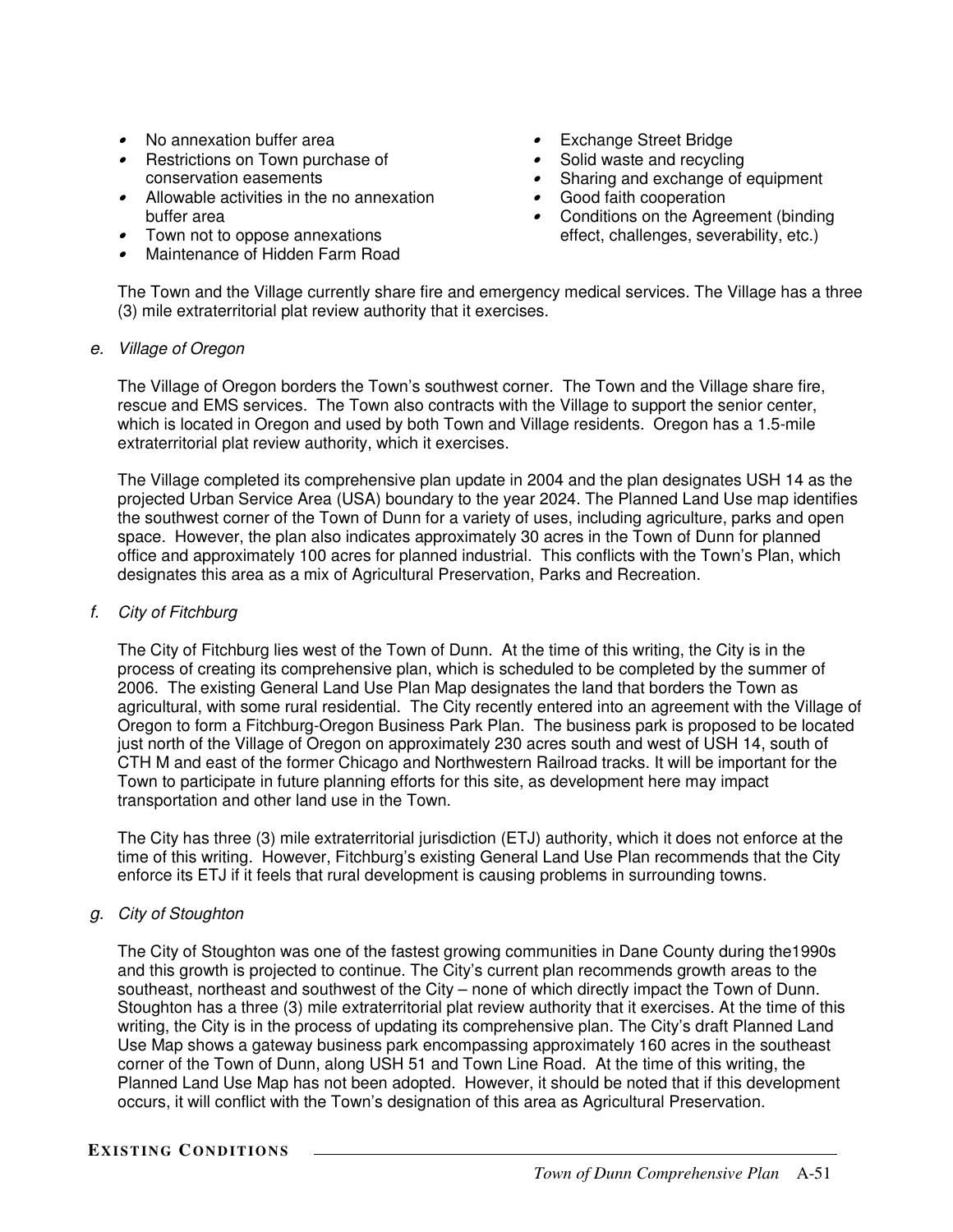- No annexation buffer area
- Restrictions on Town purchase of conservation easements
- Allowable activities in the no annexation buffer area
- Town not to oppose annexations
- Maintenance of Hidden Farm Road
- Exchange Street Bridge
- Solid waste and recycling
- Sharing and exchange of equipment
- Good faith cooperation
- Conditions on the Agreement (binding effect, challenges, severability, etc.)

The Town and the Village currently share fire and emergency medical services. The Village has a three (3) mile extraterritorial plat review authority that it exercises.

*e. Village of Oregon*

The Village of Oregon borders the Town's southwest corner. The Town and the Village share fire, rescue and EMS services. The Town also contracts with the Village to support the senior center, which is located in Oregon and used by both Town and Village residents. Oregon has a 1.5-mile extraterritorial plat review authority, which it exercises.

The Village completed its comprehensive plan update in 2004 and the plan designates USH 14 as the projected Urban Service Area (USA) boundary to the year 2024. The Planned Land Use map identifies the southwest corner of the Town of Dunn for a variety of uses, including agriculture, parks and open space. However, the plan also indicates approximately 30 acres in the Town of Dunn for planned office and approximately 100 acres for planned industrial. This conflicts with the Town's Plan, which designates this area as a mix of Agricultural Preservation, Parks and Recreation.

*f. City of Fitchburg*

The City of Fitchburg lies west of the Town of Dunn. At the time of this writing, the City is in the process of creating its comprehensive plan, which is scheduled to be completed by the summer of 2006. The existing General Land Use Plan Map designates the land that borders the Town as agricultural, with some rural residential. The City recently entered into an agreement with the Village of Oregon to form a Fitchburg-Oregon Business Park Plan. The business park is proposed to be located just north of the Village of Oregon on approximately 230 acres south and west of USH 14, south of CTH M and east of the former Chicago and Northwestern Railroad tracks. It will be important for the Town to participate in future planning efforts for this site, as development here may impact transportation and other land use in the Town.

The City has three (3) mile extraterritorial jurisdiction (ETJ) authority, which it does not enforce at the time of this writing. However, Fitchburg's existing General Land Use Plan recommends that the City enforce its ETJ if it feels that rural development is causing problems in surrounding towns.

*g. City of Stoughton*

The City of Stoughton was one of the fastest growing communities in Dane County during the1990s and this growth is projected to continue. The City's current plan recommends growth areas to the southeast, northeast and southwest of the City – none of which directly impact the Town of Dunn. Stoughton has a three (3) mile extraterritorial plat review authority that it exercises. At the time of this writing, the City is in the process of updating its comprehensive plan. The City's draft Planned Land Use Map shows a gateway business park encompassing approximately 160 acres in the southeast corner of the Town of Dunn, along USH 51 and Town Line Road. At the time of this writing, the Planned Land Use Map has not been adopted. However, it should be noted that if this development occurs, it will conflict with the Town's designation of this area as Agricultural Preservation.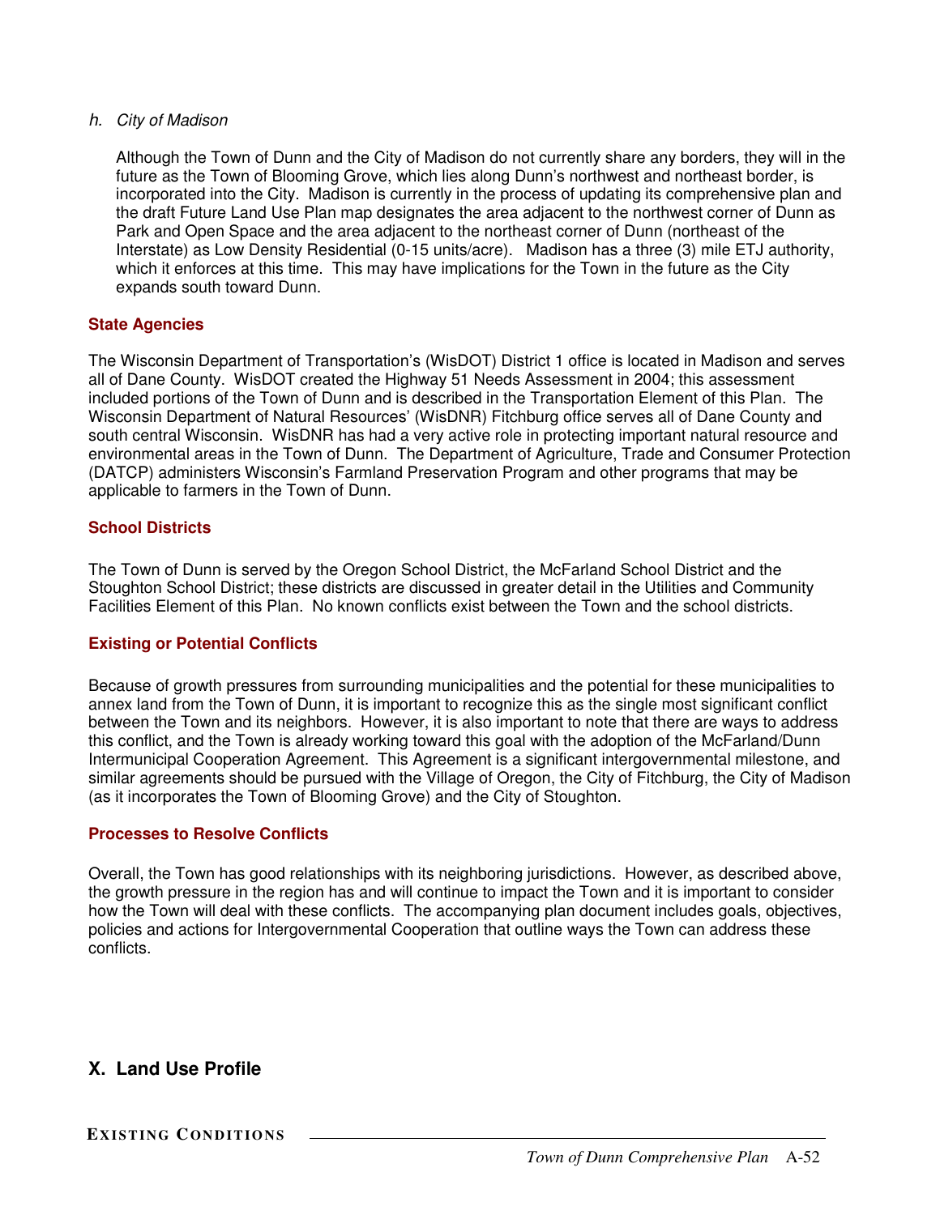*h. City of Madison*

Although the Town of Dunn and the City of Madison do not currently share any borders, they will in the future as the Town of Blooming Grove, which lies along Dunn's northwest and northeast border, is incorporated into the City. Madison is currently in the process of updating its comprehensive plan and the draft Future Land Use Plan map designates the area adjacent to the northwest corner of Dunn as Park and Open Space and the area adjacent to the northeast corner of Dunn (northeast of the Interstate) as Low Density Residential (0-15 units/acre). Madison has a three (3) mile ETJ authority, which it enforces at this time. This may have implications for the Town in the future as the City expands south toward Dunn.

### State Agencies

The Wisconsin Department of Transportation's (WisDOT) District 1 office is located in Madison and serves all of Dane County. WisDOT created the Highway 51 Needs Assessment in 2004; this assessment included portions of the Town of Dunn and is described in the Transportation Element of this Plan. The Wisconsin Department of Natural Resources' (WisDNR) Fitchburg office serves all of Dane County and south central Wisconsin. WisDNR has had a very active role in protecting important natural resource and environmental areas in the Town of Dunn. The Department of Agriculture, Trade and Consumer Protection (DATCP) administers Wisconsin's Farmland Preservation Program and other programs that may be applicable to farmers in the Town of Dunn.

### School Districts

The Town of Dunn is served by the Oregon School District, the McFarland School District and the Stoughton School District; these districts are discussed in greater detail in the Utilities and Community Facilities Element of this Plan. No known conflicts exist between the Town and the school districts.

### Existing or Potential Conflicts

Because of growth pressures from surrounding municipalities and the potential for these municipalities to annex land from the Town of Dunn, it is important to recognize this as the single most significant conflict between the Town and its neighbors. However, it is also important to note that there are ways to address this conflict, and the Town is already working toward this goal with the adoption of the McFarland/Dunn Intermunicipal Cooperation Agreement. This Agreement is a significant intergovernmental milestone, and similar agreements should be pursued with the Village of Oregon, the City of Fitchburg, the City of Madison (as it incorporates the Town of Blooming Grove) and the City of Stoughton.

### Processes to Resolve Conflicts

Overall, the Town has good relationships with its neighboring jurisdictions. However, as described above, the growth pressure in the region has and will continue to impact the Town and it is important to consider how the Town will deal with these conflicts. The accompanying plan document includes goals, objectives, policies and actions for Intergovernmental Cooperation that outline ways the Town can address these conflicts.

## X. Land Use Profile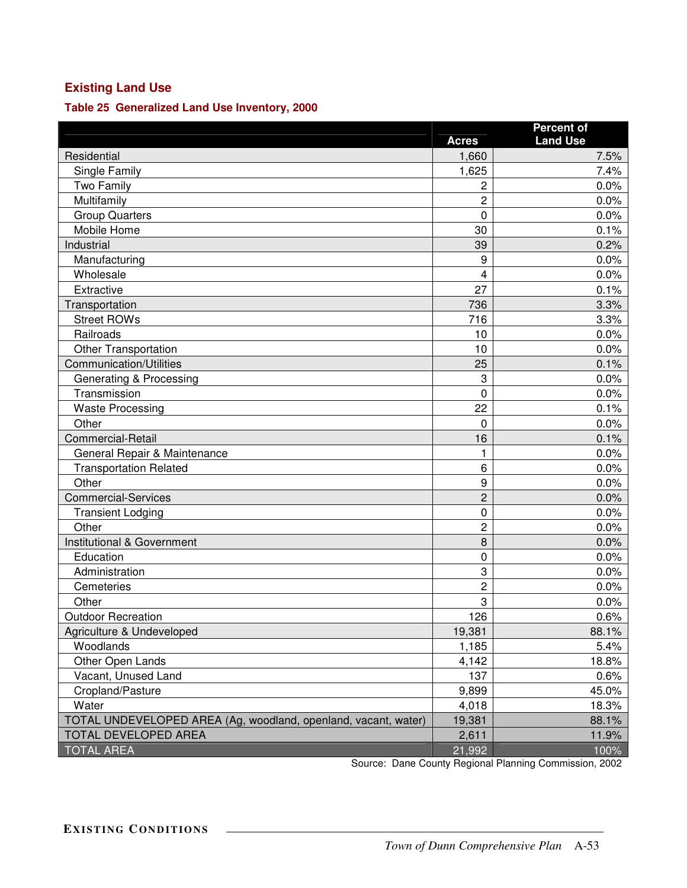## Existing Land Use

### Table 25 Generalized Land Use Inventory, 2000

| | Acres | Percent of Land Use |
|---|---|---|
| Residential | 1,660 | 7.5% |
| Single Family | 1,625 | 7.4% |
| Two Family | 2 | 0.0% |
| Multifamily | 2 | 0.0% |
| Group Quarters | 0 | 0.0% |
| Mobile Home | 30 | 0.1% |
| Industrial | 39 | 0.2% |
| Manufacturing | 9 | 0.0% |
| Wholesale | 4 | 0.0% |
| Extractive | 27 | 0.1% |
| Transportation | 736 | 3.3% |
| Street ROWs | 716 | 3.3% |
| Railroads | 10 | 0.0% |
| Other Transportation | 10 | 0.0% |
| Communication/Utilities | 25 | 0.1% |
| Generating & Processing | 3 | 0.0% |
| Transmission | 0 | 0.0% |
| Waste Processing | 22 | 0.1% |
| Other | 0 | 0.0% |
| Commercial-Retail | 16 | 0.1% |
| General Repair & Maintenance | 1 | 0.0% |
| Transportation Related | 6 | 0.0% |
| Other | 9 | 0.0% |
| Commercial-Services | 2 | 0.0% |
| Transient Lodging | 0 | 0.0% |
| Other | 2 | 0.0% |
| Institutional & Government | 8 | 0.0% |
| Education | 0 | 0.0% |
| Administration | 3 | 0.0% |
| Cemeteries | 2 | 0.0% |
| Other | 3 | 0.0% |
| Outdoor Recreation | 126 | 0.6% |
| Agriculture & Undeveloped | 19,381 | 88.1% |
| Woodlands | 1,185 | 5.4% |
| Other Open Lands | 4,142 | 18.8% |
| Vacant, Unused Land | 137 | 0.6% |
| Cropland/Pasture | 9,899 | 45.0% |
| Water | 4,018 | 18.3% |
| TOTAL UNDEVELOPED AREA (Ag, woodland, openland, vacant, water) | 19,381 | 88.1% |
| TOTAL DEVELOPED AREA | 2,611 | 11.9% |
| TOTAL AREA | 21,992 | 100% |

Source: Dane County Regional Planning Commission, 2002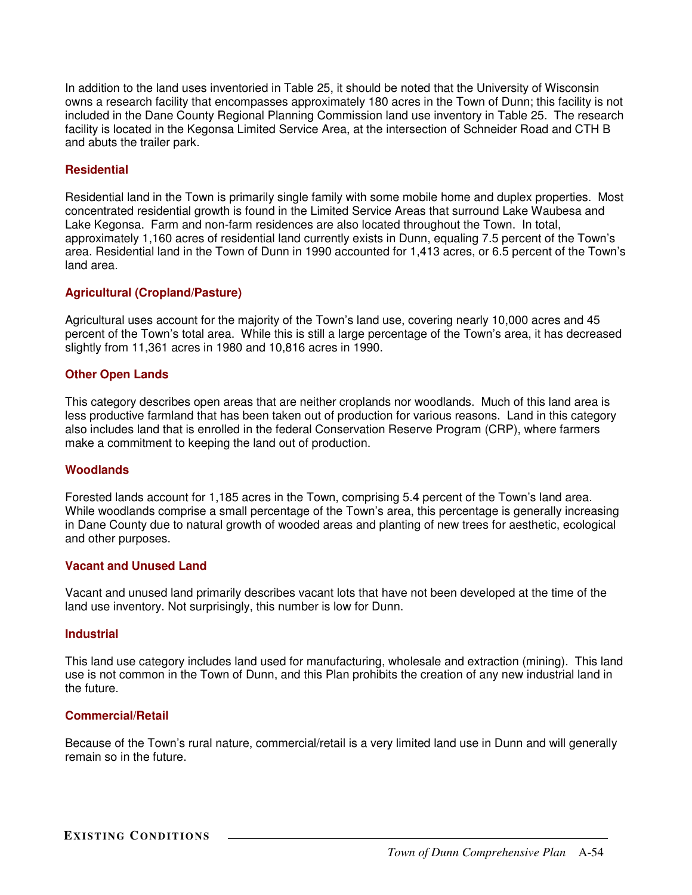In addition to the land uses inventoried in Table 25, it should be noted that the University of Wisconsin owns a research facility that encompasses approximately 180 acres in the Town of Dunn; this facility is not included in the Dane County Regional Planning Commission land use inventory in Table 25. The research facility is located in the Kegonsa Limited Service Area, at the intersection of Schneider Road and CTH B and abuts the trailer park.

### Residential

Residential land in the Town is primarily single family with some mobile home and duplex properties. Most concentrated residential growth is found in the Limited Service Areas that surround Lake Waubesa and Lake Kegonsa. Farm and non-farm residences are also located throughout the Town. In total, approximately 1,160 acres of residential land currently exists in Dunn, equaling 7.5 percent of the Town's area. Residential land in the Town of Dunn in 1990 accounted for 1,413 acres, or 6.5 percent of the Town's land area.

### Agricultural (Cropland/Pasture)

Agricultural uses account for the majority of the Town's land use, covering nearly 10,000 acres and 45 percent of the Town's total area. While this is still a large percentage of the Town's area, it has decreased slightly from 11,361 acres in 1980 and 10,816 acres in 1990.

### Other Open Lands

This category describes open areas that are neither croplands nor woodlands. Much of this land area is less productive farmland that has been taken out of production for various reasons. Land in this category also includes land that is enrolled in the federal Conservation Reserve Program (CRP), where farmers make a commitment to keeping the land out of production.

### Woodlands

Forested lands account for 1,185 acres in the Town, comprising 5.4 percent of the Town's land area. While woodlands comprise a small percentage of the Town's area, this percentage is generally increasing in Dane County due to natural growth of wooded areas and planting of new trees for aesthetic, ecological and other purposes.

### Vacant and Unused Land

Vacant and unused land primarily describes vacant lots that have not been developed at the time of the land use inventory. Not surprisingly, this number is low for Dunn.

### Industrial

This land use category includes land used for manufacturing, wholesale and extraction (mining). This land use is not common in the Town of Dunn, and this Plan prohibits the creation of any new industrial land in the future.

### Commercial/Retail

Because of the Town's rural nature, commercial/retail is a very limited land use in Dunn and will generally remain so in the future.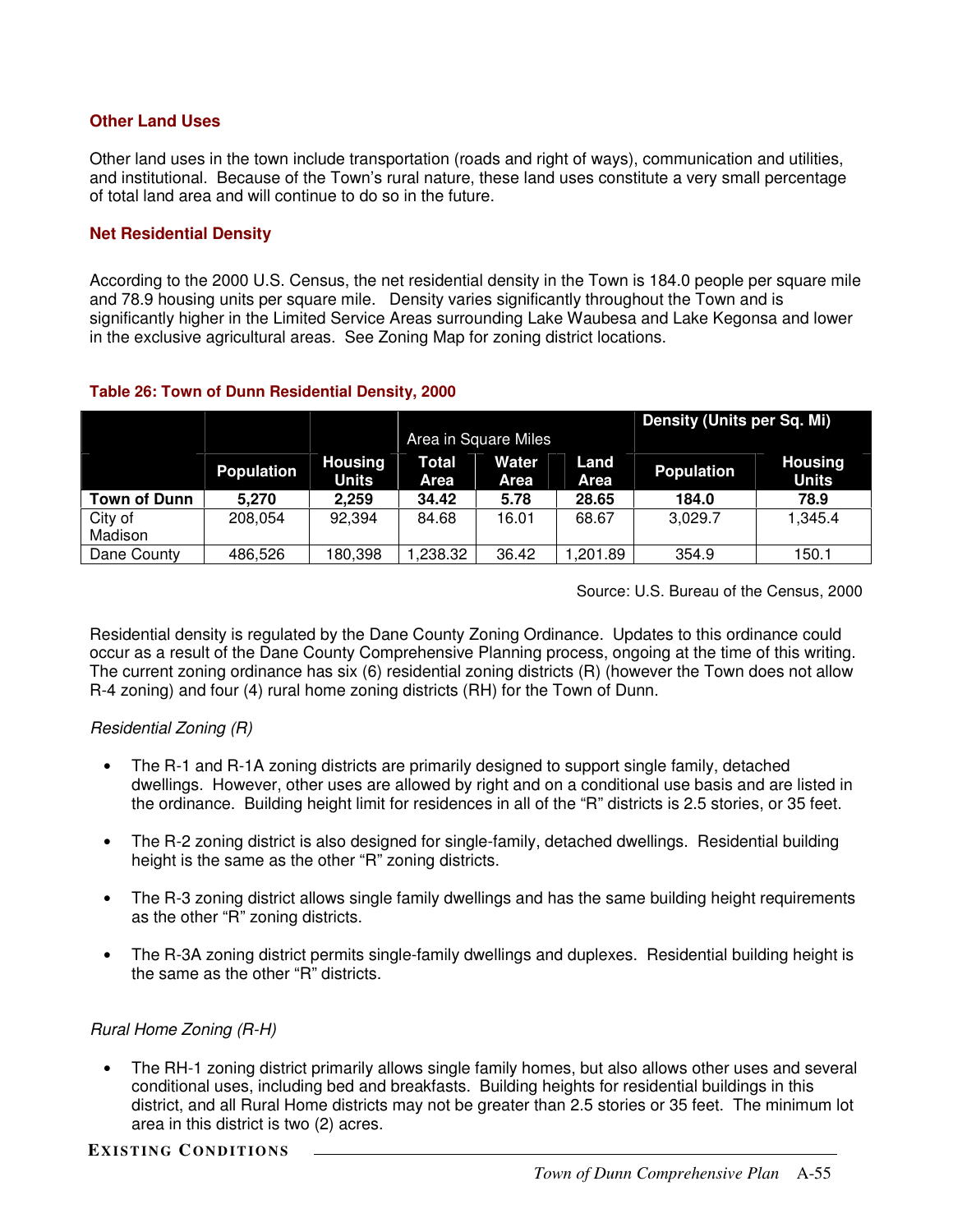### Other Land Uses

Other land uses in the town include transportation (roads and right of ways), communication and utilities, and institutional. Because of the Town's rural nature, these land uses constitute a very small percentage of total land area and will continue to do so in the future.

### Net Residential Density

According to the 2000 U.S. Census, the net residential density in the Town is 184.0 people per square mile and 78.9 housing units per square mile. Density varies significantly throughout the Town and is significantly higher in the Limited Service Areas surrounding Lake Waubesa and Lake Kegonsa and lower in the exclusive agricultural areas. See Zoning Map for zoning district locations.

**Table 26: Town of Dunn Residential Density, 2000**

| | | | Area in Square Miles | | | Density (Units per Sq. Mi) | |
|---|---|---|---|---|---|---|---|
| | Population | Housing Units | Total Area | Water Area | Land Area | Population | Housing Units |
| **Town of Dunn** | **5,270** | **2,259** | **34.42** | **5.78** | **28.65** | **184.0** | **78.9** |
| City of Madison | 208,054 | 92,394 | 84.68 | 16.01 | 68.67 | 3,029.7 | 1,345.4 |
| Dane County | 486,526 | 180,398 | 1,238.32 | 36.42 | 1,201.89 | 354.9 | 150.1 |

Source: U.S. Bureau of the Census, 2000

Residential density is regulated by the Dane County Zoning Ordinance. Updates to this ordinance could occur as a result of the Dane County Comprehensive Planning process, ongoing at the time of this writing. The current zoning ordinance has six (6) residential zoning districts (R) (however the Town does not allow R-4 zoning) and four (4) rural home zoning districts (RH) for the Town of Dunn.

*Residential Zoning (R)*

- The R-1 and R-1A zoning districts are primarily designed to support single family, detached dwellings. However, other uses are allowed by right and on a conditional use basis and are listed in the ordinance. Building height limit for residences in all of the "R" districts is 2.5 stories, or 35 feet.
- The R-2 zoning district is also designed for single-family, detached dwellings. Residential building height is the same as the other "R" zoning districts.
- The R-3 zoning district allows single family dwellings and has the same building height requirements as the other "R" zoning districts.
- The R-3A zoning district permits single-family dwellings and duplexes. Residential building height is the same as the other "R" districts.

*Rural Home Zoning (R-H)*

- The RH-1 zoning district primarily allows single family homes, but also allows other uses and several conditional uses, including bed and breakfasts. Building heights for residential buildings in this district, and all Rural Home districts may not be greater than 2.5 stories or 35 feet. The minimum lot area in this district is two (2) acres.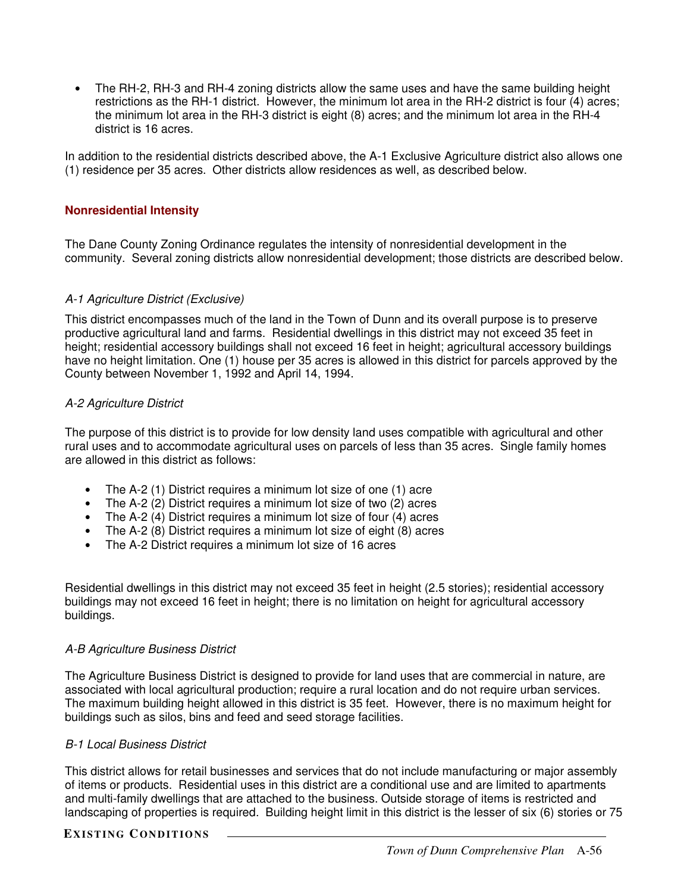- The RH-2, RH-3 and RH-4 zoning districts allow the same uses and have the same building height restrictions as the RH-1 district. However, the minimum lot area in the RH-2 district is four (4) acres; the minimum lot area in the RH-3 district is eight (8) acres; and the minimum lot area in the RH-4 district is 16 acres.

In addition to the residential districts described above, the A-1 Exclusive Agriculture district also allows one (1) residence per 35 acres. Other districts allow residences as well, as described below.

### Nonresidential Intensity

The Dane County Zoning Ordinance regulates the intensity of nonresidential development in the community. Several zoning districts allow nonresidential development; those districts are described below.

*A-1 Agriculture District (Exclusive)*

This district encompasses much of the land in the Town of Dunn and its overall purpose is to preserve productive agricultural land and farms. Residential dwellings in this district may not exceed 35 feet in height; residential accessory buildings shall not exceed 16 feet in height; agricultural accessory buildings have no height limitation. One (1) house per 35 acres is allowed in this district for parcels approved by the County between November 1, 1992 and April 14, 1994.

*A-2 Agriculture District*

The purpose of this district is to provide for low density land uses compatible with agricultural and other rural uses and to accommodate agricultural uses on parcels of less than 35 acres. Single family homes are allowed in this district as follows:

- The A-2 (1) District requires a minimum lot size of one (1) acre
- The A-2 (2) District requires a minimum lot size of two (2) acres
- The A-2 (4) District requires a minimum lot size of four (4) acres
- The A-2 (8) District requires a minimum lot size of eight (8) acres
- The A-2 District requires a minimum lot size of 16 acres

Residential dwellings in this district may not exceed 35 feet in height (2.5 stories); residential accessory buildings may not exceed 16 feet in height; there is no limitation on height for agricultural accessory buildings.

*A-B Agriculture Business District*

The Agriculture Business District is designed to provide for land uses that are commercial in nature, are associated with local agricultural production; require a rural location and do not require urban services. The maximum building height allowed in this district is 35 feet. However, there is no maximum height for buildings such as silos, bins and feed and seed storage facilities.

*B-1 Local Business District*

This district allows for retail businesses and services that do not include manufacturing or major assembly of items or products. Residential uses in this district are a conditional use and are limited to apartments and multi-family dwellings that are attached to the business. Outside storage of items is restricted and landscaping of properties is required. Building height limit in this district is the lesser of six (6) stories or 75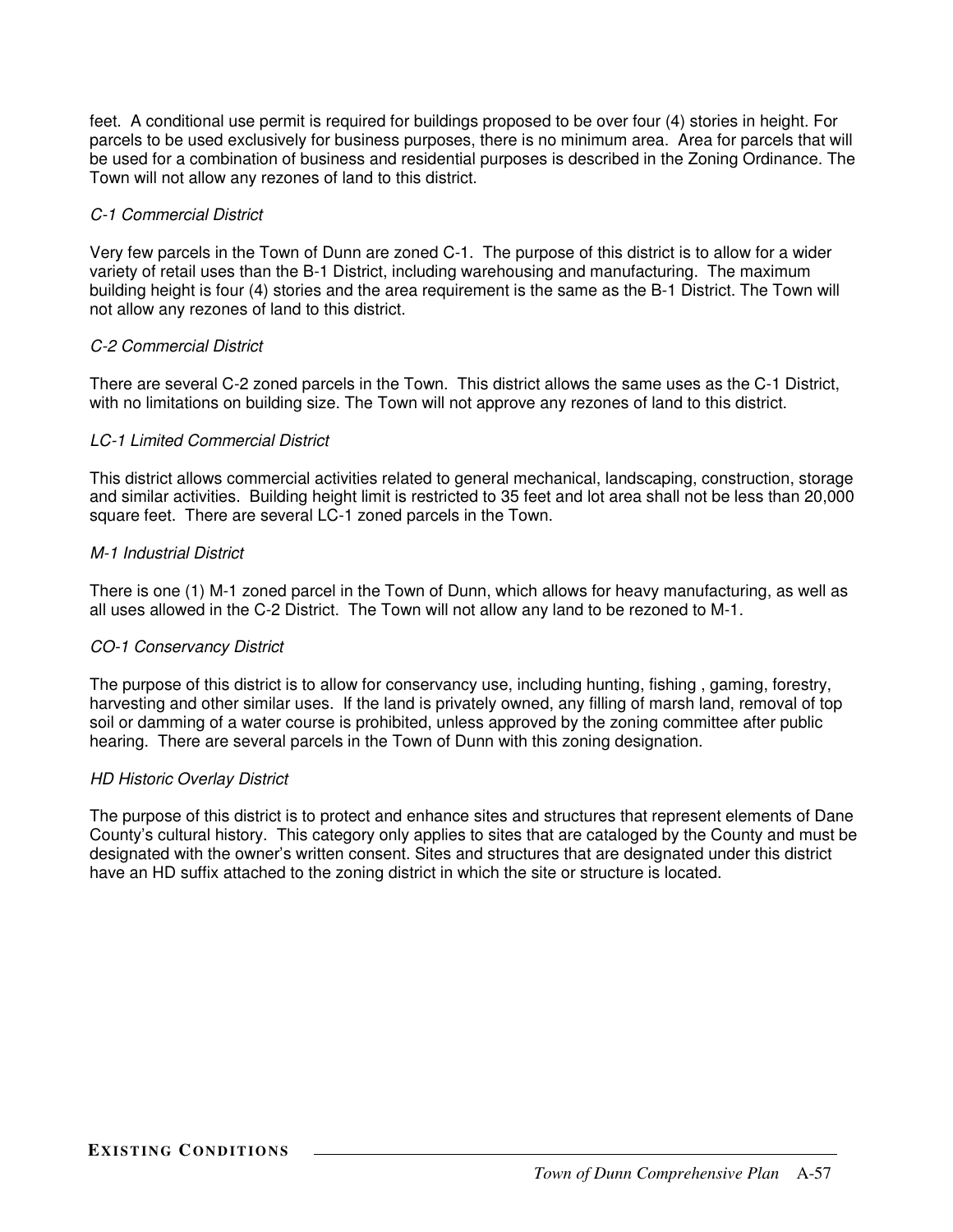feet. A conditional use permit is required for buildings proposed to be over four (4) stories in height. For parcels to be used exclusively for business purposes, there is no minimum area. Area for parcels that will be used for a combination of business and residential purposes is described in the Zoning Ordinance. The Town will not allow any rezones of land to this district.

*C-1 Commercial District*

Very few parcels in the Town of Dunn are zoned C-1. The purpose of this district is to allow for a wider variety of retail uses than the B-1 District, including warehousing and manufacturing. The maximum building height is four (4) stories and the area requirement is the same as the B-1 District. The Town will not allow any rezones of land to this district.

*C-2 Commercial District*

There are several C-2 zoned parcels in the Town. This district allows the same uses as the C-1 District, with no limitations on building size. The Town will not approve any rezones of land to this district.

*LC-1 Limited Commercial District*

This district allows commercial activities related to general mechanical, landscaping, construction, storage and similar activities. Building height limit is restricted to 35 feet and lot area shall not be less than 20,000 square feet. There are several LC-1 zoned parcels in the Town.

*M-1 Industrial District*

There is one (1) M-1 zoned parcel in the Town of Dunn, which allows for heavy manufacturing, as well as all uses allowed in the C-2 District. The Town will not allow any land to be rezoned to M-1.

*CO-1 Conservancy District*

The purpose of this district is to allow for conservancy use, including hunting, fishing , gaming, forestry, harvesting and other similar uses. If the land is privately owned, any filling of marsh land, removal of top soil or damming of a water course is prohibited, unless approved by the zoning committee after public hearing. There are several parcels in the Town of Dunn with this zoning designation.

*HD Historic Overlay District*

The purpose of this district is to protect and enhance sites and structures that represent elements of Dane County's cultural history. This category only applies to sites that are cataloged by the County and must be designated with the owner's written consent. Sites and structures that are designated under this district have an HD suffix attached to the zoning district in which the site or structure is located.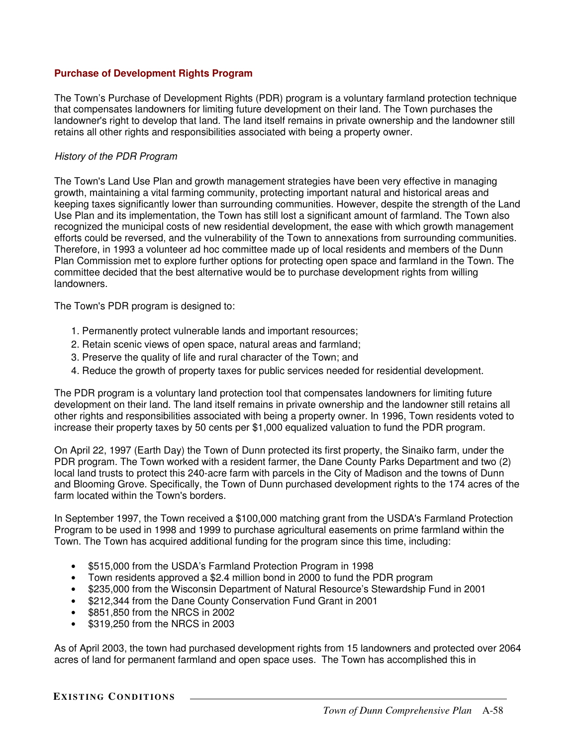## Purchase of Development Rights Program

The Town's Purchase of Development Rights (PDR) program is a voluntary farmland protection technique that compensates landowners for limiting future development on their land. The Town purchases the landowner's right to develop that land. The land itself remains in private ownership and the landowner still retains all other rights and responsibilities associated with being a property owner.

*History of the PDR Program*

The Town's Land Use Plan and growth management strategies have been very effective in managing growth, maintaining a vital farming community, protecting important natural and historical areas and keeping taxes significantly lower than surrounding communities. However, despite the strength of the Land Use Plan and its implementation, the Town has still lost a significant amount of farmland. The Town also recognized the municipal costs of new residential development, the ease with which growth management efforts could be reversed, and the vulnerability of the Town to annexations from surrounding communities. Therefore, in 1993 a volunteer ad hoc committee made up of local residents and members of the Dunn Plan Commission met to explore further options for protecting open space and farmland in the Town. The committee decided that the best alternative would be to purchase development rights from willing landowners.

The Town's PDR program is designed to:

1. Permanently protect vulnerable lands and important resources;
2. Retain scenic views of open space, natural areas and farmland;
3. Preserve the quality of life and rural character of the Town; and
4. Reduce the growth of property taxes for public services needed for residential development.

The PDR program is a voluntary land protection tool that compensates landowners for limiting future development on their land. The land itself remains in private ownership and the landowner still retains all other rights and responsibilities associated with being a property owner. In 1996, Town residents voted to increase their property taxes by 50 cents per $1,000 equalized valuation to fund the PDR program.

On April 22, 1997 (Earth Day) the Town of Dunn protected its first property, the Sinaiko farm, under the PDR program. The Town worked with a resident farmer, the Dane County Parks Department and two (2) local land trusts to protect this 240-acre farm with parcels in the City of Madison and the towns of Dunn and Blooming Grove. Specifically, the Town of Dunn purchased development rights to the 174 acres of the farm located within the Town's borders.

In September 1997, the Town received a $100,000 matching grant from the USDA's Farmland Protection Program to be used in 1998 and 1999 to purchase agricultural easements on prime farmland within the Town. The Town has acquired additional funding for the program since this time, including:

- $515,000 from the USDA's Farmland Protection Program in 1998
- Town residents approved a $2.4 million bond in 2000 to fund the PDR program
- $235,000 from the Wisconsin Department of Natural Resource's Stewardship Fund in 2001
- $212,344 from the Dane County Conservation Fund Grant in 2001
- $851,850 from the NRCS in 2002
- $319,250 from the NRCS in 2003

As of April 2003, the town had purchased development rights from 15 landowners and protected over 2064 acres of land for permanent farmland and open space uses. The Town has accomplished this in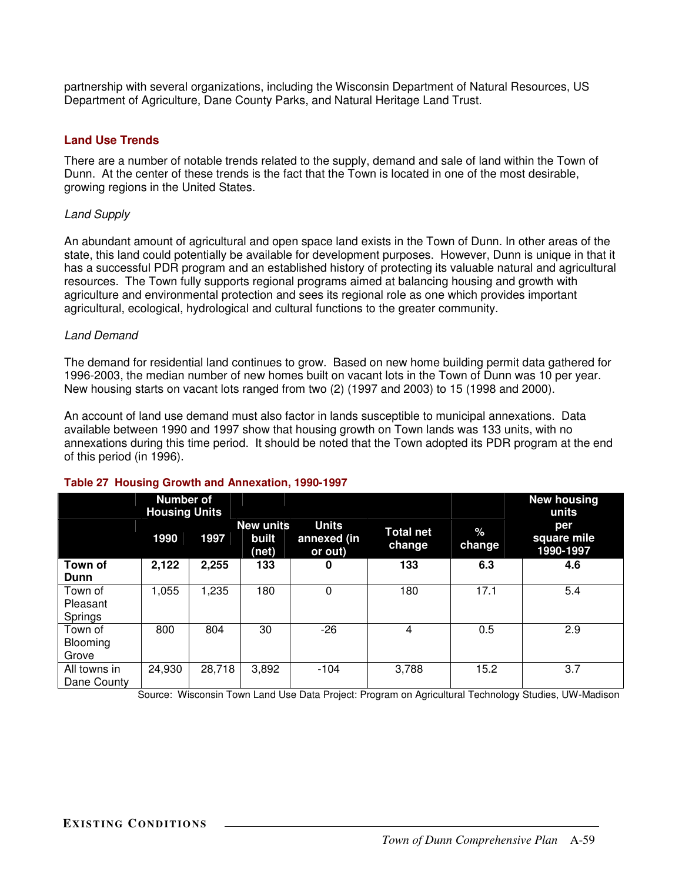partnership with several organizations, including the Wisconsin Department of Natural Resources, US Department of Agriculture, Dane County Parks, and Natural Heritage Land Trust.

## Land Use Trends

There are a number of notable trends related to the supply, demand and sale of land within the Town of Dunn. At the center of these trends is the fact that the Town is located in one of the most desirable, growing regions in the United States.

*Land Supply*

An abundant amount of agricultural and open space land exists in the Town of Dunn. In other areas of the state, this land could potentially be available for development purposes. However, Dunn is unique in that it has a successful PDR program and an established history of protecting its valuable natural and agricultural resources. The Town fully supports regional programs aimed at balancing housing and growth with agriculture and environmental protection and sees its regional role as one which provides important agricultural, ecological, hydrological and cultural functions to the greater community.

*Land Demand*

The demand for residential land continues to grow. Based on new home building permit data gathered for 1996-2003, the median number of new homes built on vacant lots in the Town of Dunn was 10 per year. New housing starts on vacant lots ranged from two (2) (1997 and 2003) to 15 (1998 and 2000).

An account of land use demand must also factor in lands susceptible to municipal annexations. Data available between 1990 and 1997 show that housing growth on Town lands was 133 units, with no annexations during this time period. It should be noted that the Town adopted its PDR program at the end of this period (in 1996).

**Table 27 Housing Growth and Annexation, 1990-1997**

| | Number of Housing Units | | | | | | New housing units |
|---|---|---|---|---|---|---|---|
| | 1990 | 1997 | New units built (net) | Units annexed (in or out) | Total net change | % change | per square mile 1990-1997 |
| **Town of Dunn** | **2,122** | **2,255** | **133** | **0** | **133** | **6.3** | **4.6** |
| Town of Pleasant Springs | 1,055 | 1,235 | 180 | 0 | 180 | 17.1 | 5.4 |
| Town of Blooming Grove | 800 | 804 | 30 | -26 | 4 | 0.5 | 2.9 |
| All towns in Dane County | 24,930 | 28,718 | 3,892 | -104 | 3,788 | 15.2 | 3.7 |

Source: Wisconsin Town Land Use Data Project: Program on Agricultural Technology Studies, UW-Madison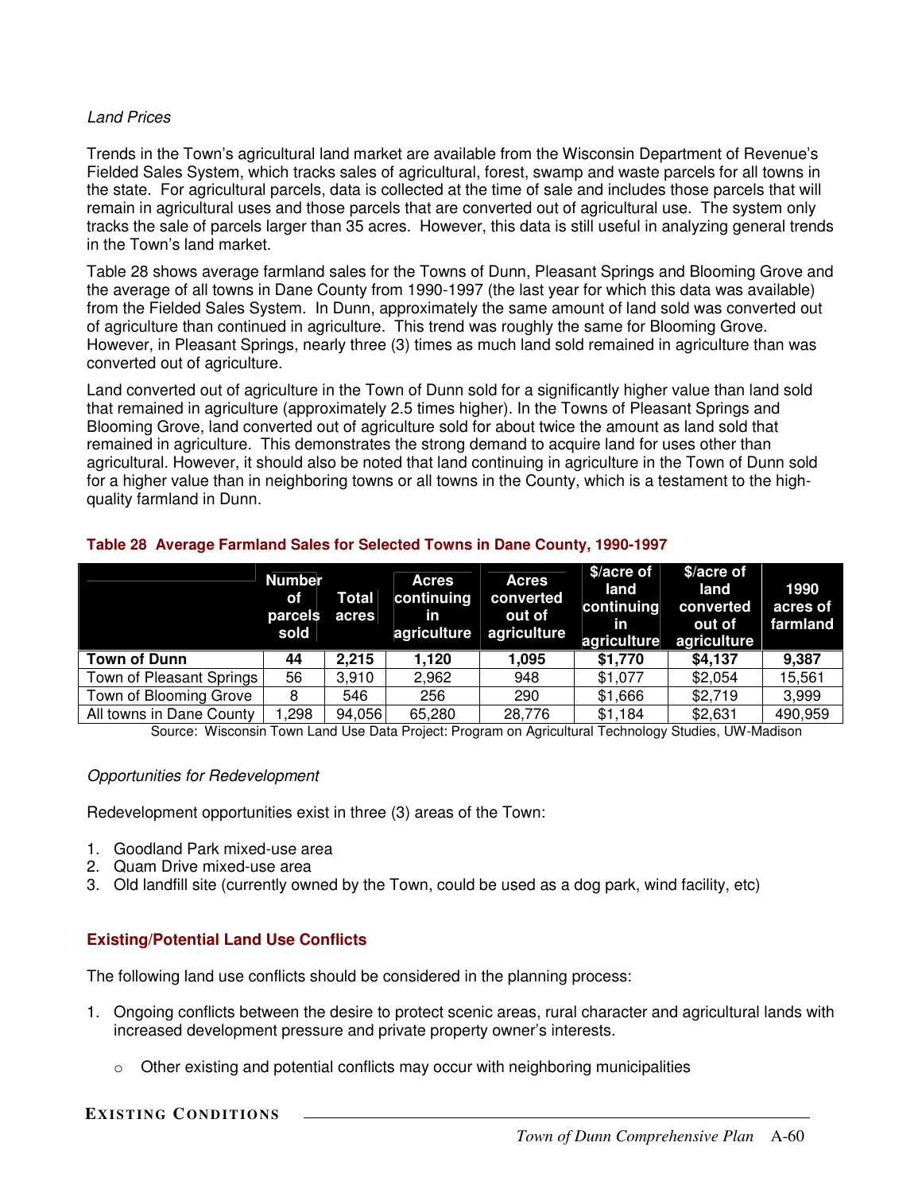*Land Prices*

Trends in the Town's agricultural land market are available from the Wisconsin Department of Revenue's Fielded Sales System, which tracks sales of agricultural, forest, swamp and waste parcels for all towns in the state. For agricultural parcels, data is collected at the time of sale and includes those parcels that will remain in agricultural uses and those parcels that are converted out of agricultural use. The system only tracks the sale of parcels larger than 35 acres. However, this data is still useful in analyzing general trends in the Town's land market.

Table 28 shows average farmland sales for the Towns of Dunn, Pleasant Springs and Blooming Grove and the average of all towns in Dane County from 1990-1997 (the last year for which this data was available) from the Fielded Sales System. In Dunn, approximately the same amount of land sold was converted out of agriculture than continued in agriculture. This trend was roughly the same for Blooming Grove. However, in Pleasant Springs, nearly three (3) times as much land sold remained in agriculture than was converted out of agriculture.

Land converted out of agriculture in the Town of Dunn sold for a significantly higher value than land sold that remained in agriculture (approximately 2.5 times higher). In the Towns of Pleasant Springs and Blooming Grove, land converted out of agriculture sold for about twice the amount as land sold that remained in agriculture. This demonstrates the strong demand to acquire land for uses other than agricultural. However, it should also be noted that land continuing in agriculture in the Town of Dunn sold for a higher value than in neighboring towns or all towns in the County, which is a testament to the high-quality farmland in Dunn.

**Table 28 Average Farmland Sales for Selected Towns in Dane County, 1990-1997**

| | Number of parcels sold | Total acres | Acres continuing in agriculture | Acres converted out of agriculture | $/acre of land continuing in agriculture | $/acre of land converted out of agriculture | 1990 acres of farmland |
|---|---|---|---|---|---|---|---|
| **Town of Dunn** | **44** | **2,215** | **1,120** | **1,095** | **$1,770** | **$4,137** | **9,387** |
| Town of Pleasant Springs | 56 | 3,910 | 2,962 | 948 | $1,077 | $2,054 | 15,561 |
| Town of Blooming Grove | 8 | 546 | 256 | 290 | $1,666 | $2,719 | 3,999 |
| All towns in Dane County | 1,298 | 94,056 | 65,280 | 28,776 | $1,184 | $2,631 | 490,959 |

Source: Wisconsin Town Land Use Data Project: Program on Agricultural Technology Studies, UW-Madison

*Opportunities for Redevelopment*

Redevelopment opportunities exist in three (3) areas of the Town:

1. Goodland Park mixed-use area
2. Quam Drive mixed-use area
3. Old landfill site (currently owned by the Town, could be used as a dog park, wind facility, etc)

### Existing/Potential Land Use Conflicts

The following land use conflicts should be considered in the planning process:

1. Ongoing conflicts between the desire to protect scenic areas, rural character and agricultural lands with increased development pressure and private property owner's interests.
   - Other existing and potential conflicts may occur with neighboring municipalities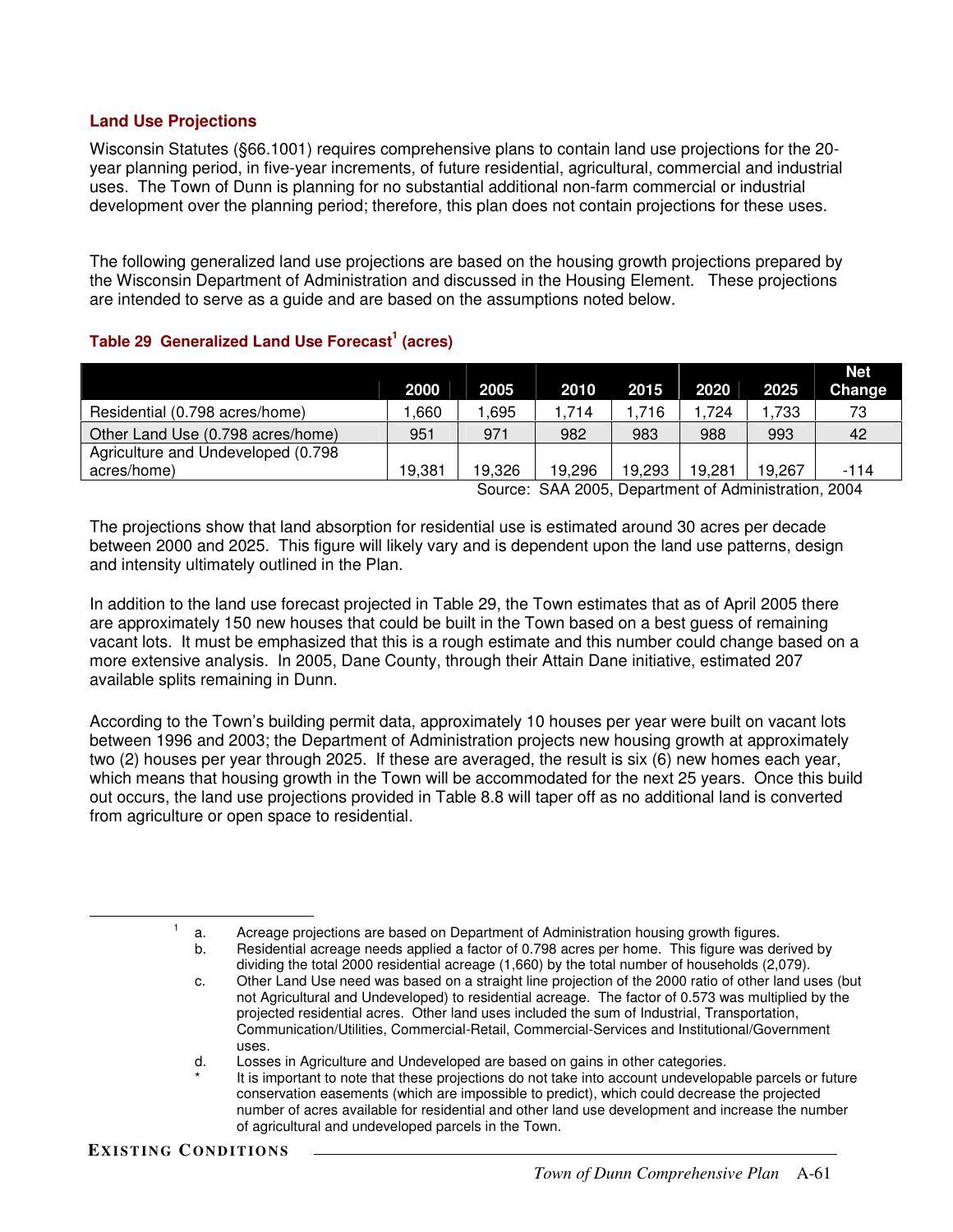## Land Use Projections

Wisconsin Statutes (§66.1001) requires comprehensive plans to contain land use projections for the 20-year planning period, in five-year increments, of future residential, agricultural, commercial and industrial uses. The Town of Dunn is planning for no substantial additional non-farm commercial or industrial development over the planning period; therefore, this plan does not contain projections for these uses.

The following generalized land use projections are based on the housing growth projections prepared by the Wisconsin Department of Administration and discussed in the Housing Element. These projections are intended to serve as a guide and are based on the assumptions noted below.

### Table 29 Generalized Land Use Forecast[1] (acres)

| | 2000 | 2005 | 2010 | 2015 | 2020 | 2025 | Net Change |
|---|---|---|---|---|---|---|---|
| Residential (0.798 acres/home) | 1,660 | 1,695 | 1,714 | 1,716 | 1,724 | 1,733 | 73 |
| Other Land Use (0.798 acres/home) | 951 | 971 | 982 | 983 | 988 | 993 | 42 |
| Agriculture and Undeveloped (0.798 acres/home) | 19,381 | 19,326 | 19,296 | 19,293 | 19,281 | 19,267 | -114 |

Source: SAA 2005, Department of Administration, 2004

The projections show that land absorption for residential use is estimated around 30 acres per decade between 2000 and 2025. This figure will likely vary and is dependent upon the land use patterns, design and intensity ultimately outlined in the Plan.

In addition to the land use forecast projected in Table 29, the Town estimates that as of April 2005 there are approximately 150 new houses that could be built in the Town based on a best guess of remaining vacant lots. It must be emphasized that this is a rough estimate and this number could change based on a more extensive analysis. In 2005, Dane County, through their Attain Dane initiative, estimated 207 available splits remaining in Dunn.

According to the Town's building permit data, approximately 10 houses per year were built on vacant lots between 1996 and 2003; the Department of Administration projects new housing growth at approximately two (2) houses per year through 2025. If these are averaged, the result is six (6) new homes each year, which means that housing growth in the Town will be accommodated for the next 25 years. Once this build out occurs, the land use projections provided in Table 8.8 will taper off as no additional land is converted from agriculture or open space to residential.

---

[1]
a. Acreage projections are based on Department of Administration housing growth figures.
b. Residential acreage needs applied a factor of 0.798 acres per home. This figure was derived by dividing the total 2000 residential acreage (1,660) by the total number of households (2,079).
c. Other Land Use need was based on a straight line projection of the 2000 ratio of other land uses (but not Agricultural and Undeveloped) to residential acreage. The factor of 0.573 was multiplied by the projected residential acres. Other land uses included the sum of Industrial, Transportation, Communication/Utilities, Commercial-Retail, Commercial-Services and Institutional/Government uses.
d. Losses in Agriculture and Undeveloped are based on gains in other categories.
* It is important to note that these projections do not take into account undevelopable parcels or future conservation easements (which are impossible to predict), which could decrease the projected number of acres available for residential and other land use development and increase the number of agricultural and undeveloped parcels in the Town.